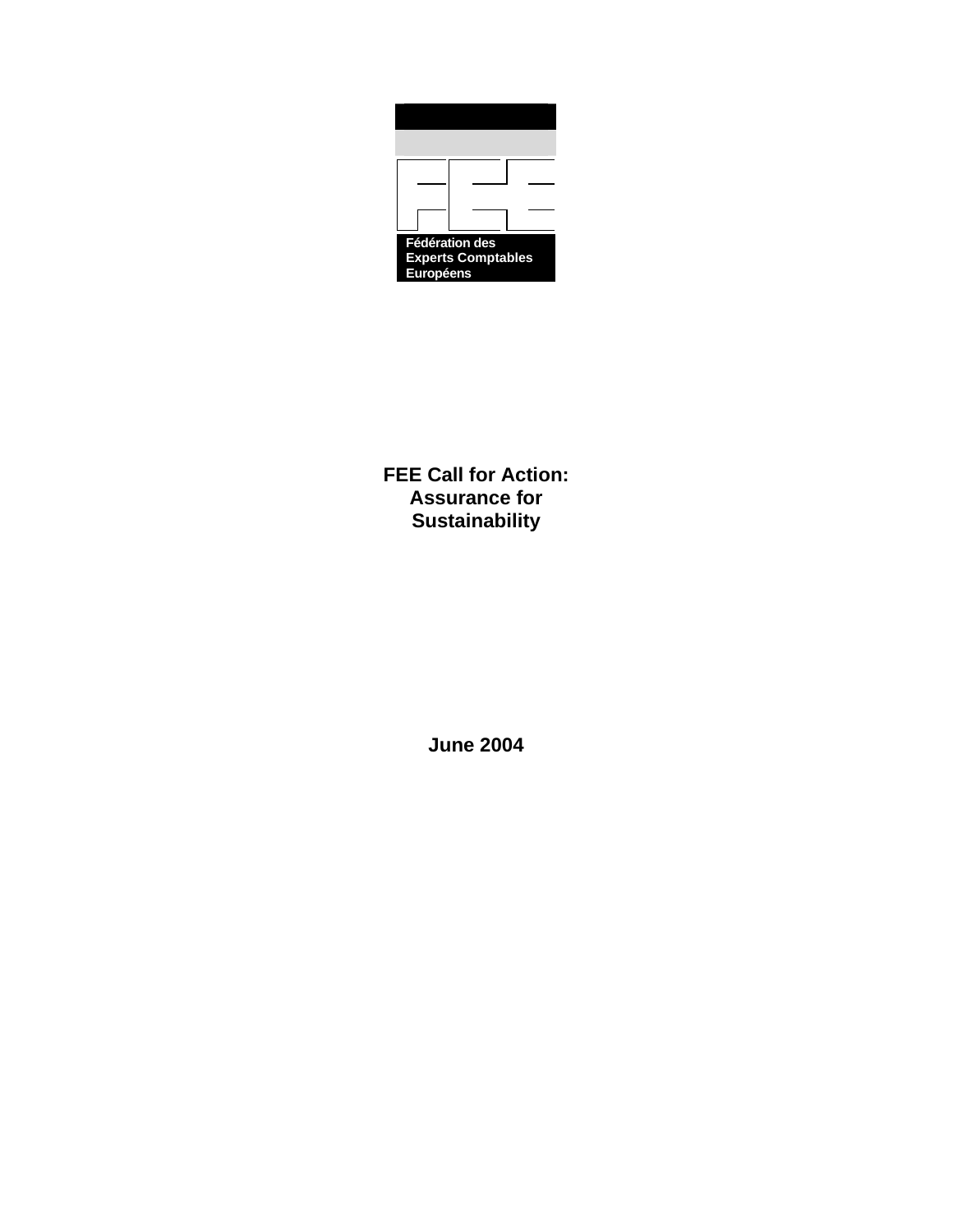Fédération des Experts Comptables Européens

# FEE Call for Action: Assurance for Sustainability

**June 2004**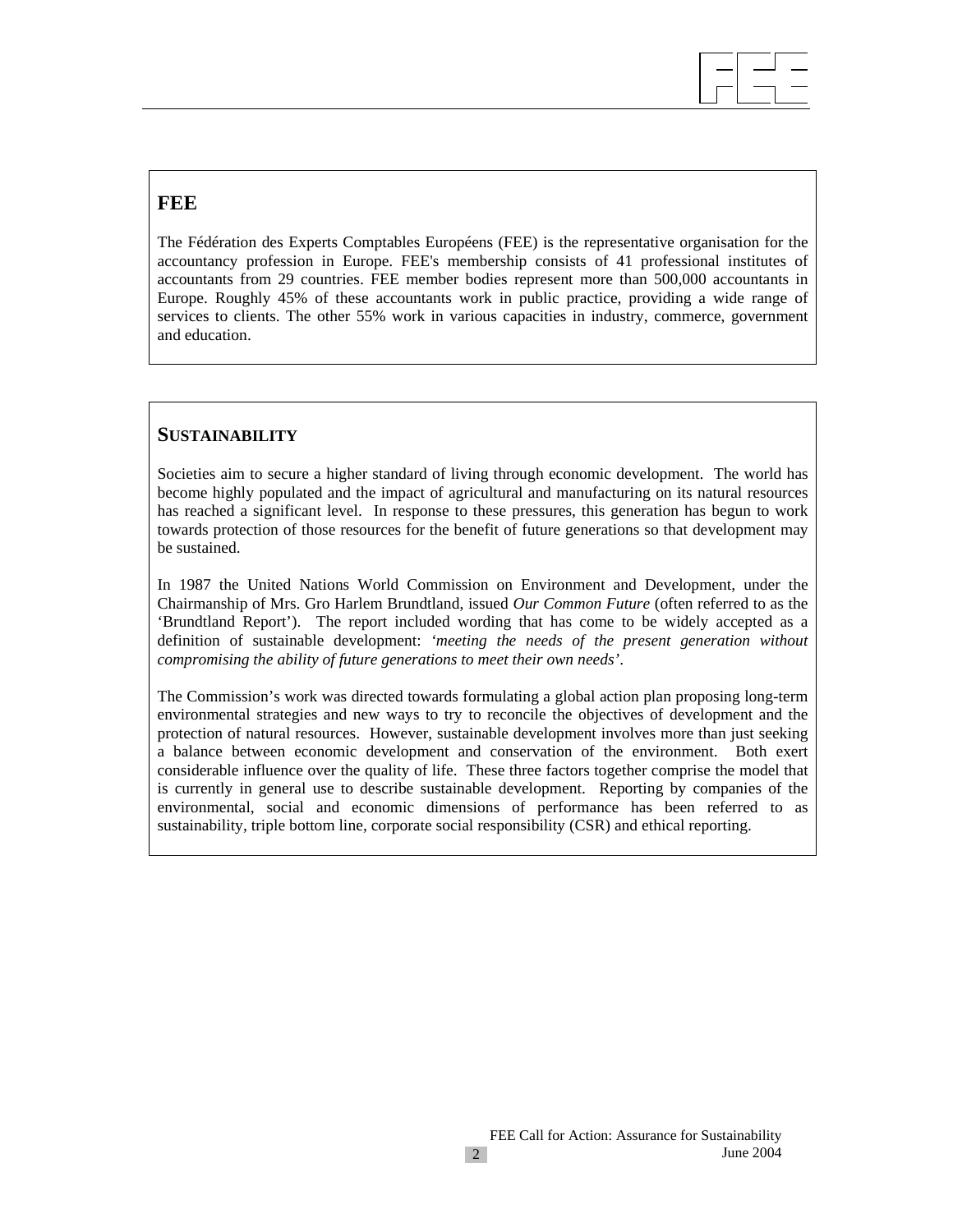## FEE

The Fédération des Experts Comptables Européens (FEE) is the representative organisation for the accountancy profession in Europe. FEE's membership consists of 41 professional institutes of accountants from 29 countries. FEE member bodies represent more than 500,000 accountants in Europe. Roughly 45% of these accountants work in public practice, providing a wide range of services to clients. The other 55% work in various capacities in industry, commerce, government and education.

## SUSTAINABILITY

Societies aim to secure a higher standard of living through economic development. The world has become highly populated and the impact of agricultural and manufacturing on its natural resources has reached a significant level. In response to these pressures, this generation has begun to work towards protection of those resources for the benefit of future generations so that development may be sustained.

In 1987 the United Nations World Commission on Environment and Development, under the Chairmanship of Mrs. Gro Harlem Brundtland, issued *Our Common Future* (often referred to as the 'Brundtland Report'). The report included wording that has come to be widely accepted as a definition of sustainable development: *'meeting the needs of the present generation without compromising the ability of future generations to meet their own needs'*.

The Commission's work was directed towards formulating a global action plan proposing long-term environmental strategies and new ways to try to reconcile the objectives of development and the protection of natural resources. However, sustainable development involves more than just seeking a balance between economic development and conservation of the environment. Both exert considerable influence over the quality of life. These three factors together comprise the model that is currently in general use to describe sustainable development. Reporting by companies of the environmental, social and economic dimensions of performance has been referred to as sustainability, triple bottom line, corporate social responsibility (CSR) and ethical reporting.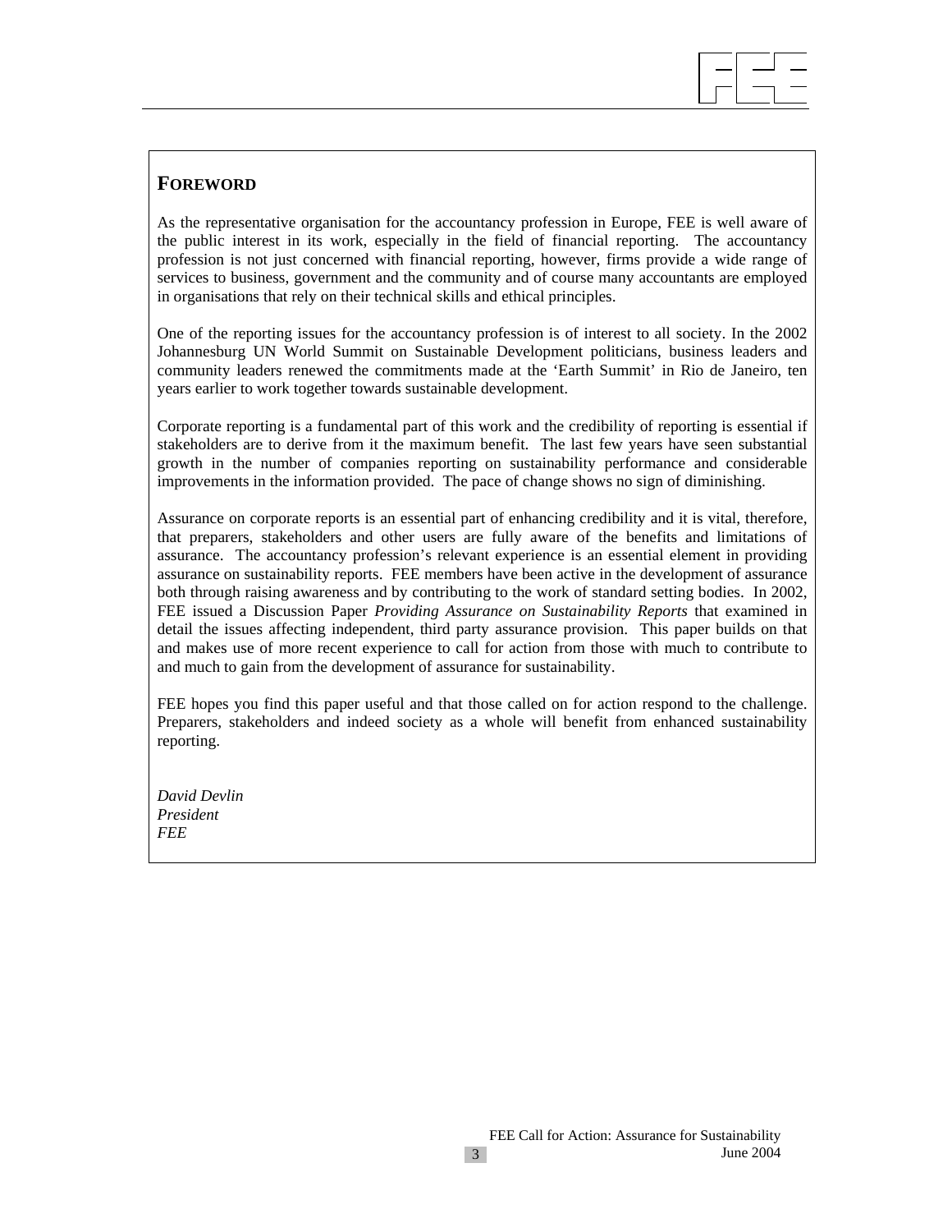## FOREWORD

As the representative organisation for the accountancy profession in Europe, FEE is well aware of the public interest in its work, especially in the field of financial reporting. The accountancy profession is not just concerned with financial reporting, however, firms provide a wide range of services to business, government and the community and of course many accountants are employed in organisations that rely on their technical skills and ethical principles.

One of the reporting issues for the accountancy profession is of interest to all society. In the 2002 Johannesburg UN World Summit on Sustainable Development politicians, business leaders and community leaders renewed the commitments made at the 'Earth Summit' in Rio de Janeiro, ten years earlier to work together towards sustainable development.

Corporate reporting is a fundamental part of this work and the credibility of reporting is essential if stakeholders are to derive from it the maximum benefit. The last few years have seen substantial growth in the number of companies reporting on sustainability performance and considerable improvements in the information provided. The pace of change shows no sign of diminishing.

Assurance on corporate reports is an essential part of enhancing credibility and it is vital, therefore, that preparers, stakeholders and other users are fully aware of the benefits and limitations of assurance. The accountancy profession's relevant experience is an essential element in providing assurance on sustainability reports. FEE members have been active in the development of assurance both through raising awareness and by contributing to the work of standard setting bodies. In 2002, FEE issued a Discussion Paper *Providing Assurance on Sustainability Reports* that examined in detail the issues affecting independent, third party assurance provision. This paper builds on that and makes use of more recent experience to call for action from those with much to contribute to and much to gain from the development of assurance for sustainability.

FEE hopes you find this paper useful and that those called on for action respond to the challenge. Preparers, stakeholders and indeed society as a whole will benefit from enhanced sustainability reporting.

*David Devlin*
*President*
*FEE*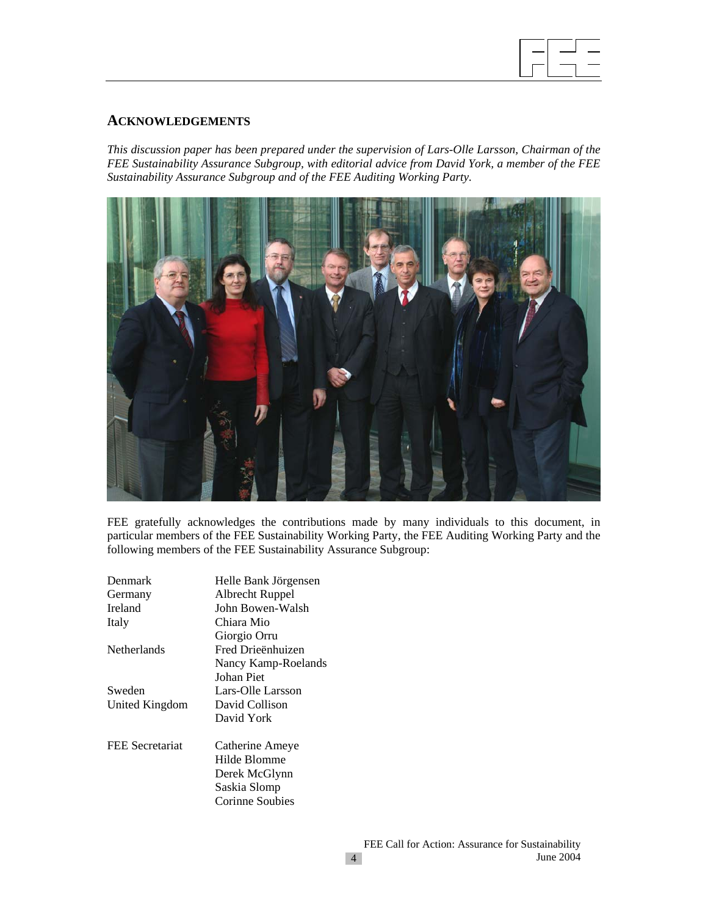## ACKNOWLEDGEMENTS

*This discussion paper has been prepared under the supervision of Lars-Olle Larsson, Chairman of the FEE Sustainability Assurance Subgroup, with editorial advice from David York, a member of the FEE Sustainability Assurance Subgroup and of the FEE Auditing Working Party.*

FEE gratefully acknowledges the contributions made by many individuals to this document, in particular members of the FEE Sustainability Working Party, the FEE Auditing Working Party and the following members of the FEE Sustainability Assurance Subgroup:

| | |
|---|---|
| Denmark | Helle Bank Jörgensen |
| Germany | Albrecht Ruppel |
| Ireland | John Bowen-Walsh |
| Italy | Chiara Mio |
| | Giorgio Orru |
| Netherlands | Fred Drieënhuizen |
| | Nancy Kamp-Roelands |
| | Johan Piet |
| Sweden | Lars-Olle Larsson |
| United Kingdom | David Collison |
| | David York |
| FEE Secretariat | Catherine Ameye |
| | Hilde Blomme |
| | Derek McGlynn |
| | Saskia Slomp |
| | Corinne Soubies |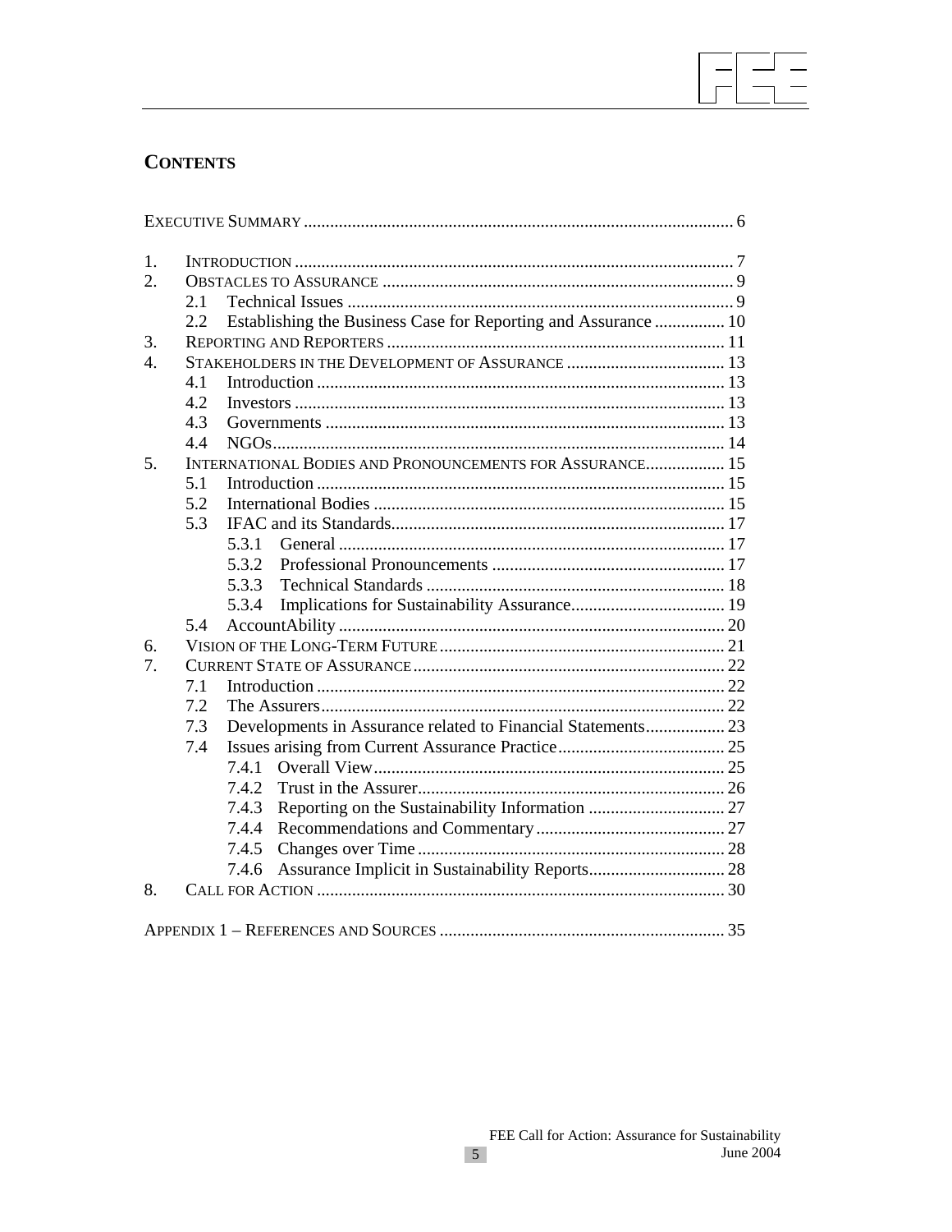# CONTENTS

EXECUTIVE SUMMARY ........................................................................................... 6

1. INTRODUCTION ........................................................................................... 7
2. OBSTACLES TO ASSURANCE ............................................................................ 9
   - 2.1 Technical Issues ........................................................................... 9
   - 2.2 Establishing the Business Case for Reporting and Assurance ................ 10
3. REPORTING AND REPORTERS ......................................................................... 11
4. STAKEHOLDERS IN THE DEVELOPMENT OF ASSURANCE ..................................... 13
   - 4.1 Introduction ................................................................................ 13
   - 4.2 Investors ..................................................................................... 13
   - 4.3 Governments ............................................................................... 13
   - 4.4 NGOs .......................................................................................... 14
5. INTERNATIONAL BODIES AND PRONOUNCEMENTS FOR ASSURANCE .................. 15
   - 5.1 Introduction ................................................................................ 15
   - 5.2 International Bodies ..................................................................... 15
   - 5.3 IFAC and its Standards ................................................................. 17
     - 5.3.1 General ............................................................................. 17
     - 5.3.2 Professional Pronouncements ............................................... 17
     - 5.3.3 Technical Standards ............................................................. 18
     - 5.3.4 Implications for Sustainability Assurance ............................... 19
   - 5.4 AccountAbility .............................................................................. 20
6. VISION OF THE LONG-TERM FUTURE ............................................................. 21
7. CURRENT STATE OF ASSURANCE .................................................................... 22
   - 7.1 Introduction ................................................................................ 22
   - 7.2 The Assurers ................................................................................ 22
   - 7.3 Developments in Assurance related to Financial Statements ................. 23
   - 7.4 Issues arising from Current Assurance Practice ................................... 25
     - 7.4.1 Overall View ....................................................................... 25
     - 7.4.2 Trust in the Assurer ............................................................. 26
     - 7.4.3 Reporting on the Sustainability Information ........................... 27
     - 7.4.4 Recommendations and Commentary ...................................... 27
     - 7.4.5 Changes over Time ............................................................. 28
     - 7.4.6 Assurance Implicit in Sustainability Reports ............................ 28
8. CALL FOR ACTION ........................................................................................ 30

APPENDIX 1 – REFERENCES AND SOURCES ............................................................ 35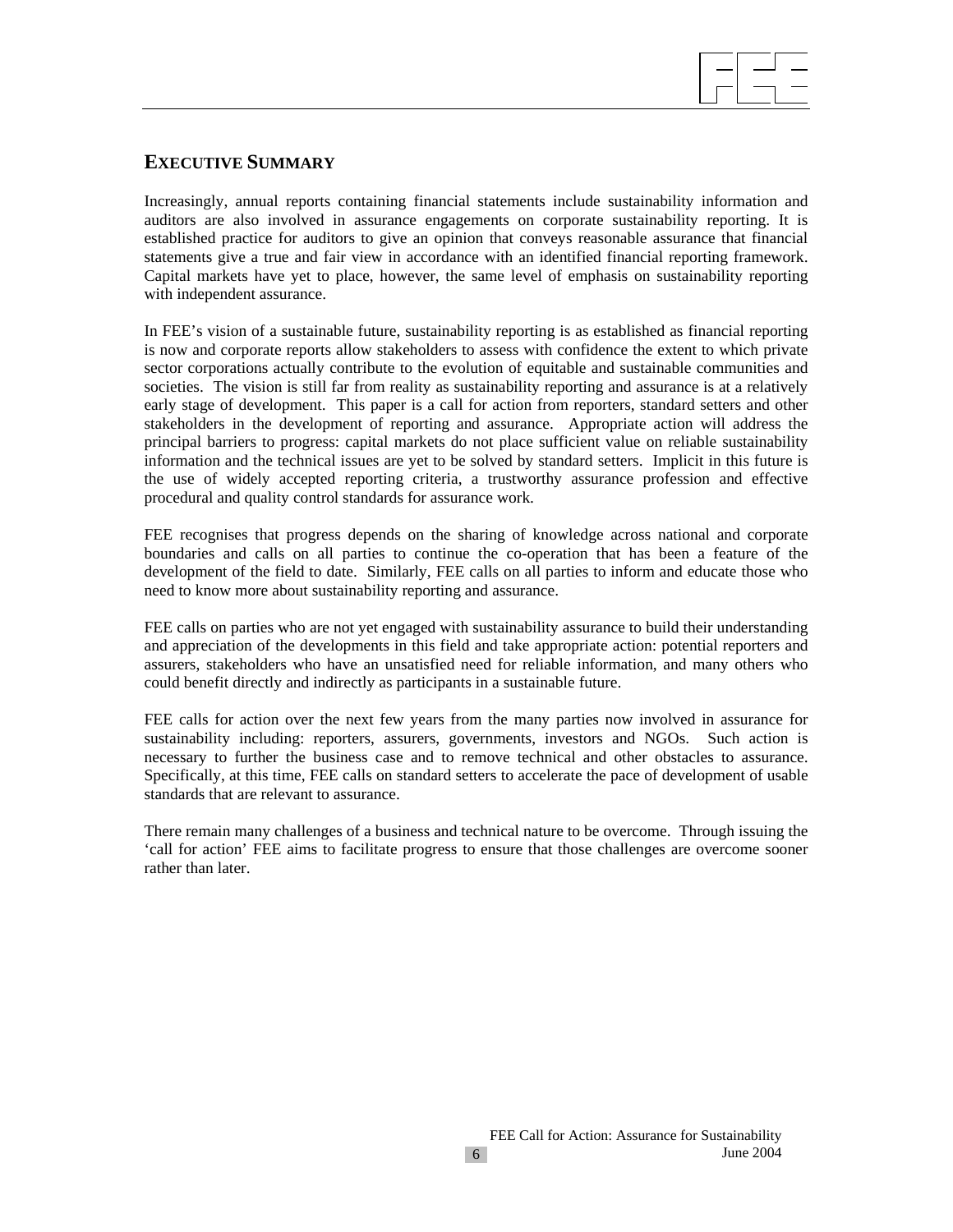## EXECUTIVE SUMMARY

Increasingly, annual reports containing financial statements include sustainability information and auditors are also involved in assurance engagements on corporate sustainability reporting. It is established practice for auditors to give an opinion that conveys reasonable assurance that financial statements give a true and fair view in accordance with an identified financial reporting framework. Capital markets have yet to place, however, the same level of emphasis on sustainability reporting with independent assurance.

In FEE's vision of a sustainable future, sustainability reporting is as established as financial reporting is now and corporate reports allow stakeholders to assess with confidence the extent to which private sector corporations actually contribute to the evolution of equitable and sustainable communities and societies. The vision is still far from reality as sustainability reporting and assurance is at a relatively early stage of development. This paper is a call for action from reporters, standard setters and other stakeholders in the development of reporting and assurance. Appropriate action will address the principal barriers to progress: capital markets do not place sufficient value on reliable sustainability information and the technical issues are yet to be solved by standard setters. Implicit in this future is the use of widely accepted reporting criteria, a trustworthy assurance profession and effective procedural and quality control standards for assurance work.

FEE recognises that progress depends on the sharing of knowledge across national and corporate boundaries and calls on all parties to continue the co-operation that has been a feature of the development of the field to date. Similarly, FEE calls on all parties to inform and educate those who need to know more about sustainability reporting and assurance.

FEE calls on parties who are not yet engaged with sustainability assurance to build their understanding and appreciation of the developments in this field and take appropriate action: potential reporters and assurers, stakeholders who have an unsatisfied need for reliable information, and many others who could benefit directly and indirectly as participants in a sustainable future.

FEE calls for action over the next few years from the many parties now involved in assurance for sustainability including: reporters, assurers, governments, investors and NGOs. Such action is necessary to further the business case and to remove technical and other obstacles to assurance. Specifically, at this time, FEE calls on standard setters to accelerate the pace of development of usable standards that are relevant to assurance.

There remain many challenges of a business and technical nature to be overcome. Through issuing the 'call for action' FEE aims to facilitate progress to ensure that those challenges are overcome sooner rather than later.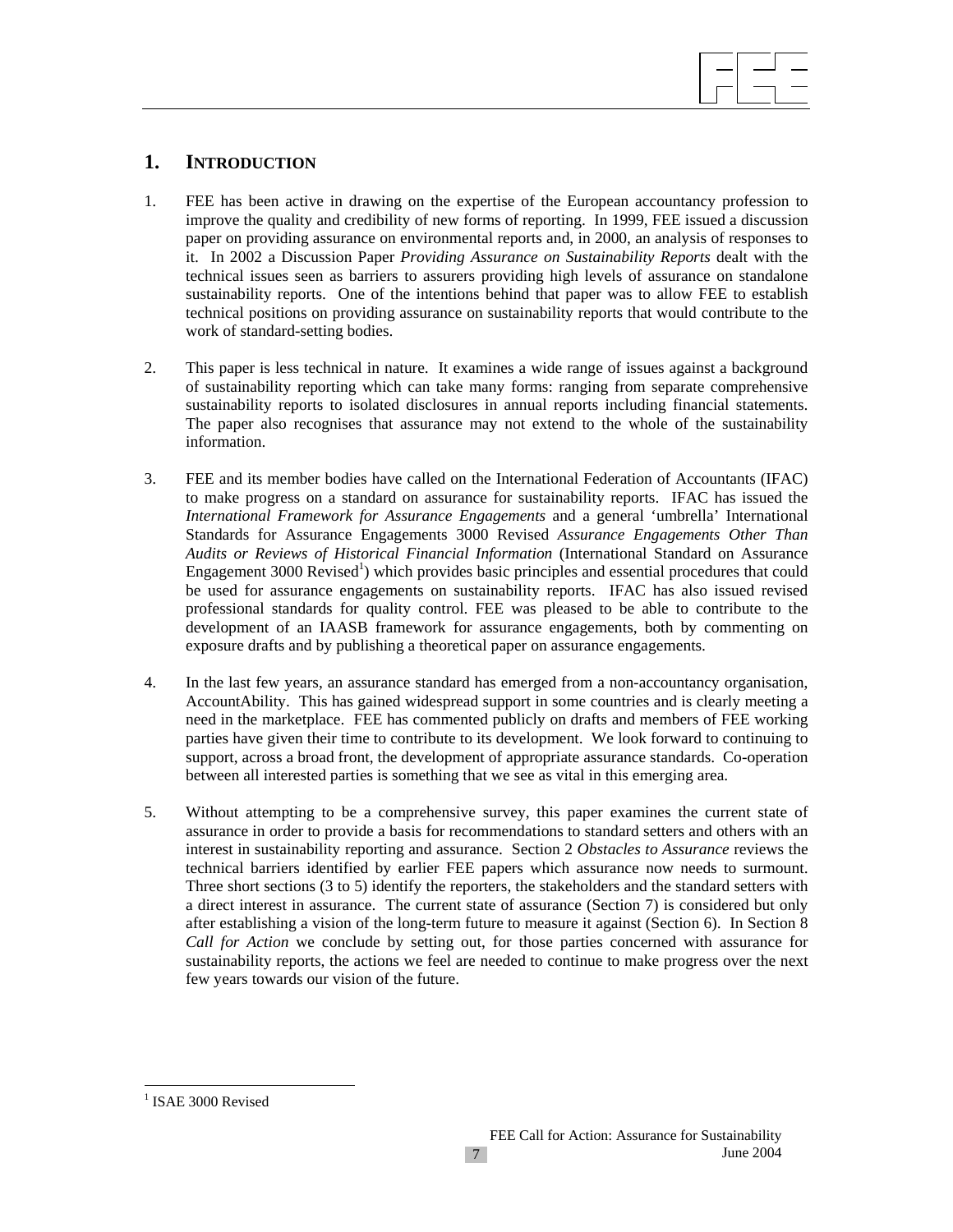# 1. INTRODUCTION

1. FEE has been active in drawing on the expertise of the European accountancy profession to improve the quality and credibility of new forms of reporting. In 1999, FEE issued a discussion paper on providing assurance on environmental reports and, in 2000, an analysis of responses to it. In 2002 a Discussion Paper *Providing Assurance on Sustainability Reports* dealt with the technical issues seen as barriers to assurers providing high levels of assurance on standalone sustainability reports. One of the intentions behind that paper was to allow FEE to establish technical positions on providing assurance on sustainability reports that would contribute to the work of standard-setting bodies.

2. This paper is less technical in nature. It examines a wide range of issues against a background of sustainability reporting which can take many forms: ranging from separate comprehensive sustainability reports to isolated disclosures in annual reports including financial statements. The paper also recognises that assurance may not extend to the whole of the sustainability information.

3. FEE and its member bodies have called on the International Federation of Accountants (IFAC) to make progress on a standard on assurance for sustainability reports. IFAC has issued the *International Framework for Assurance Engagements* and a general 'umbrella' International Standards for Assurance Engagements 3000 Revised *Assurance Engagements Other Than Audits or Reviews of Historical Financial Information* (International Standard on Assurance Engagement 3000 Revised[1]) which provides basic principles and essential procedures that could be used for assurance engagements on sustainability reports. IFAC has also issued revised professional standards for quality control. FEE was pleased to be able to contribute to the development of an IAASB framework for assurance engagements, both by commenting on exposure drafts and by publishing a theoretical paper on assurance engagements.

4. In the last few years, an assurance standard has emerged from a non-accountancy organisation, AccountAbility. This has gained widespread support in some countries and is clearly meeting a need in the marketplace. FEE has commented publicly on drafts and members of FEE working parties have given their time to contribute to its development. We look forward to continuing to support, across a broad front, the development of appropriate assurance standards. Co-operation between all interested parties is something that we see as vital in this emerging area.

5. Without attempting to be a comprehensive survey, this paper examines the current state of assurance in order to provide a basis for recommendations to standard setters and others with an interest in sustainability reporting and assurance. Section 2 *Obstacles to Assurance* reviews the technical barriers identified by earlier FEE papers which assurance now needs to surmount. Three short sections (3 to 5) identify the reporters, the stakeholders and the standard setters with a direct interest in assurance. The current state of assurance (Section 7) is considered but only after establishing a vision of the long-term future to measure it against (Section 6). In Section 8 *Call for Action* we conclude by setting out, for those parties concerned with assurance for sustainability reports, the actions we feel are needed to continue to make progress over the next few years towards our vision of the future.

---

[1] ISAE 3000 Revised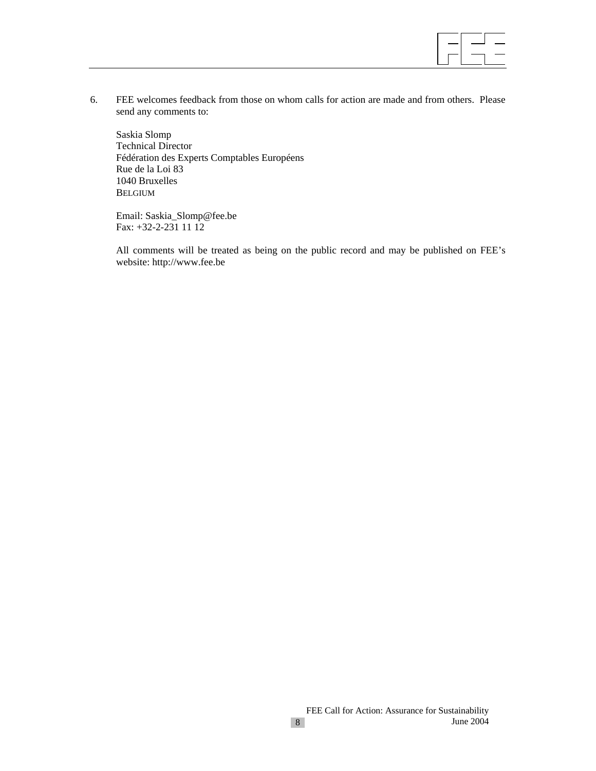6. FEE welcomes feedback from those on whom calls for action are made and from others. Please send any comments to:

   Saskia Slomp
   Technical Director
   Fédération des Experts Comptables Européens
   Rue de la Loi 83
   1040 Bruxelles
   BELGIUM

   Email: Saskia_Slomp@fee.be
   Fax: +32-2-231 11 12

   All comments will be treated as being on the public record and may be published on FEE's website: http://www.fee.be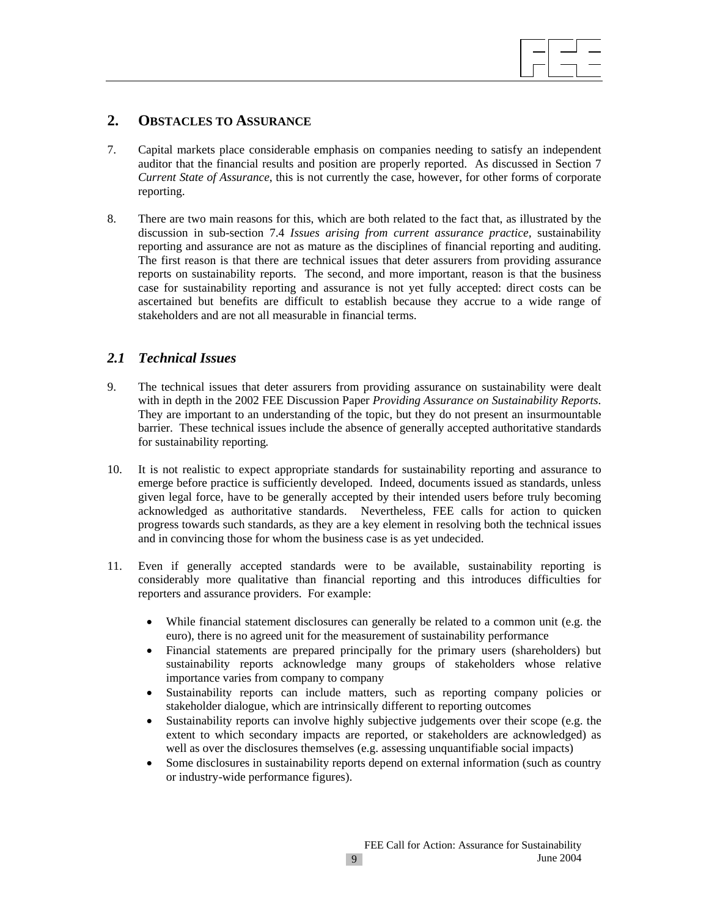## 2. OBSTACLES TO ASSURANCE

7. Capital markets place considerable emphasis on companies needing to satisfy an independent auditor that the financial results and position are properly reported. As discussed in Section 7 *Current State of Assurance*, this is not currently the case, however, for other forms of corporate reporting.

8. There are two main reasons for this, which are both related to the fact that, as illustrated by the discussion in sub-section 7.4 *Issues arising from current assurance practice*, sustainability reporting and assurance are not as mature as the disciplines of financial reporting and auditing. The first reason is that there are technical issues that deter assurers from providing assurance reports on sustainability reports. The second, and more important, reason is that the business case for sustainability reporting and assurance is not yet fully accepted: direct costs can be ascertained but benefits are difficult to establish because they accrue to a wide range of stakeholders and are not all measurable in financial terms.

### *2.1 Technical Issues*

9. The technical issues that deter assurers from providing assurance on sustainability were dealt with in depth in the 2002 FEE Discussion Paper *Providing Assurance on Sustainability Reports*. They are important to an understanding of the topic, but they do not present an insurmountable barrier. These technical issues include the absence of generally accepted authoritative standards for sustainability reporting.

10. It is not realistic to expect appropriate standards for sustainability reporting and assurance to emerge before practice is sufficiently developed. Indeed, documents issued as standards, unless given legal force, have to be generally accepted by their intended users before truly becoming acknowledged as authoritative standards. Nevertheless, FEE calls for action to quicken progress towards such standards, as they are a key element in resolving both the technical issues and in convincing those for whom the business case is as yet undecided.

11. Even if generally accepted standards were to be available, sustainability reporting is considerably more qualitative than financial reporting and this introduces difficulties for reporters and assurance providers. For example:

    - While financial statement disclosures can generally be related to a common unit (e.g. the euro), there is no agreed unit for the measurement of sustainability performance
    - Financial statements are prepared principally for the primary users (shareholders) but sustainability reports acknowledge many groups of stakeholders whose relative importance varies from company to company
    - Sustainability reports can include matters, such as reporting company policies or stakeholder dialogue, which are intrinsically different to reporting outcomes
    - Sustainability reports can involve highly subjective judgements over their scope (e.g. the extent to which secondary impacts are reported, or stakeholders are acknowledged) as well as over the disclosures themselves (e.g. assessing unquantifiable social impacts)
    - Some disclosures in sustainability reports depend on external information (such as country or industry-wide performance figures).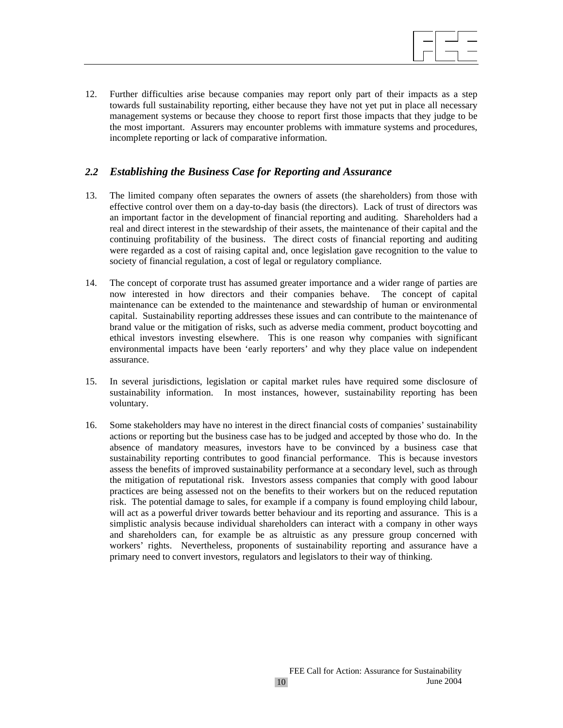12. Further difficulties arise because companies may report only part of their impacts as a step towards full sustainability reporting, either because they have not yet put in place all necessary management systems or because they choose to report first those impacts that they judge to be the most important. Assurers may encounter problems with immature systems and procedures, incomplete reporting or lack of comparative information.

## *2.2 Establishing the Business Case for Reporting and Assurance*

13. The limited company often separates the owners of assets (the shareholders) from those with effective control over them on a day-to-day basis (the directors). Lack of trust of directors was an important factor in the development of financial reporting and auditing. Shareholders had a real and direct interest in the stewardship of their assets, the maintenance of their capital and the continuing profitability of the business. The direct costs of financial reporting and auditing were regarded as a cost of raising capital and, once legislation gave recognition to the value to society of financial regulation, a cost of legal or regulatory compliance.

14. The concept of corporate trust has assumed greater importance and a wider range of parties are now interested in how directors and their companies behave. The concept of capital maintenance can be extended to the maintenance and stewardship of human or environmental capital. Sustainability reporting addresses these issues and can contribute to the maintenance of brand value or the mitigation of risks, such as adverse media comment, product boycotting and ethical investors investing elsewhere. This is one reason why companies with significant environmental impacts have been 'early reporters' and why they place value on independent assurance.

15. In several jurisdictions, legislation or capital market rules have required some disclosure of sustainability information. In most instances, however, sustainability reporting has been voluntary.

16. Some stakeholders may have no interest in the direct financial costs of companies' sustainability actions or reporting but the business case has to be judged and accepted by those who do. In the absence of mandatory measures, investors have to be convinced by a business case that sustainability reporting contributes to good financial performance. This is because investors assess the benefits of improved sustainability performance at a secondary level, such as through the mitigation of reputational risk. Investors assess companies that comply with good labour practices are being assessed not on the benefits to their workers but on the reduced reputation risk. The potential damage to sales, for example if a company is found employing child labour, will act as a powerful driver towards better behaviour and its reporting and assurance. This is a simplistic analysis because individual shareholders can interact with a company in other ways and shareholders can, for example be as altruistic as any pressure group concerned with workers' rights. Nevertheless, proponents of sustainability reporting and assurance have a primary need to convert investors, regulators and legislators to their way of thinking.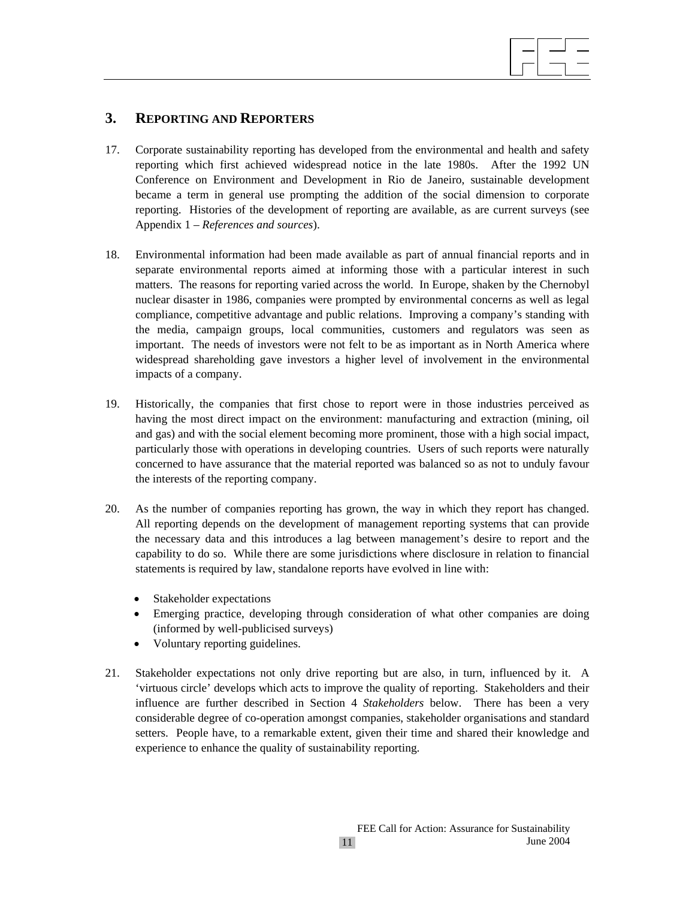## 3. REPORTING AND REPORTERS

17. Corporate sustainability reporting has developed from the environmental and health and safety reporting which first achieved widespread notice in the late 1980s. After the 1992 UN Conference on Environment and Development in Rio de Janeiro, sustainable development became a term in general use prompting the addition of the social dimension to corporate reporting. Histories of the development of reporting are available, as are current surveys (see Appendix 1 – *References and sources*).

18. Environmental information had been made available as part of annual financial reports and in separate environmental reports aimed at informing those with a particular interest in such matters. The reasons for reporting varied across the world. In Europe, shaken by the Chernobyl nuclear disaster in 1986, companies were prompted by environmental concerns as well as legal compliance, competitive advantage and public relations. Improving a company's standing with the media, campaign groups, local communities, customers and regulators was seen as important. The needs of investors were not felt to be as important as in North America where widespread shareholding gave investors a higher level of involvement in the environmental impacts of a company.

19. Historically, the companies that first chose to report were in those industries perceived as having the most direct impact on the environment: manufacturing and extraction (mining, oil and gas) and with the social element becoming more prominent, those with a high social impact, particularly those with operations in developing countries. Users of such reports were naturally concerned to have assurance that the material reported was balanced so as not to unduly favour the interests of the reporting company.

20. As the number of companies reporting has grown, the way in which they report has changed. All reporting depends on the development of management reporting systems that can provide the necessary data and this introduces a lag between management's desire to report and the capability to do so. While there are some jurisdictions where disclosure in relation to financial statements is required by law, standalone reports have evolved in line with:

    - Stakeholder expectations
    - Emerging practice, developing through consideration of what other companies are doing (informed by well-publicised surveys)
    - Voluntary reporting guidelines.

21. Stakeholder expectations not only drive reporting but are also, in turn, influenced by it. A 'virtuous circle' develops which acts to improve the quality of reporting. Stakeholders and their influence are further described in Section 4 *Stakeholders* below. There has been a very considerable degree of co-operation amongst companies, stakeholder organisations and standard setters. People have, to a remarkable extent, given their time and shared their knowledge and experience to enhance the quality of sustainability reporting.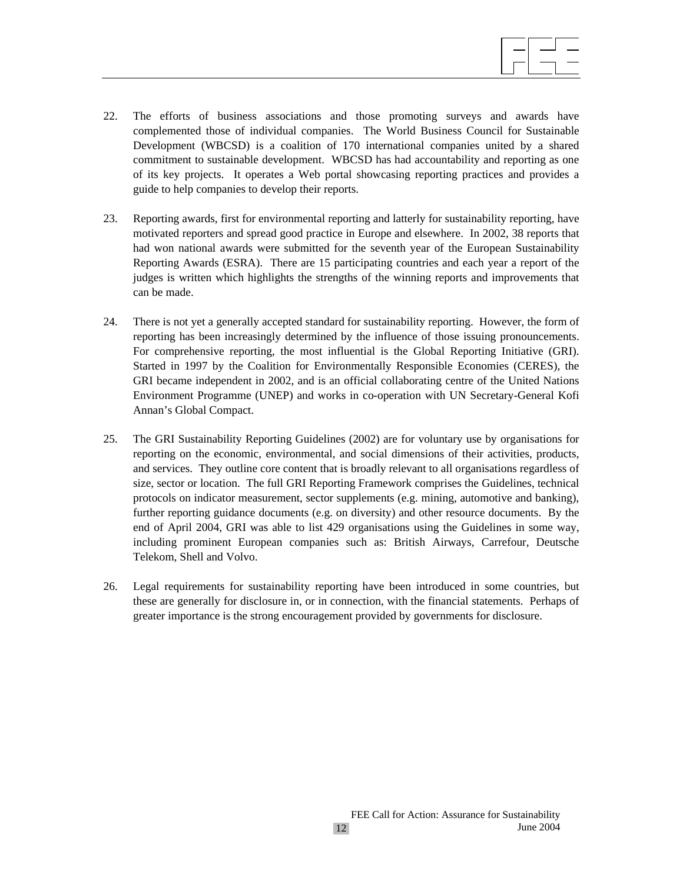22. The efforts of business associations and those promoting surveys and awards have complemented those of individual companies. The World Business Council for Sustainable Development (WBCSD) is a coalition of 170 international companies united by a shared commitment to sustainable development. WBCSD has had accountability and reporting as one of its key projects. It operates a Web portal showcasing reporting practices and provides a guide to help companies to develop their reports.

23. Reporting awards, first for environmental reporting and latterly for sustainability reporting, have motivated reporters and spread good practice in Europe and elsewhere. In 2002, 38 reports that had won national awards were submitted for the seventh year of the European Sustainability Reporting Awards (ESRA). There are 15 participating countries and each year a report of the judges is written which highlights the strengths of the winning reports and improvements that can be made.

24. There is not yet a generally accepted standard for sustainability reporting. However, the form of reporting has been increasingly determined by the influence of those issuing pronouncements. For comprehensive reporting, the most influential is the Global Reporting Initiative (GRI). Started in 1997 by the Coalition for Environmentally Responsible Economies (CERES), the GRI became independent in 2002, and is an official collaborating centre of the United Nations Environment Programme (UNEP) and works in co-operation with UN Secretary-General Kofi Annan's Global Compact.

25. The GRI Sustainability Reporting Guidelines (2002) are for voluntary use by organisations for reporting on the economic, environmental, and social dimensions of their activities, products, and services. They outline core content that is broadly relevant to all organisations regardless of size, sector or location. The full GRI Reporting Framework comprises the Guidelines, technical protocols on indicator measurement, sector supplements (e.g. mining, automotive and banking), further reporting guidance documents (e.g. on diversity) and other resource documents. By the end of April 2004, GRI was able to list 429 organisations using the Guidelines in some way, including prominent European companies such as: British Airways, Carrefour, Deutsche Telekom, Shell and Volvo.

26. Legal requirements for sustainability reporting have been introduced in some countries, but these are generally for disclosure in, or in connection, with the financial statements. Perhaps of greater importance is the strong encouragement provided by governments for disclosure.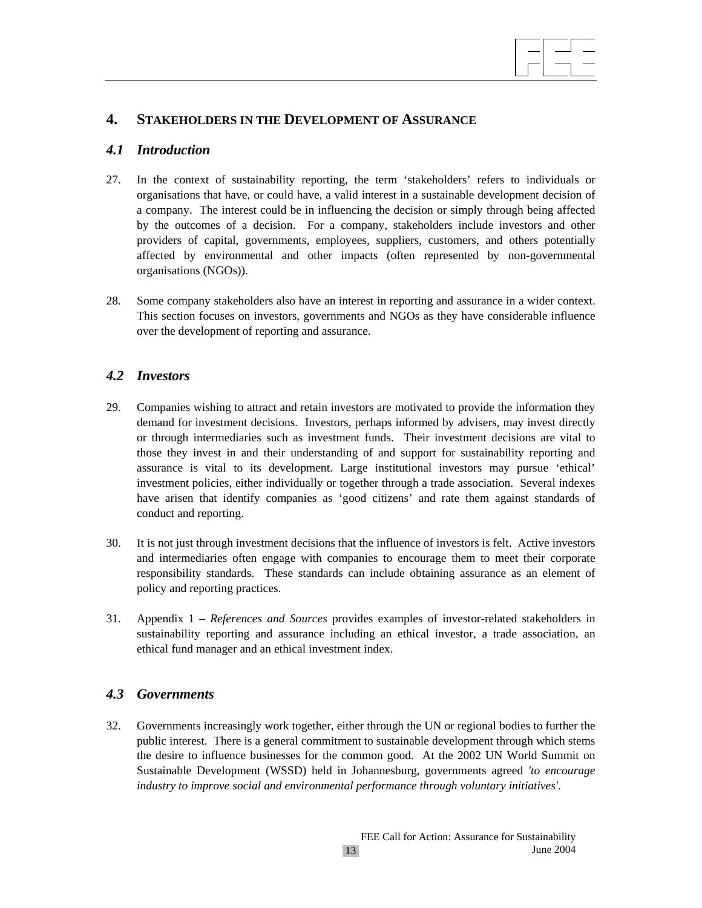# 4. STAKEHOLDERS IN THE DEVELOPMENT OF ASSURANCE

## *4.1 Introduction*

27. In the context of sustainability reporting, the term 'stakeholders' refers to individuals or organisations that have, or could have, a valid interest in a sustainable development decision of a company. The interest could be in influencing the decision or simply through being affected by the outcomes of a decision. For a company, stakeholders include investors and other providers of capital, governments, employees, suppliers, customers, and others potentially affected by environmental and other impacts (often represented by non-governmental organisations (NGOs)).

28. Some company stakeholders also have an interest in reporting and assurance in a wider context. This section focuses on investors, governments and NGOs as they have considerable influence over the development of reporting and assurance.

## *4.2 Investors*

29. Companies wishing to attract and retain investors are motivated to provide the information they demand for investment decisions. Investors, perhaps informed by advisers, may invest directly or through intermediaries such as investment funds. Their investment decisions are vital to those they invest in and their understanding of and support for sustainability reporting and assurance is vital to its development. Large institutional investors may pursue 'ethical' investment policies, either individually or together through a trade association. Several indexes have arisen that identify companies as 'good citizens' and rate them against standards of conduct and reporting.

30. It is not just through investment decisions that the influence of investors is felt. Active investors and intermediaries often engage with companies to encourage them to meet their corporate responsibility standards. These standards can include obtaining assurance as an element of policy and reporting practices.

31. Appendix 1 – *References and Sources* provides examples of investor-related stakeholders in sustainability reporting and assurance including an ethical investor, a trade association, an ethical fund manager and an ethical investment index.

## *4.3 Governments*

32. Governments increasingly work together, either through the UN or regional bodies to further the public interest. There is a general commitment to sustainable development through which stems the desire to influence businesses for the common good. At the 2002 UN World Summit on Sustainable Development (WSSD) held in Johannesburg, governments agreed *'to encourage industry to improve social and environmental performance through voluntary initiatives'*.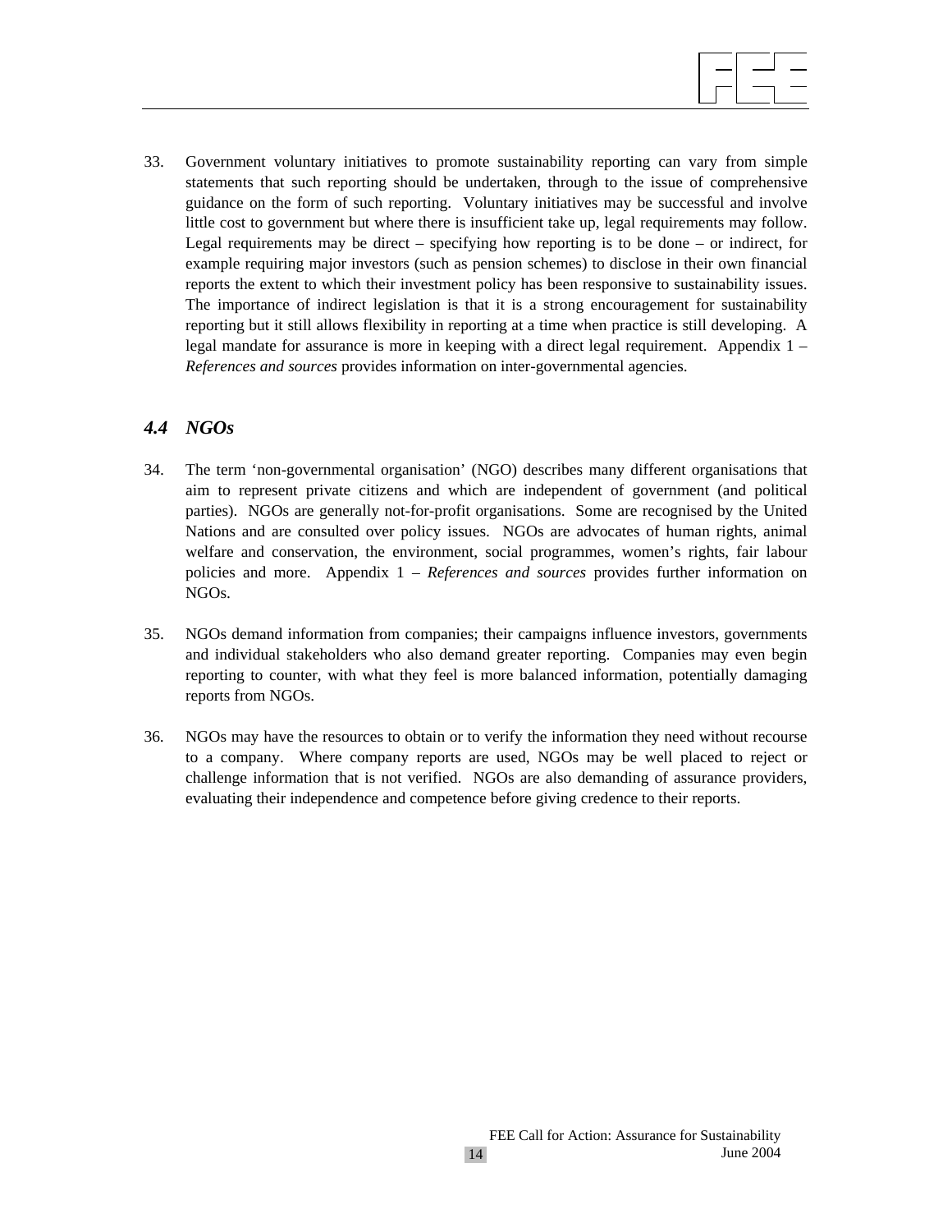33. Government voluntary initiatives to promote sustainability reporting can vary from simple statements that such reporting should be undertaken, through to the issue of comprehensive guidance on the form of such reporting. Voluntary initiatives may be successful and involve little cost to government but where there is insufficient take up, legal requirements may follow. Legal requirements may be direct – specifying how reporting is to be done – or indirect, for example requiring major investors (such as pension schemes) to disclose in their own financial reports the extent to which their investment policy has been responsive to sustainability issues. The importance of indirect legislation is that it is a strong encouragement for sustainability reporting but it still allows flexibility in reporting at a time when practice is still developing. A legal mandate for assurance is more in keeping with a direct legal requirement. Appendix 1 – *References and sources* provides information on inter-governmental agencies.

### *4.4 NGOs*

34. The term 'non-governmental organisation' (NGO) describes many different organisations that aim to represent private citizens and which are independent of government (and political parties). NGOs are generally not-for-profit organisations. Some are recognised by the United Nations and are consulted over policy issues. NGOs are advocates of human rights, animal welfare and conservation, the environment, social programmes, women's rights, fair labour policies and more. Appendix 1 – *References and sources* provides further information on NGOs.

35. NGOs demand information from companies; their campaigns influence investors, governments and individual stakeholders who also demand greater reporting. Companies may even begin reporting to counter, with what they feel is more balanced information, potentially damaging reports from NGOs.

36. NGOs may have the resources to obtain or to verify the information they need without recourse to a company. Where company reports are used, NGOs may be well placed to reject or challenge information that is not verified. NGOs are also demanding of assurance providers, evaluating their independence and competence before giving credence to their reports.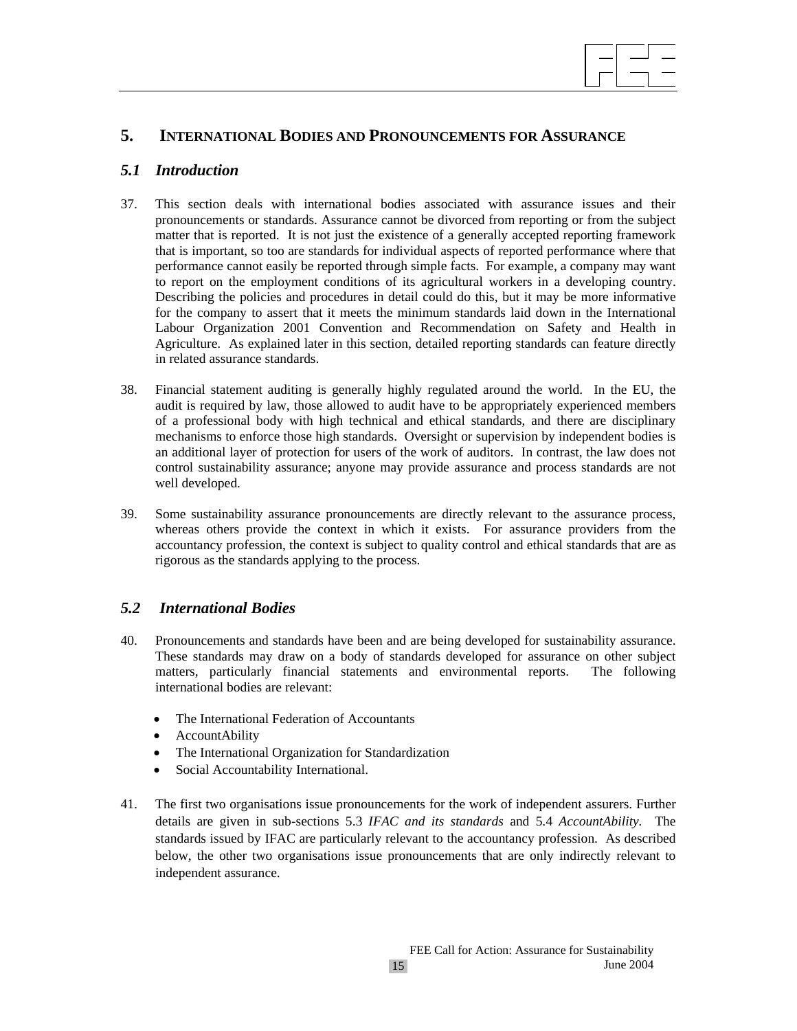## 5. INTERNATIONAL BODIES AND PRONOUNCEMENTS FOR ASSURANCE

### *5.1 Introduction*

37. This section deals with international bodies associated with assurance issues and their pronouncements or standards. Assurance cannot be divorced from reporting or from the subject matter that is reported. It is not just the existence of a generally accepted reporting framework that is important, so too are standards for individual aspects of reported performance where that performance cannot easily be reported through simple facts. For example, a company may want to report on the employment conditions of its agricultural workers in a developing country. Describing the policies and procedures in detail could do this, but it may be more informative for the company to assert that it meets the minimum standards laid down in the International Labour Organization 2001 Convention and Recommendation on Safety and Health in Agriculture. As explained later in this section, detailed reporting standards can feature directly in related assurance standards.

38. Financial statement auditing is generally highly regulated around the world. In the EU, the audit is required by law, those allowed to audit have to be appropriately experienced members of a professional body with high technical and ethical standards, and there are disciplinary mechanisms to enforce those high standards. Oversight or supervision by independent bodies is an additional layer of protection for users of the work of auditors. In contrast, the law does not control sustainability assurance; anyone may provide assurance and process standards are not well developed.

39. Some sustainability assurance pronouncements are directly relevant to the assurance process, whereas others provide the context in which it exists. For assurance providers from the accountancy profession, the context is subject to quality control and ethical standards that are as rigorous as the standards applying to the process.

### *5.2 International Bodies*

40. Pronouncements and standards have been and are being developed for sustainability assurance. These standards may draw on a body of standards developed for assurance on other subject matters, particularly financial statements and environmental reports. The following international bodies are relevant:

    - The International Federation of Accountants
    - AccountAbility
    - The International Organization for Standardization
    - Social Accountability International.

41. The first two organisations issue pronouncements for the work of independent assurers. Further details are given in sub-sections 5.3 *IFAC and its standards* and 5.4 *AccountAbility*. The standards issued by IFAC are particularly relevant to the accountancy profession. As described below, the other two organisations issue pronouncements that are only indirectly relevant to independent assurance.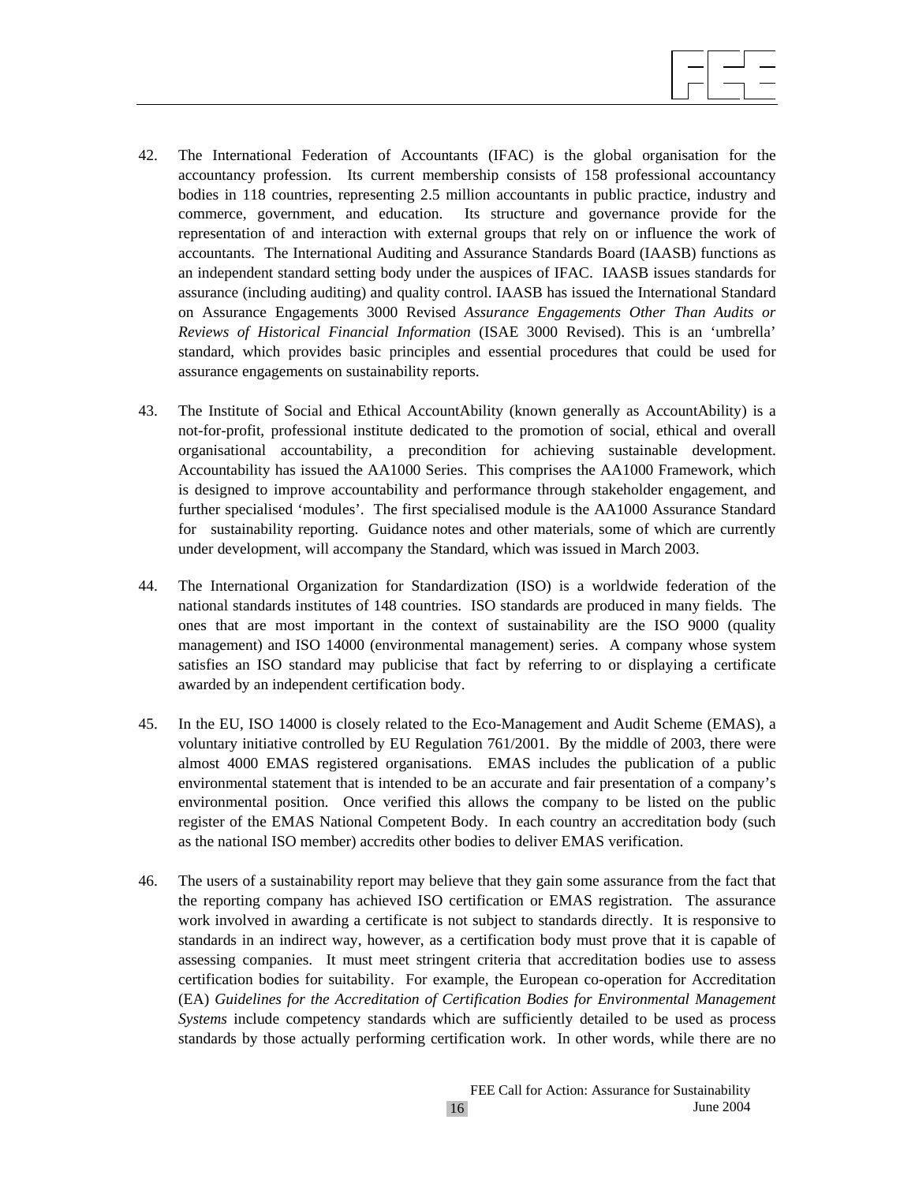42. The International Federation of Accountants (IFAC) is the global organisation for the accountancy profession. Its current membership consists of 158 professional accountancy bodies in 118 countries, representing 2.5 million accountants in public practice, industry and commerce, government, and education. Its structure and governance provide for the representation of and interaction with external groups that rely on or influence the work of accountants. The International Auditing and Assurance Standards Board (IAASB) functions as an independent standard setting body under the auspices of IFAC. IAASB issues standards for assurance (including auditing) and quality control. IAASB has issued the International Standard on Assurance Engagements 3000 Revised *Assurance Engagements Other Than Audits or Reviews of Historical Financial Information* (ISAE 3000 Revised). This is an 'umbrella' standard, which provides basic principles and essential procedures that could be used for assurance engagements on sustainability reports.

43. The Institute of Social and Ethical AccountAbility (known generally as AccountAbility) is a not-for-profit, professional institute dedicated to the promotion of social, ethical and overall organisational accountability, a precondition for achieving sustainable development. Accountability has issued the AA1000 Series. This comprises the AA1000 Framework, which is designed to improve accountability and performance through stakeholder engagement, and further specialised 'modules'. The first specialised module is the AA1000 Assurance Standard for sustainability reporting. Guidance notes and other materials, some of which are currently under development, will accompany the Standard, which was issued in March 2003.

44. The International Organization for Standardization (ISO) is a worldwide federation of the national standards institutes of 148 countries. ISO standards are produced in many fields. The ones that are most important in the context of sustainability are the ISO 9000 (quality management) and ISO 14000 (environmental management) series. A company whose system satisfies an ISO standard may publicise that fact by referring to or displaying a certificate awarded by an independent certification body.

45. In the EU, ISO 14000 is closely related to the Eco-Management and Audit Scheme (EMAS), a voluntary initiative controlled by EU Regulation 761/2001. By the middle of 2003, there were almost 4000 EMAS registered organisations. EMAS includes the publication of a public environmental statement that is intended to be an accurate and fair presentation of a company's environmental position. Once verified this allows the company to be listed on the public register of the EMAS National Competent Body. In each country an accreditation body (such as the national ISO member) accredits other bodies to deliver EMAS verification.

46. The users of a sustainability report may believe that they gain some assurance from the fact that the reporting company has achieved ISO certification or EMAS registration. The assurance work involved in awarding a certificate is not subject to standards directly. It is responsive to standards in an indirect way, however, as a certification body must prove that it is capable of assessing companies. It must meet stringent criteria that accreditation bodies use to assess certification bodies for suitability. For example, the European co-operation for Accreditation (EA) *Guidelines for the Accreditation of Certification Bodies for Environmental Management Systems* include competency standards which are sufficiently detailed to be used as process standards by those actually performing certification work. In other words, while there are no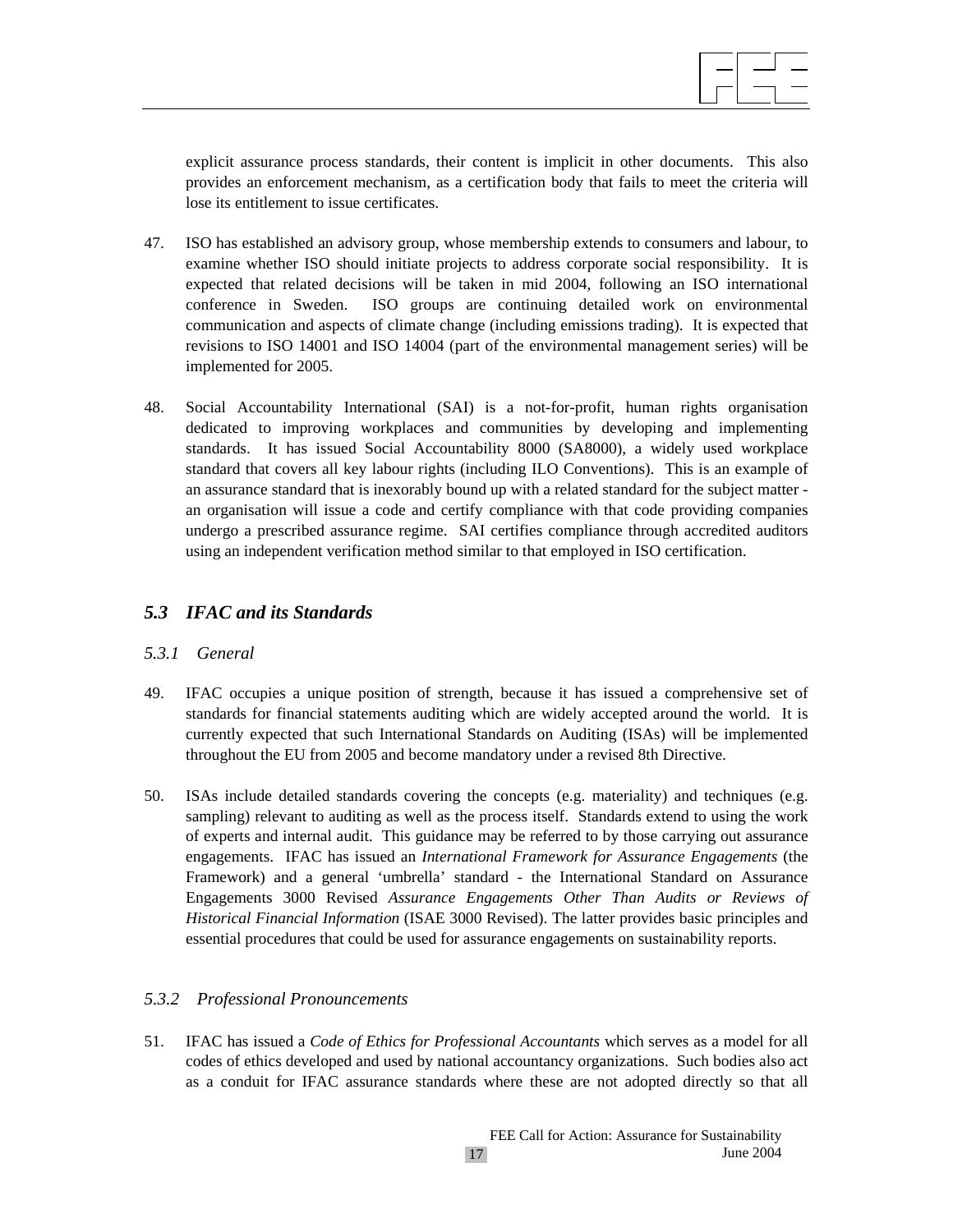explicit assurance process standards, their content is implicit in other documents. This also provides an enforcement mechanism, as a certification body that fails to meet the criteria will lose its entitlement to issue certificates.

47. ISO has established an advisory group, whose membership extends to consumers and labour, to examine whether ISO should initiate projects to address corporate social responsibility. It is expected that related decisions will be taken in mid 2004, following an ISO international conference in Sweden. ISO groups are continuing detailed work on environmental communication and aspects of climate change (including emissions trading). It is expected that revisions to ISO 14001 and ISO 14004 (part of the environmental management series) will be implemented for 2005.

48. Social Accountability International (SAI) is a not-for-profit, human rights organisation dedicated to improving workplaces and communities by developing and implementing standards. It has issued Social Accountability 8000 (SA8000), a widely used workplace standard that covers all key labour rights (including ILO Conventions). This is an example of an assurance standard that is inexorably bound up with a related standard for the subject matter - an organisation will issue a code and certify compliance with that code providing companies undergo a prescribed assurance regime. SAI certifies compliance through accredited auditors using an independent verification method similar to that employed in ISO certification.

## *5.3 IFAC and its Standards*

### *5.3.1 General*

49. IFAC occupies a unique position of strength, because it has issued a comprehensive set of standards for financial statements auditing which are widely accepted around the world. It is currently expected that such International Standards on Auditing (ISAs) will be implemented throughout the EU from 2005 and become mandatory under a revised 8th Directive.

50. ISAs include detailed standards covering the concepts (e.g. materiality) and techniques (e.g. sampling) relevant to auditing as well as the process itself. Standards extend to using the work of experts and internal audit. This guidance may be referred to by those carrying out assurance engagements. IFAC has issued an *International Framework for Assurance Engagements* (the Framework) and a general 'umbrella' standard - the International Standard on Assurance Engagements 3000 Revised *Assurance Engagements Other Than Audits or Reviews of Historical Financial Information* (ISAE 3000 Revised). The latter provides basic principles and essential procedures that could be used for assurance engagements on sustainability reports.

### *5.3.2 Professional Pronouncements*

51. IFAC has issued a *Code of Ethics for Professional Accountants* which serves as a model for all codes of ethics developed and used by national accountancy organizations. Such bodies also act as a conduit for IFAC assurance standards where these are not adopted directly so that all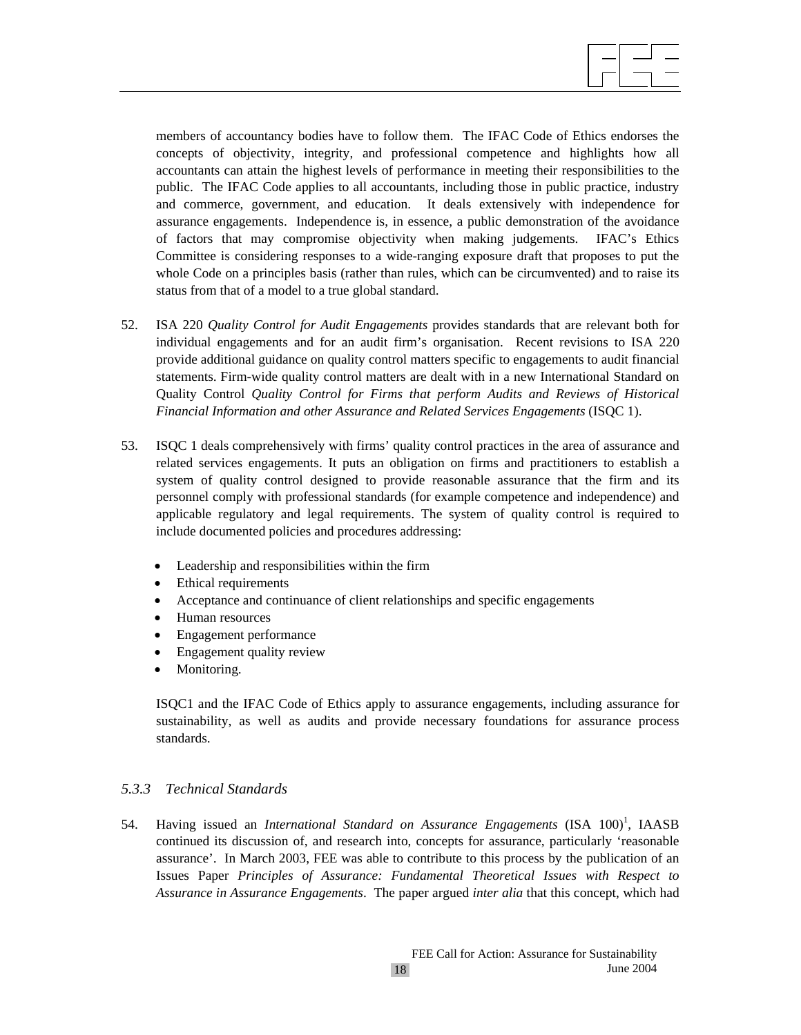members of accountancy bodies have to follow them. The IFAC Code of Ethics endorses the concepts of objectivity, integrity, and professional competence and highlights how all accountants can attain the highest levels of performance in meeting their responsibilities to the public. The IFAC Code applies to all accountants, including those in public practice, industry and commerce, government, and education. It deals extensively with independence for assurance engagements. Independence is, in essence, a public demonstration of the avoidance of factors that may compromise objectivity when making judgements. IFAC's Ethics Committee is considering responses to a wide-ranging exposure draft that proposes to put the whole Code on a principles basis (rather than rules, which can be circumvented) and to raise its status from that of a model to a true global standard.

52. ISA 220 *Quality Control for Audit Engagements* provides standards that are relevant both for individual engagements and for an audit firm's organisation. Recent revisions to ISA 220 provide additional guidance on quality control matters specific to engagements to audit financial statements. Firm-wide quality control matters are dealt with in a new International Standard on Quality Control *Quality Control for Firms that perform Audits and Reviews of Historical Financial Information and other Assurance and Related Services Engagements* (ISQC 1).

53. ISQC 1 deals comprehensively with firms' quality control practices in the area of assurance and related services engagements. It puts an obligation on firms and practitioners to establish a system of quality control designed to provide reasonable assurance that the firm and its personnel comply with professional standards (for example competence and independence) and applicable regulatory and legal requirements. The system of quality control is required to include documented policies and procedures addressing:

- Leadership and responsibilities within the firm
- Ethical requirements
- Acceptance and continuance of client relationships and specific engagements
- Human resources
- Engagement performance
- Engagement quality review
- Monitoring.

ISQC1 and the IFAC Code of Ethics apply to assurance engagements, including assurance for sustainability, as well as audits and provide necessary foundations for assurance process standards.

### *5.3.3 Technical Standards*

54. Having issued an *International Standard on Assurance Engagements* (ISA 100)[1], IAASB continued its discussion of, and research into, concepts for assurance, particularly 'reasonable assurance'. In March 2003, FEE was able to contribute to this process by the publication of an Issues Paper *Principles of Assurance: Fundamental Theoretical Issues with Respect to Assurance in Assurance Engagements*. The paper argued *inter alia* that this concept, which had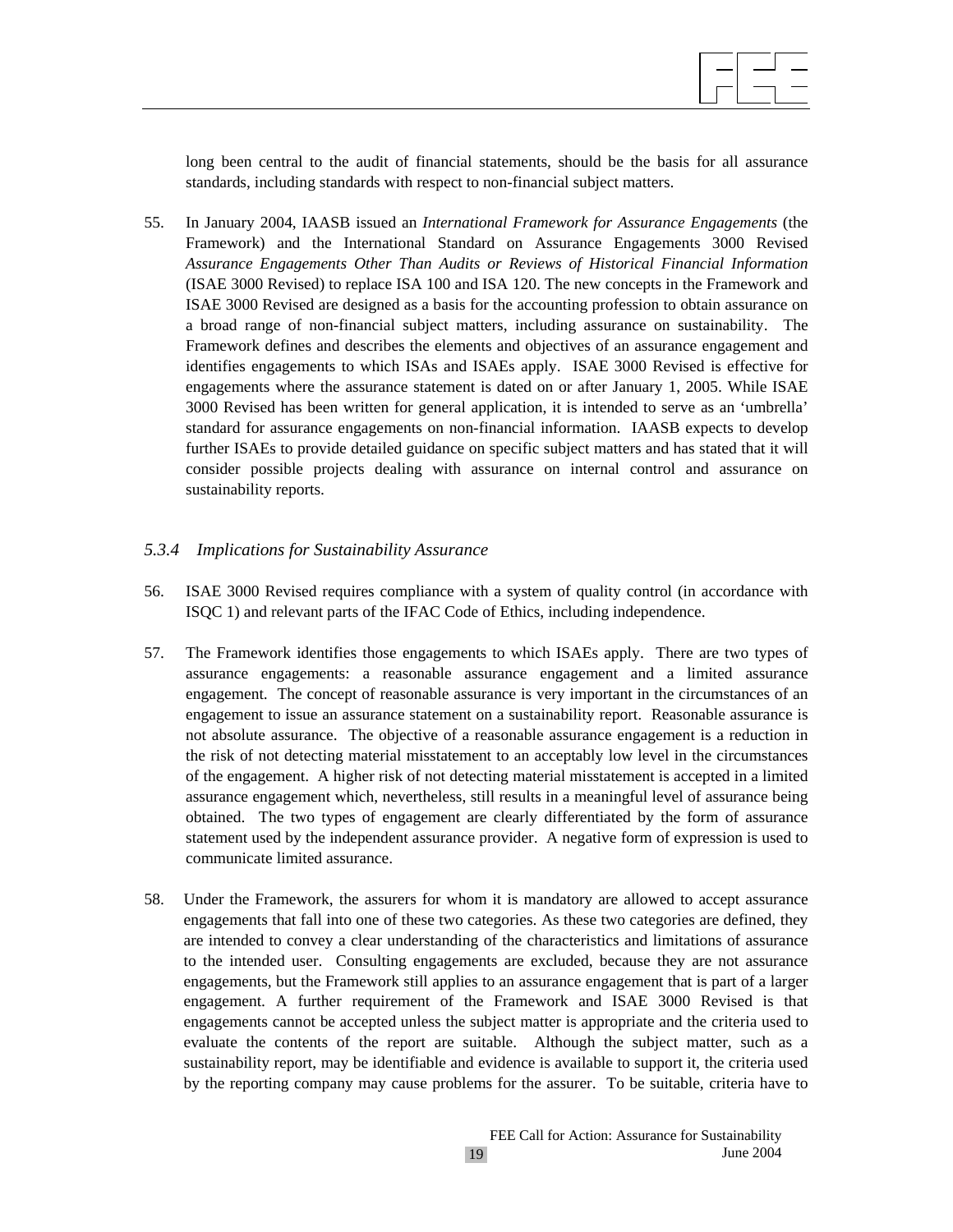long been central to the audit of financial statements, should be the basis for all assurance standards, including standards with respect to non-financial subject matters.

55. In January 2004, IAASB issued an *International Framework for Assurance Engagements* (the Framework) and the International Standard on Assurance Engagements 3000 Revised *Assurance Engagements Other Than Audits or Reviews of Historical Financial Information* (ISAE 3000 Revised) to replace ISA 100 and ISA 120. The new concepts in the Framework and ISAE 3000 Revised are designed as a basis for the accounting profession to obtain assurance on a broad range of non-financial subject matters, including assurance on sustainability. The Framework defines and describes the elements and objectives of an assurance engagement and identifies engagements to which ISAs and ISAEs apply. ISAE 3000 Revised is effective for engagements where the assurance statement is dated on or after January 1, 2005. While ISAE 3000 Revised has been written for general application, it is intended to serve as an 'umbrella' standard for assurance engagements on non-financial information. IAASB expects to develop further ISAEs to provide detailed guidance on specific subject matters and has stated that it will consider possible projects dealing with assurance on internal control and assurance on sustainability reports.

### *5.3.4 Implications for Sustainability Assurance*

56. ISAE 3000 Revised requires compliance with a system of quality control (in accordance with ISQC 1) and relevant parts of the IFAC Code of Ethics, including independence.

57. The Framework identifies those engagements to which ISAEs apply. There are two types of assurance engagements: a reasonable assurance engagement and a limited assurance engagement. The concept of reasonable assurance is very important in the circumstances of an engagement to issue an assurance statement on a sustainability report. Reasonable assurance is not absolute assurance. The objective of a reasonable assurance engagement is a reduction in the risk of not detecting material misstatement to an acceptably low level in the circumstances of the engagement. A higher risk of not detecting material misstatement is accepted in a limited assurance engagement which, nevertheless, still results in a meaningful level of assurance being obtained. The two types of engagement are clearly differentiated by the form of assurance statement used by the independent assurance provider. A negative form of expression is used to communicate limited assurance.

58. Under the Framework, the assurers for whom it is mandatory are allowed to accept assurance engagements that fall into one of these two categories. As these two categories are defined, they are intended to convey a clear understanding of the characteristics and limitations of assurance to the intended user. Consulting engagements are excluded, because they are not assurance engagements, but the Framework still applies to an assurance engagement that is part of a larger engagement. A further requirement of the Framework and ISAE 3000 Revised is that engagements cannot be accepted unless the subject matter is appropriate and the criteria used to evaluate the contents of the report are suitable. Although the subject matter, such as a sustainability report, may be identifiable and evidence is available to support it, the criteria used by the reporting company may cause problems for the assurer. To be suitable, criteria have to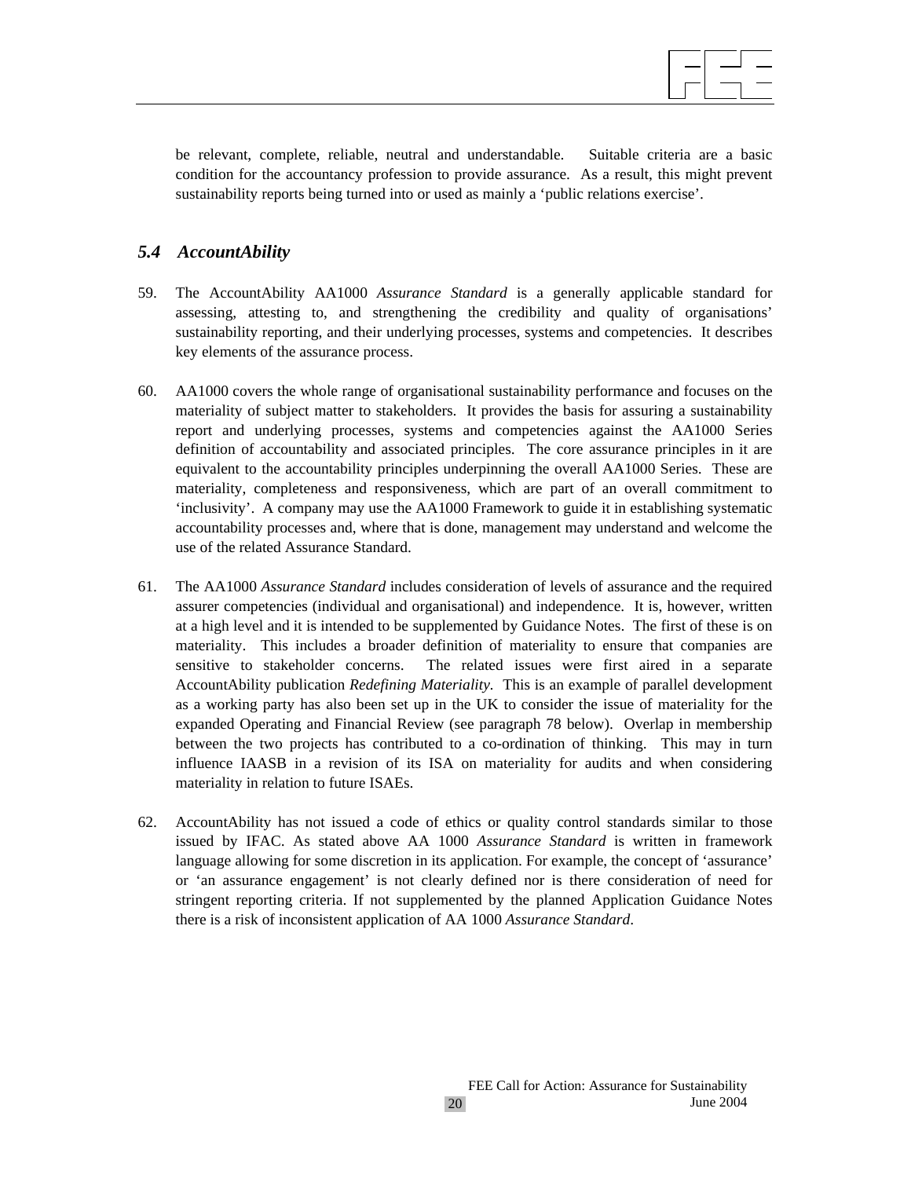be relevant, complete, reliable, neutral and understandable. Suitable criteria are a basic condition for the accountancy profession to provide assurance. As a result, this might prevent sustainability reports being turned into or used as mainly a 'public relations exercise'.

### *5.4 AccountAbility*

59. The AccountAbility AA1000 *Assurance Standard* is a generally applicable standard for assessing, attesting to, and strengthening the credibility and quality of organisations' sustainability reporting, and their underlying processes, systems and competencies. It describes key elements of the assurance process.

60. AA1000 covers the whole range of organisational sustainability performance and focuses on the materiality of subject matter to stakeholders. It provides the basis for assuring a sustainability report and underlying processes, systems and competencies against the AA1000 Series definition of accountability and associated principles. The core assurance principles in it are equivalent to the accountability principles underpinning the overall AA1000 Series. These are materiality, completeness and responsiveness, which are part of an overall commitment to 'inclusivity'. A company may use the AA1000 Framework to guide it in establishing systematic accountability processes and, where that is done, management may understand and welcome the use of the related Assurance Standard.

61. The AA1000 *Assurance Standard* includes consideration of levels of assurance and the required assurer competencies (individual and organisational) and independence. It is, however, written at a high level and it is intended to be supplemented by Guidance Notes. The first of these is on materiality. This includes a broader definition of materiality to ensure that companies are sensitive to stakeholder concerns. The related issues were first aired in a separate AccountAbility publication *Redefining Materiality*. This is an example of parallel development as a working party has also been set up in the UK to consider the issue of materiality for the expanded Operating and Financial Review (see paragraph 78 below). Overlap in membership between the two projects has contributed to a co-ordination of thinking. This may in turn influence IAASB in a revision of its ISA on materiality for audits and when considering materiality in relation to future ISAEs.

62. AccountAbility has not issued a code of ethics or quality control standards similar to those issued by IFAC. As stated above AA 1000 *Assurance Standard* is written in framework language allowing for some discretion in its application. For example, the concept of 'assurance' or 'an assurance engagement' is not clearly defined nor is there consideration of need for stringent reporting criteria. If not supplemented by the planned Application Guidance Notes there is a risk of inconsistent application of AA 1000 *Assurance Standard*.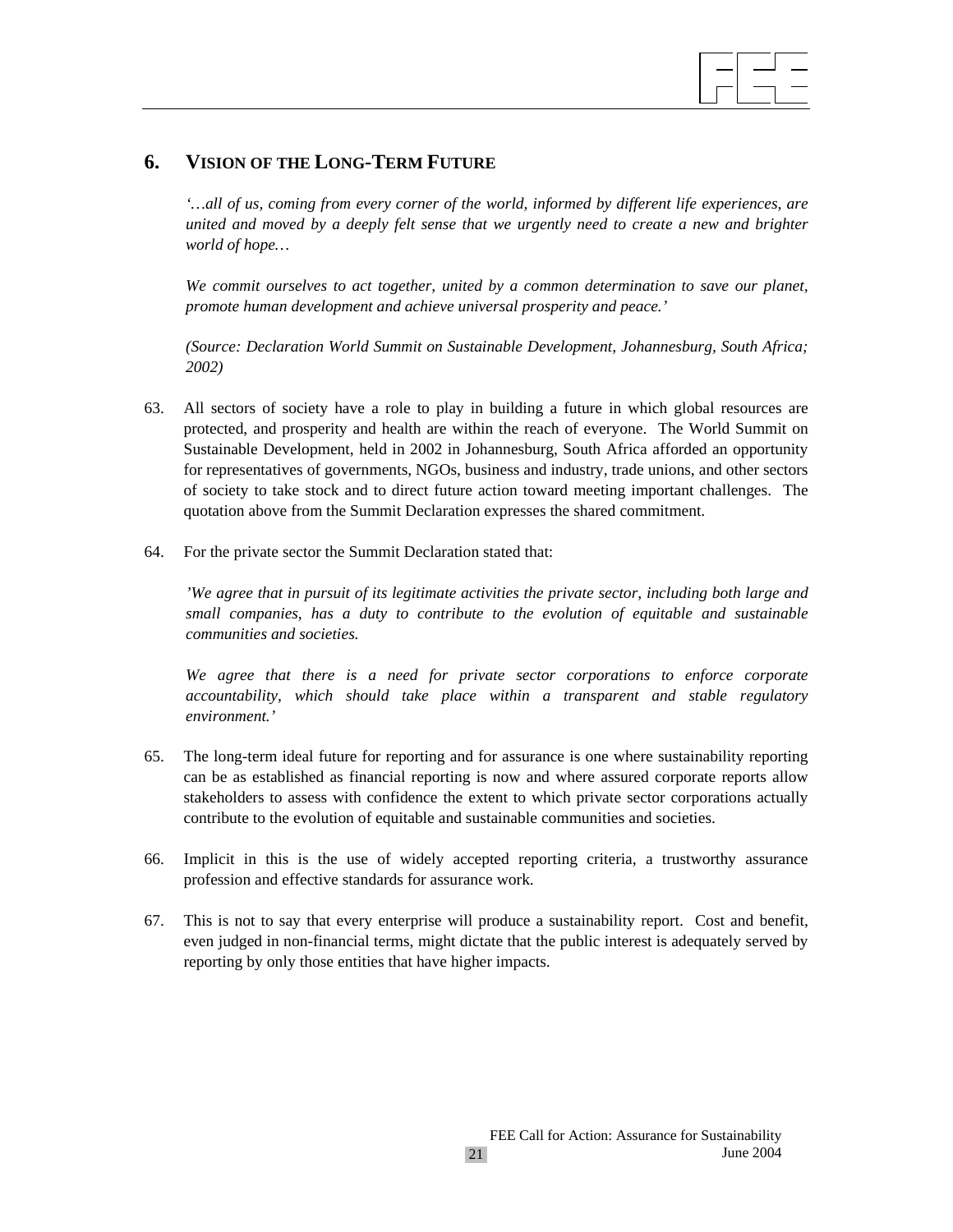## 6. VISION OF THE LONG-TERM FUTURE

*'…all of us, coming from every corner of the world, informed by different life experiences, are united and moved by a deeply felt sense that we urgently need to create a new and brighter world of hope…*

*We commit ourselves to act together, united by a common determination to save our planet, promote human development and achieve universal prosperity and peace.'*

*(Source: Declaration World Summit on Sustainable Development, Johannesburg, South Africa; 2002)*

63. All sectors of society have a role to play in building a future in which global resources are protected, and prosperity and health are within the reach of everyone. The World Summit on Sustainable Development, held in 2002 in Johannesburg, South Africa afforded an opportunity for representatives of governments, NGOs, business and industry, trade unions, and other sectors of society to take stock and to direct future action toward meeting important challenges. The quotation above from the Summit Declaration expresses the shared commitment.

64. For the private sector the Summit Declaration stated that:

    *'We agree that in pursuit of its legitimate activities the private sector, including both large and small companies, has a duty to contribute to the evolution of equitable and sustainable communities and societies.*

    *We agree that there is a need for private sector corporations to enforce corporate accountability, which should take place within a transparent and stable regulatory environment.'*

65. The long-term ideal future for reporting and for assurance is one where sustainability reporting can be as established as financial reporting is now and where assured corporate reports allow stakeholders to assess with confidence the extent to which private sector corporations actually contribute to the evolution of equitable and sustainable communities and societies.

66. Implicit in this is the use of widely accepted reporting criteria, a trustworthy assurance profession and effective standards for assurance work.

67. This is not to say that every enterprise will produce a sustainability report. Cost and benefit, even judged in non-financial terms, might dictate that the public interest is adequately served by reporting by only those entities that have higher impacts.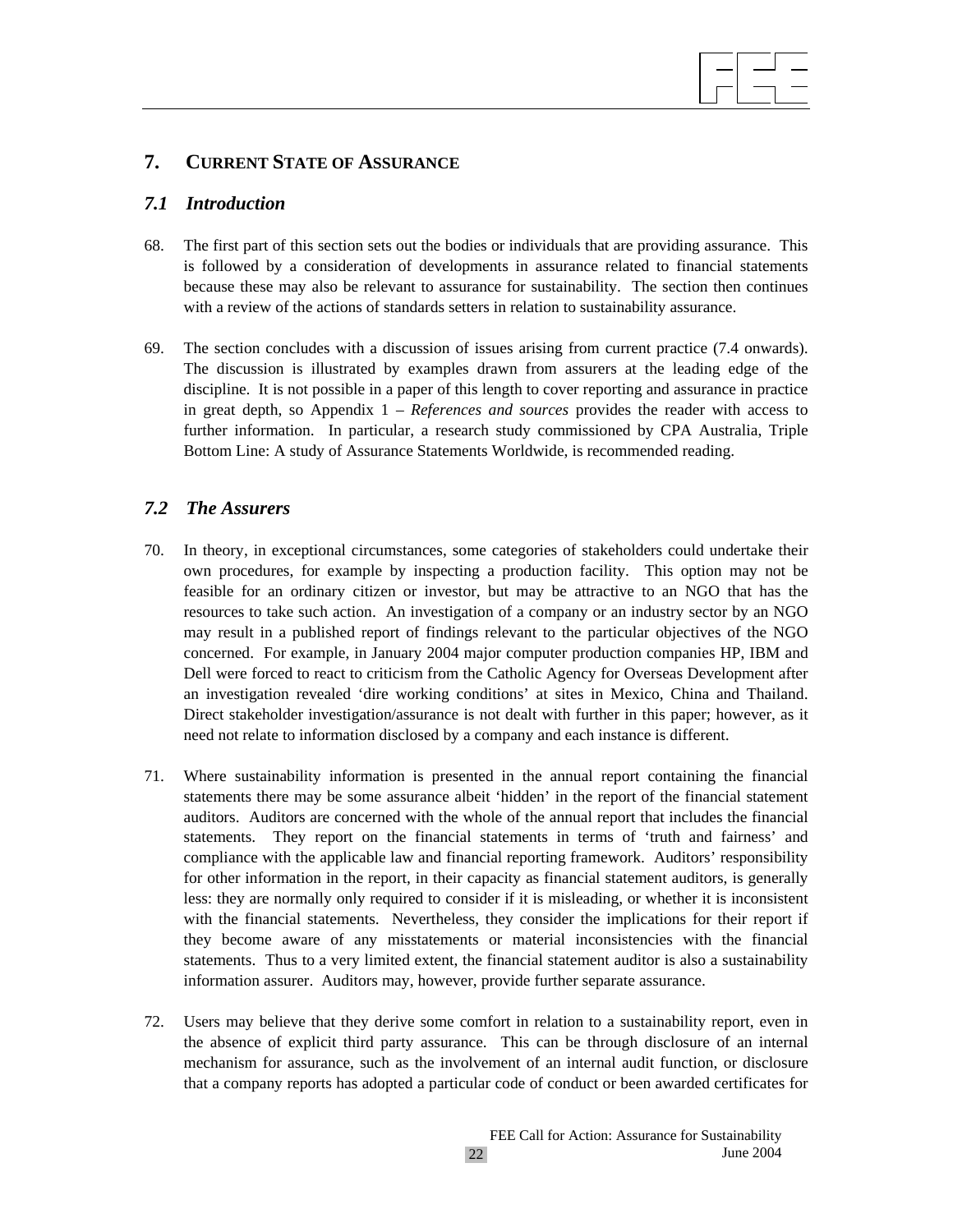## 7. CURRENT STATE OF ASSURANCE

### *7.1 Introduction*

68. The first part of this section sets out the bodies or individuals that are providing assurance. This is followed by a consideration of developments in assurance related to financial statements because these may also be relevant to assurance for sustainability. The section then continues with a review of the actions of standards setters in relation to sustainability assurance.

69. The section concludes with a discussion of issues arising from current practice (7.4 onwards). The discussion is illustrated by examples drawn from assurers at the leading edge of the discipline. It is not possible in a paper of this length to cover reporting and assurance in practice in great depth, so Appendix 1 – *References and sources* provides the reader with access to further information. In particular, a research study commissioned by CPA Australia, Triple Bottom Line: A study of Assurance Statements Worldwide, is recommended reading.

### *7.2 The Assurers*

70. In theory, in exceptional circumstances, some categories of stakeholders could undertake their own procedures, for example by inspecting a production facility. This option may not be feasible for an ordinary citizen or investor, but may be attractive to an NGO that has the resources to take such action. An investigation of a company or an industry sector by an NGO may result in a published report of findings relevant to the particular objectives of the NGO concerned. For example, in January 2004 major computer production companies HP, IBM and Dell were forced to react to criticism from the Catholic Agency for Overseas Development after an investigation revealed 'dire working conditions' at sites in Mexico, China and Thailand. Direct stakeholder investigation/assurance is not dealt with further in this paper; however, as it need not relate to information disclosed by a company and each instance is different.

71. Where sustainability information is presented in the annual report containing the financial statements there may be some assurance albeit 'hidden' in the report of the financial statement auditors. Auditors are concerned with the whole of the annual report that includes the financial statements. They report on the financial statements in terms of 'truth and fairness' and compliance with the applicable law and financial reporting framework. Auditors' responsibility for other information in the report, in their capacity as financial statement auditors, is generally less: they are normally only required to consider if it is misleading, or whether it is inconsistent with the financial statements. Nevertheless, they consider the implications for their report if they become aware of any misstatements or material inconsistencies with the financial statements. Thus to a very limited extent, the financial statement auditor is also a sustainability information assurer. Auditors may, however, provide further separate assurance.

72. Users may believe that they derive some comfort in relation to a sustainability report, even in the absence of explicit third party assurance. This can be through disclosure of an internal mechanism for assurance, such as the involvement of an internal audit function, or disclosure that a company reports has adopted a particular code of conduct or been awarded certificates for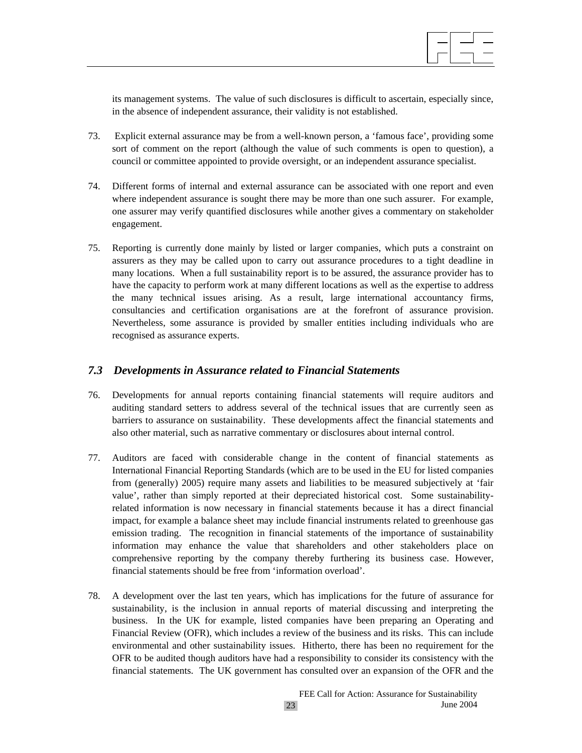its management systems. The value of such disclosures is difficult to ascertain, especially since, in the absence of independent assurance, their validity is not established.

73. Explicit external assurance may be from a well-known person, a 'famous face', providing some sort of comment on the report (although the value of such comments is open to question), a council or committee appointed to provide oversight, or an independent assurance specialist.

74. Different forms of internal and external assurance can be associated with one report and even where independent assurance is sought there may be more than one such assurer. For example, one assurer may verify quantified disclosures while another gives a commentary on stakeholder engagement.

75. Reporting is currently done mainly by listed or larger companies, which puts a constraint on assurers as they may be called upon to carry out assurance procedures to a tight deadline in many locations. When a full sustainability report is to be assured, the assurance provider has to have the capacity to perform work at many different locations as well as the expertise to address the many technical issues arising. As a result, large international accountancy firms, consultancies and certification organisations are at the forefront of assurance provision. Nevertheless, some assurance is provided by smaller entities including individuals who are recognised as assurance experts.

## *7.3 Developments in Assurance related to Financial Statements*

76. Developments for annual reports containing financial statements will require auditors and auditing standard setters to address several of the technical issues that are currently seen as barriers to assurance on sustainability. These developments affect the financial statements and also other material, such as narrative commentary or disclosures about internal control.

77. Auditors are faced with considerable change in the content of financial statements as International Financial Reporting Standards (which are to be used in the EU for listed companies from (generally) 2005) require many assets and liabilities to be measured subjectively at 'fair value', rather than simply reported at their depreciated historical cost. Some sustainability-related information is now necessary in financial statements because it has a direct financial impact, for example a balance sheet may include financial instruments related to greenhouse gas emission trading. The recognition in financial statements of the importance of sustainability information may enhance the value that shareholders and other stakeholders place on comprehensive reporting by the company thereby furthering its business case. However, financial statements should be free from 'information overload'.

78. A development over the last ten years, which has implications for the future of assurance for sustainability, is the inclusion in annual reports of material discussing and interpreting the business. In the UK for example, listed companies have been preparing an Operating and Financial Review (OFR), which includes a review of the business and its risks. This can include environmental and other sustainability issues. Hitherto, there has been no requirement for the OFR to be audited though auditors have had a responsibility to consider its consistency with the financial statements. The UK government has consulted over an expansion of the OFR and the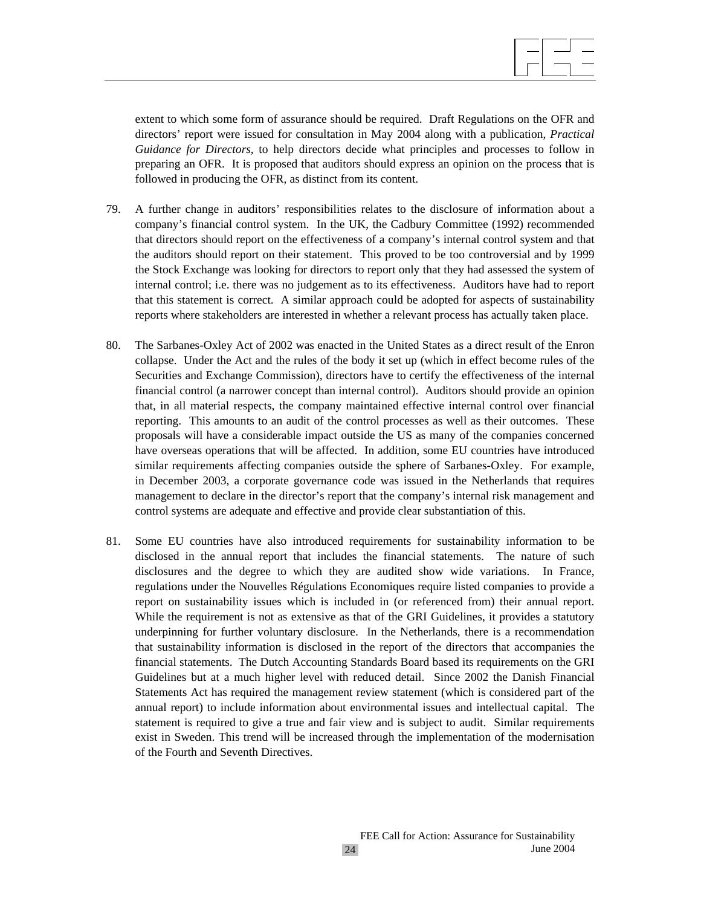extent to which some form of assurance should be required. Draft Regulations on the OFR and directors' report were issued for consultation in May 2004 along with a publication, *Practical Guidance for Directors*, to help directors decide what principles and processes to follow in preparing an OFR. It is proposed that auditors should express an opinion on the process that is followed in producing the OFR, as distinct from its content.

79. A further change in auditors' responsibilities relates to the disclosure of information about a company's financial control system. In the UK, the Cadbury Committee (1992) recommended that directors should report on the effectiveness of a company's internal control system and that the auditors should report on their statement. This proved to be too controversial and by 1999 the Stock Exchange was looking for directors to report only that they had assessed the system of internal control; i.e. there was no judgement as to its effectiveness. Auditors have had to report that this statement is correct. A similar approach could be adopted for aspects of sustainability reports where stakeholders are interested in whether a relevant process has actually taken place.

80. The Sarbanes-Oxley Act of 2002 was enacted in the United States as a direct result of the Enron collapse. Under the Act and the rules of the body it set up (which in effect become rules of the Securities and Exchange Commission), directors have to certify the effectiveness of the internal financial control (a narrower concept than internal control). Auditors should provide an opinion that, in all material respects, the company maintained effective internal control over financial reporting. This amounts to an audit of the control processes as well as their outcomes. These proposals will have a considerable impact outside the US as many of the companies concerned have overseas operations that will be affected. In addition, some EU countries have introduced similar requirements affecting companies outside the sphere of Sarbanes-Oxley. For example, in December 2003, a corporate governance code was issued in the Netherlands that requires management to declare in the director's report that the company's internal risk management and control systems are adequate and effective and provide clear substantiation of this.

81. Some EU countries have also introduced requirements for sustainability information to be disclosed in the annual report that includes the financial statements. The nature of such disclosures and the degree to which they are audited show wide variations. In France, regulations under the Nouvelles Régulations Economiques require listed companies to provide a report on sustainability issues which is included in (or referenced from) their annual report. While the requirement is not as extensive as that of the GRI Guidelines, it provides a statutory underpinning for further voluntary disclosure. In the Netherlands, there is a recommendation that sustainability information is disclosed in the report of the directors that accompanies the financial statements. The Dutch Accounting Standards Board based its requirements on the GRI Guidelines but at a much higher level with reduced detail. Since 2002 the Danish Financial Statements Act has required the management review statement (which is considered part of the annual report) to include information about environmental issues and intellectual capital. The statement is required to give a true and fair view and is subject to audit. Similar requirements exist in Sweden. This trend will be increased through the implementation of the modernisation of the Fourth and Seventh Directives.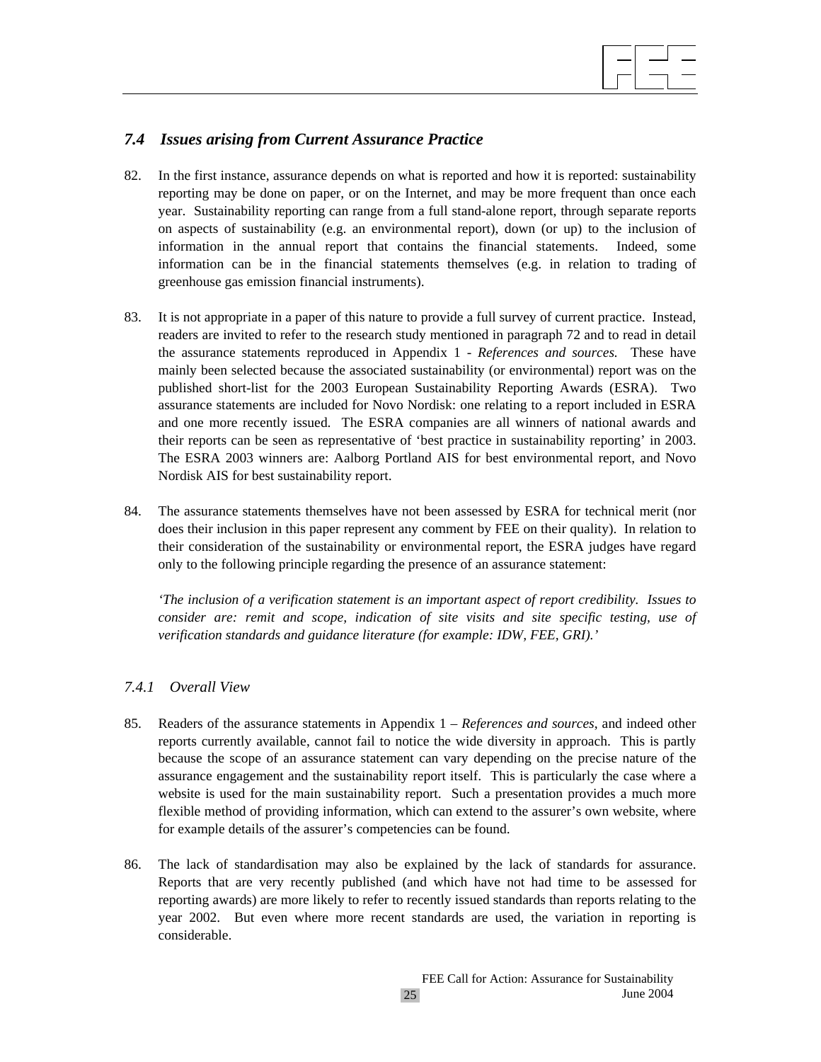## *7.4 Issues arising from Current Assurance Practice*

82. In the first instance, assurance depends on what is reported and how it is reported: sustainability reporting may be done on paper, or on the Internet, and may be more frequent than once each year. Sustainability reporting can range from a full stand-alone report, through separate reports on aspects of sustainability (e.g. an environmental report), down (or up) to the inclusion of information in the annual report that contains the financial statements. Indeed, some information can be in the financial statements themselves (e.g. in relation to trading of greenhouse gas emission financial instruments).

83. It is not appropriate in a paper of this nature to provide a full survey of current practice. Instead, readers are invited to refer to the research study mentioned in paragraph 72 and to read in detail the assurance statements reproduced in Appendix 1 - *References and sources.* These have mainly been selected because the associated sustainability (or environmental) report was on the published short-list for the 2003 European Sustainability Reporting Awards (ESRA). Two assurance statements are included for Novo Nordisk: one relating to a report included in ESRA and one more recently issued. The ESRA companies are all winners of national awards and their reports can be seen as representative of 'best practice in sustainability reporting' in 2003. The ESRA 2003 winners are: Aalborg Portland AIS for best environmental report, and Novo Nordisk AIS for best sustainability report.

84. The assurance statements themselves have not been assessed by ESRA for technical merit (nor does their inclusion in this paper represent any comment by FEE on their quality). In relation to their consideration of the sustainability or environmental report, the ESRA judges have regard only to the following principle regarding the presence of an assurance statement:

*'The inclusion of a verification statement is an important aspect of report credibility. Issues to consider are: remit and scope, indication of site visits and site specific testing, use of verification standards and guidance literature (for example: IDW, FEE, GRI).'*

### *7.4.1 Overall View*

85. Readers of the assurance statements in Appendix 1 – *References and sources*, and indeed other reports currently available, cannot fail to notice the wide diversity in approach. This is partly because the scope of an assurance statement can vary depending on the precise nature of the assurance engagement and the sustainability report itself. This is particularly the case where a website is used for the main sustainability report. Such a presentation provides a much more flexible method of providing information, which can extend to the assurer's own website, where for example details of the assurer's competencies can be found.

86. The lack of standardisation may also be explained by the lack of standards for assurance. Reports that are very recently published (and which have not had time to be assessed for reporting awards) are more likely to refer to recently issued standards than reports relating to the year 2002. But even where more recent standards are used, the variation in reporting is considerable.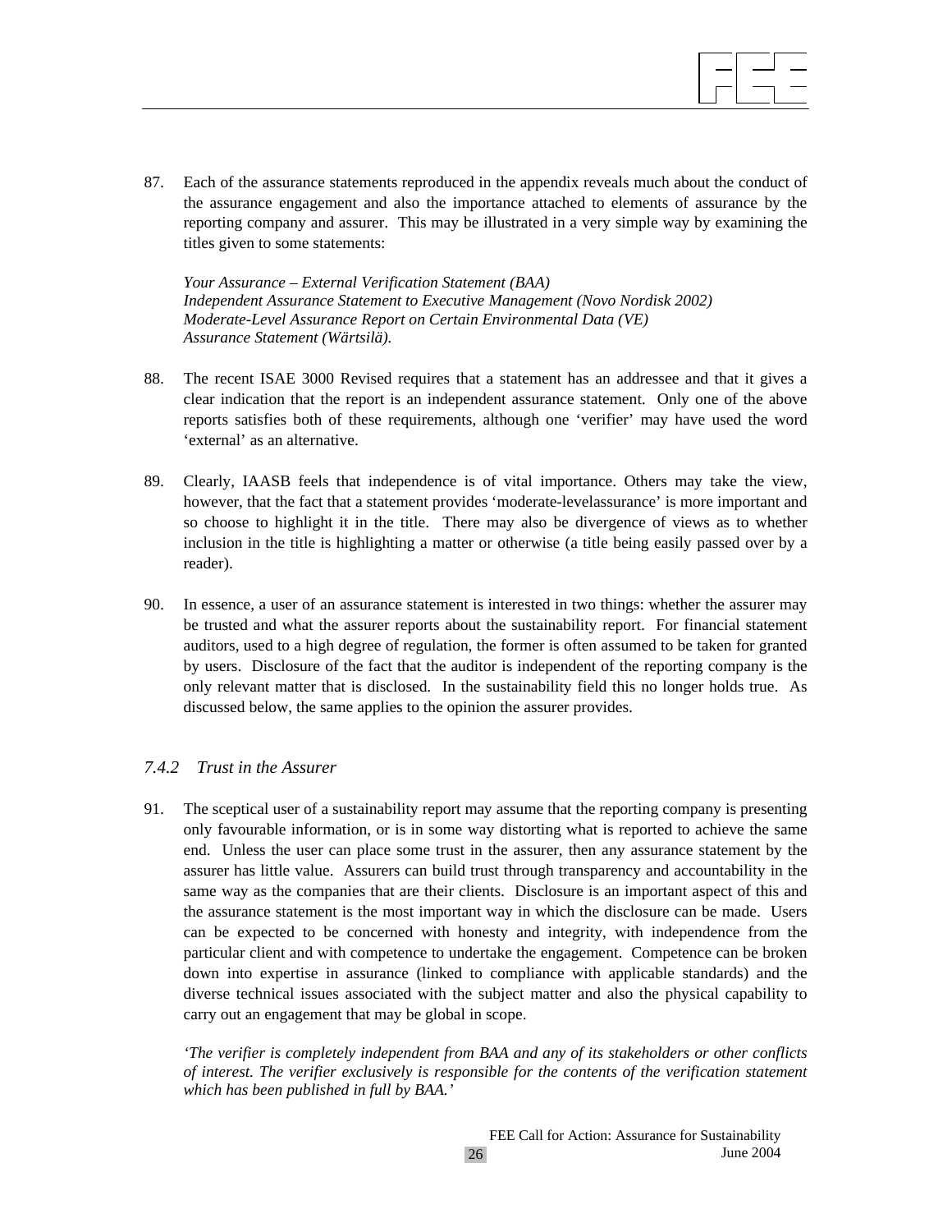87. Each of the assurance statements reproduced in the appendix reveals much about the conduct of the assurance engagement and also the importance attached to elements of assurance by the reporting company and assurer. This may be illustrated in a very simple way by examining the titles given to some statements:

*Your Assurance – External Verification Statement (BAA)*
*Independent Assurance Statement to Executive Management (Novo Nordisk 2002)*
*Moderate-Level Assurance Report on Certain Environmental Data (VE)*
*Assurance Statement (Wärtsilä).*

88. The recent ISAE 3000 Revised requires that a statement has an addressee and that it gives a clear indication that the report is an independent assurance statement. Only one of the above reports satisfies both of these requirements, although one 'verifier' may have used the word 'external' as an alternative.

89. Clearly, IAASB feels that independence is of vital importance. Others may take the view, however, that the fact that a statement provides 'moderate-levelassurance' is more important and so choose to highlight it in the title. There may also be divergence of views as to whether inclusion in the title is highlighting a matter or otherwise (a title being easily passed over by a reader).

90. In essence, a user of an assurance statement is interested in two things: whether the assurer may be trusted and what the assurer reports about the sustainability report. For financial statement auditors, used to a high degree of regulation, the former is often assumed to be taken for granted by users. Disclosure of the fact that the auditor is independent of the reporting company is the only relevant matter that is disclosed. In the sustainability field this no longer holds true. As discussed below, the same applies to the opinion the assurer provides.

### *7.4.2 Trust in the Assurer*

91. The sceptical user of a sustainability report may assume that the reporting company is presenting only favourable information, or is in some way distorting what is reported to achieve the same end. Unless the user can place some trust in the assurer, then any assurance statement by the assurer has little value. Assurers can build trust through transparency and accountability in the same way as the companies that are their clients. Disclosure is an important aspect of this and the assurance statement is the most important way in which the disclosure can be made. Users can be expected to be concerned with honesty and integrity, with independence from the particular client and with competence to undertake the engagement. Competence can be broken down into expertise in assurance (linked to compliance with applicable standards) and the diverse technical issues associated with the subject matter and also the physical capability to carry out an engagement that may be global in scope.

*'The verifier is completely independent from BAA and any of its stakeholders or other conflicts of interest. The verifier exclusively is responsible for the contents of the verification statement which has been published in full by BAA.'*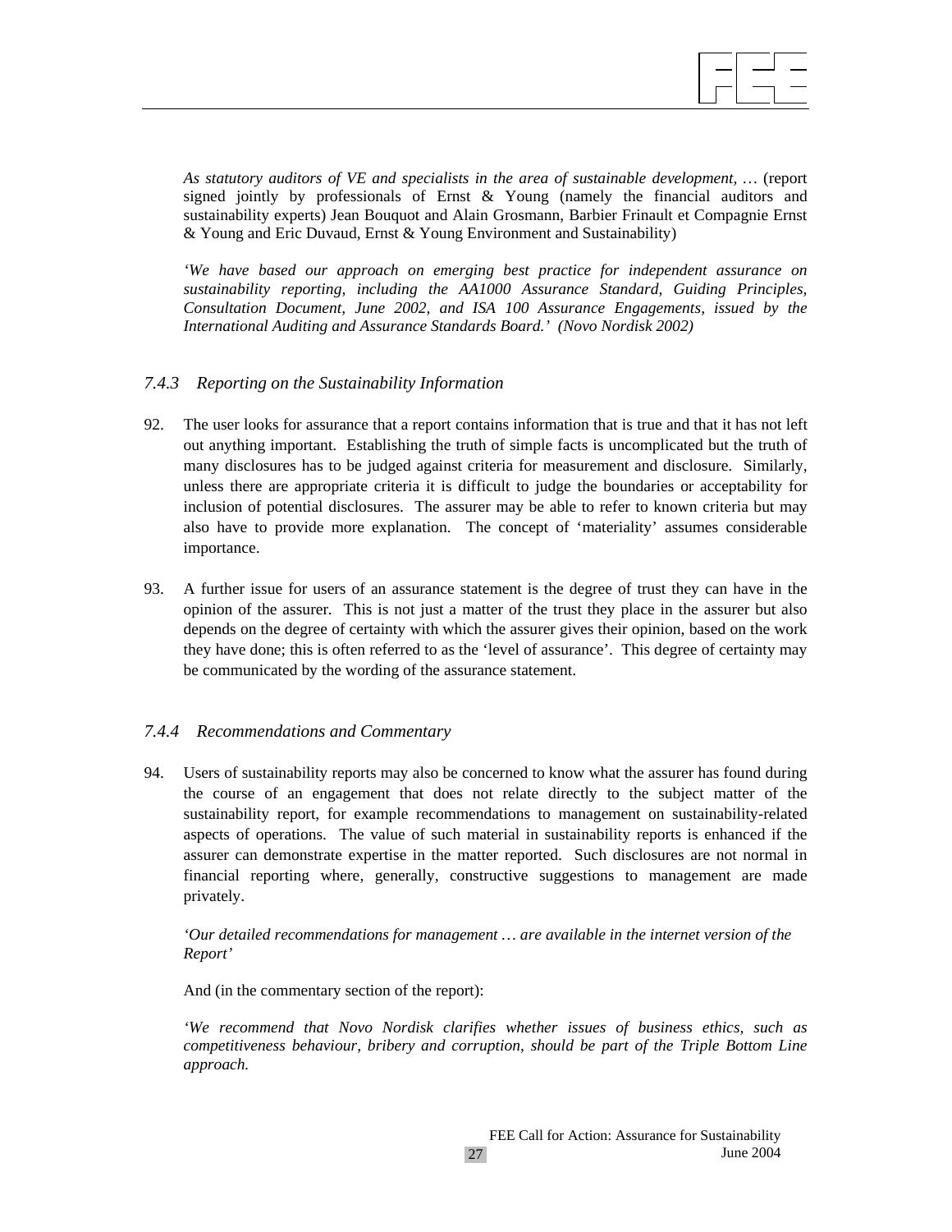*As statutory auditors of VE and specialists in the area of sustainable development, …* (report signed jointly by professionals of Ernst & Young (namely the financial auditors and sustainability experts) Jean Bouquot and Alain Grosmann, Barbier Frinault et Compagnie Ernst & Young and Eric Duvaud, Ernst & Young Environment and Sustainability)

*'We have based our approach on emerging best practice for independent assurance on sustainability reporting, including the AA1000 Assurance Standard, Guiding Principles, Consultation Document, June 2002, and ISA 100 Assurance Engagements, issued by the International Auditing and Assurance Standards Board.' (Novo Nordisk 2002)*

### *7.4.3 Reporting on the Sustainability Information*

92. The user looks for assurance that a report contains information that is true and that it has not left out anything important. Establishing the truth of simple facts is uncomplicated but the truth of many disclosures has to be judged against criteria for measurement and disclosure. Similarly, unless there are appropriate criteria it is difficult to judge the boundaries or acceptability for inclusion of potential disclosures. The assurer may be able to refer to known criteria but may also have to provide more explanation. The concept of 'materiality' assumes considerable importance.

93. A further issue for users of an assurance statement is the degree of trust they can have in the opinion of the assurer. This is not just a matter of the trust they place in the assurer but also depends on the degree of certainty with which the assurer gives their opinion, based on the work they have done; this is often referred to as the 'level of assurance'. This degree of certainty may be communicated by the wording of the assurance statement.

### *7.4.4 Recommendations and Commentary*

94. Users of sustainability reports may also be concerned to know what the assurer has found during the course of an engagement that does not relate directly to the subject matter of the sustainability report, for example recommendations to management on sustainability-related aspects of operations. The value of such material in sustainability reports is enhanced if the assurer can demonstrate expertise in the matter reported. Such disclosures are not normal in financial reporting where, generally, constructive suggestions to management are made privately.

*'Our detailed recommendations for management … are available in the internet version of the Report'*

And (in the commentary section of the report):

*'We recommend that Novo Nordisk clarifies whether issues of business ethics, such as competitiveness behaviour, bribery and corruption, should be part of the Triple Bottom Line approach.*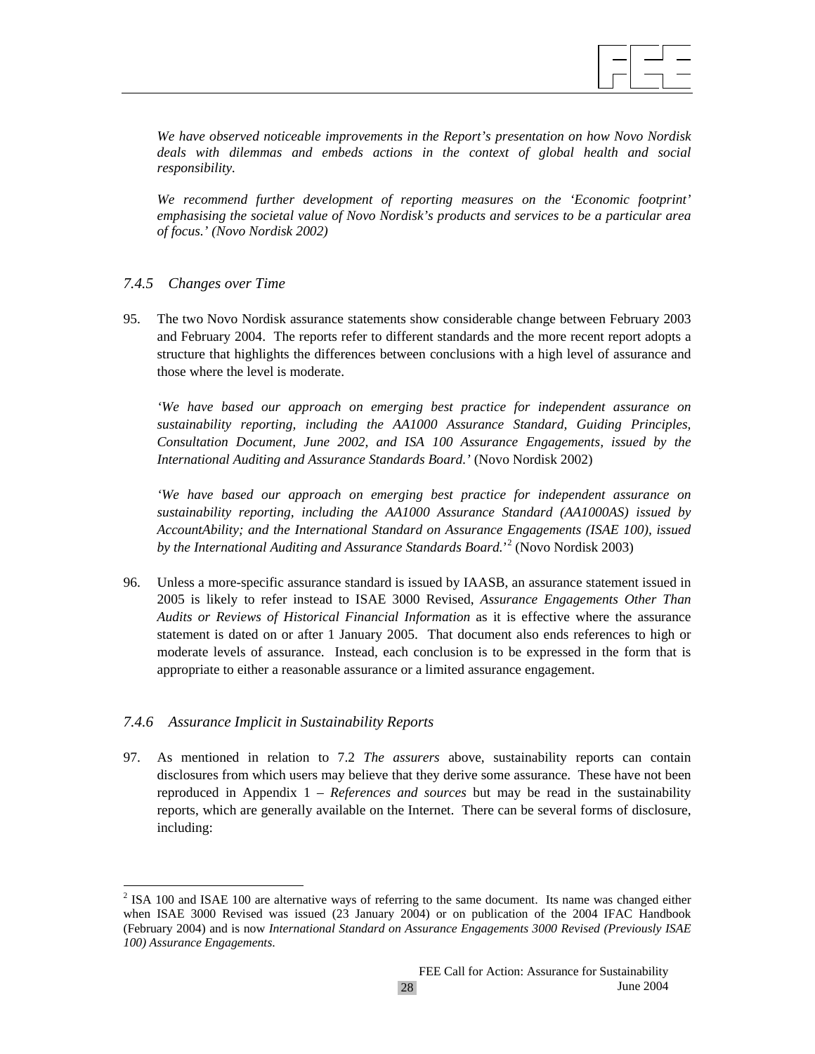*We have observed noticeable improvements in the Report's presentation on how Novo Nordisk deals with dilemmas and embeds actions in the context of global health and social responsibility.*

*We recommend further development of reporting measures on the 'Economic footprint' emphasising the societal value of Novo Nordisk's products and services to be a particular area of focus.' (Novo Nordisk 2002)*

### *7.4.5 Changes over Time*

95. The two Novo Nordisk assurance statements show considerable change between February 2003 and February 2004. The reports refer to different standards and the more recent report adopts a structure that highlights the differences between conclusions with a high level of assurance and those where the level is moderate.

    *'We have based our approach on emerging best practice for independent assurance on sustainability reporting, including the AA1000 Assurance Standard, Guiding Principles, Consultation Document, June 2002, and ISA 100 Assurance Engagements, issued by the International Auditing and Assurance Standards Board.'* (Novo Nordisk 2002)

    *'We have based our approach on emerging best practice for independent assurance on sustainability reporting, including the AA1000 Assurance Standard (AA1000AS) issued by AccountAbility; and the International Standard on Assurance Engagements (ISAE 100), issued by the International Auditing and Assurance Standards Board.'*[2] (Novo Nordisk 2003)

96. Unless a more-specific assurance standard is issued by IAASB, an assurance statement issued in 2005 is likely to refer instead to ISAE 3000 Revised, *Assurance Engagements Other Than Audits or Reviews of Historical Financial Information* as it is effective where the assurance statement is dated on or after 1 January 2005. That document also ends references to high or moderate levels of assurance. Instead, each conclusion is to be expressed in the form that is appropriate to either a reasonable assurance or a limited assurance engagement.

### *7.4.6 Assurance Implicit in Sustainability Reports*

97. As mentioned in relation to 7.2 *The assurers* above, sustainability reports can contain disclosures from which users may believe that they derive some assurance. These have not been reproduced in Appendix 1 – *References and sources* but may be read in the sustainability reports, which are generally available on the Internet. There can be several forms of disclosure, including:

---

[2] ISA 100 and ISAE 100 are alternative ways of referring to the same document. Its name was changed either when ISAE 3000 Revised was issued (23 January 2004) or on publication of the 2004 IFAC Handbook (February 2004) and is now *International Standard on Assurance Engagements 3000 Revised (Previously ISAE 100) Assurance Engagements*.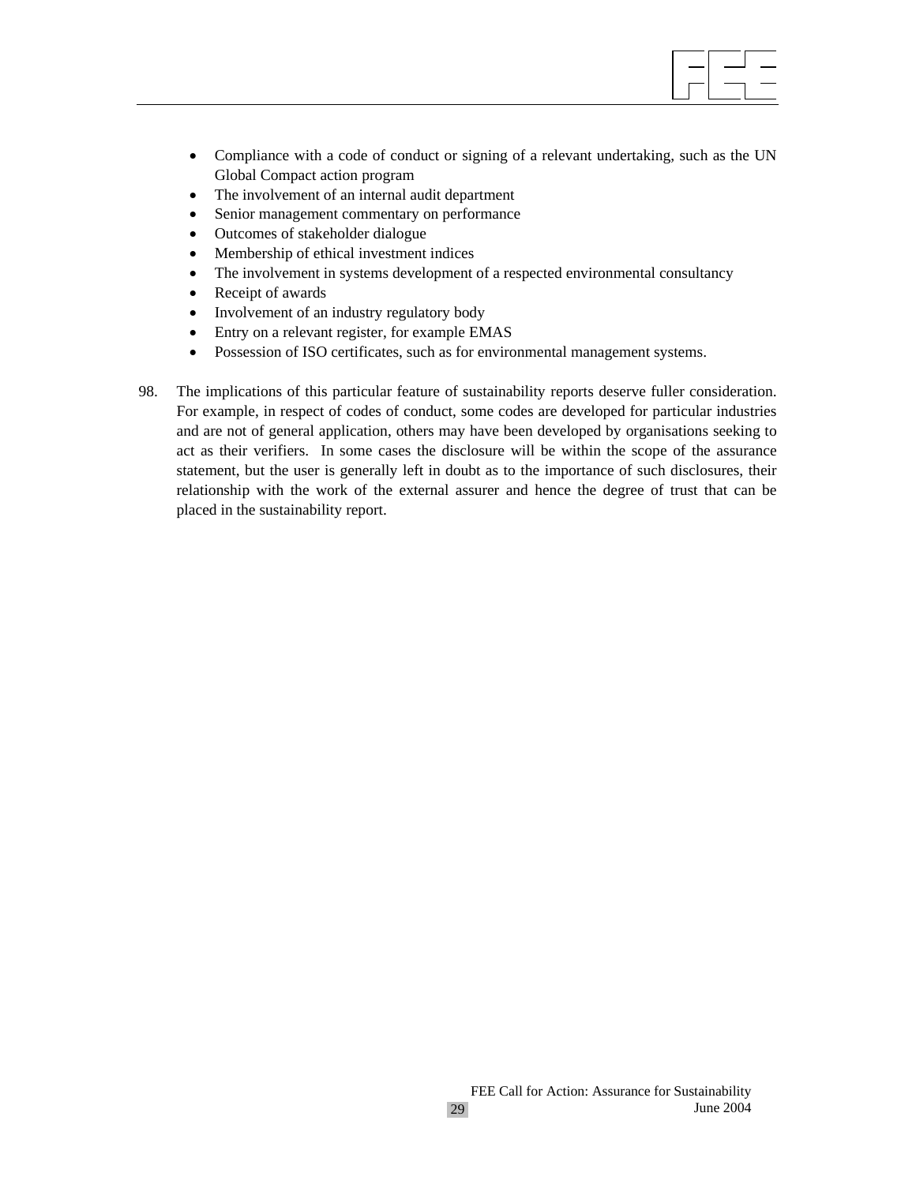- Compliance with a code of conduct or signing of a relevant undertaking, such as the UN Global Compact action program
- The involvement of an internal audit department
- Senior management commentary on performance
- Outcomes of stakeholder dialogue
- Membership of ethical investment indices
- The involvement in systems development of a respected environmental consultancy
- Receipt of awards
- Involvement of an industry regulatory body
- Entry on a relevant register, for example EMAS
- Possession of ISO certificates, such as for environmental management systems.

98. The implications of this particular feature of sustainability reports deserve fuller consideration. For example, in respect of codes of conduct, some codes are developed for particular industries and are not of general application, others may have been developed by organisations seeking to act as their verifiers. In some cases the disclosure will be within the scope of the assurance statement, but the user is generally left in doubt as to the importance of such disclosures, their relationship with the work of the external assurer and hence the degree of trust that can be placed in the sustainability report.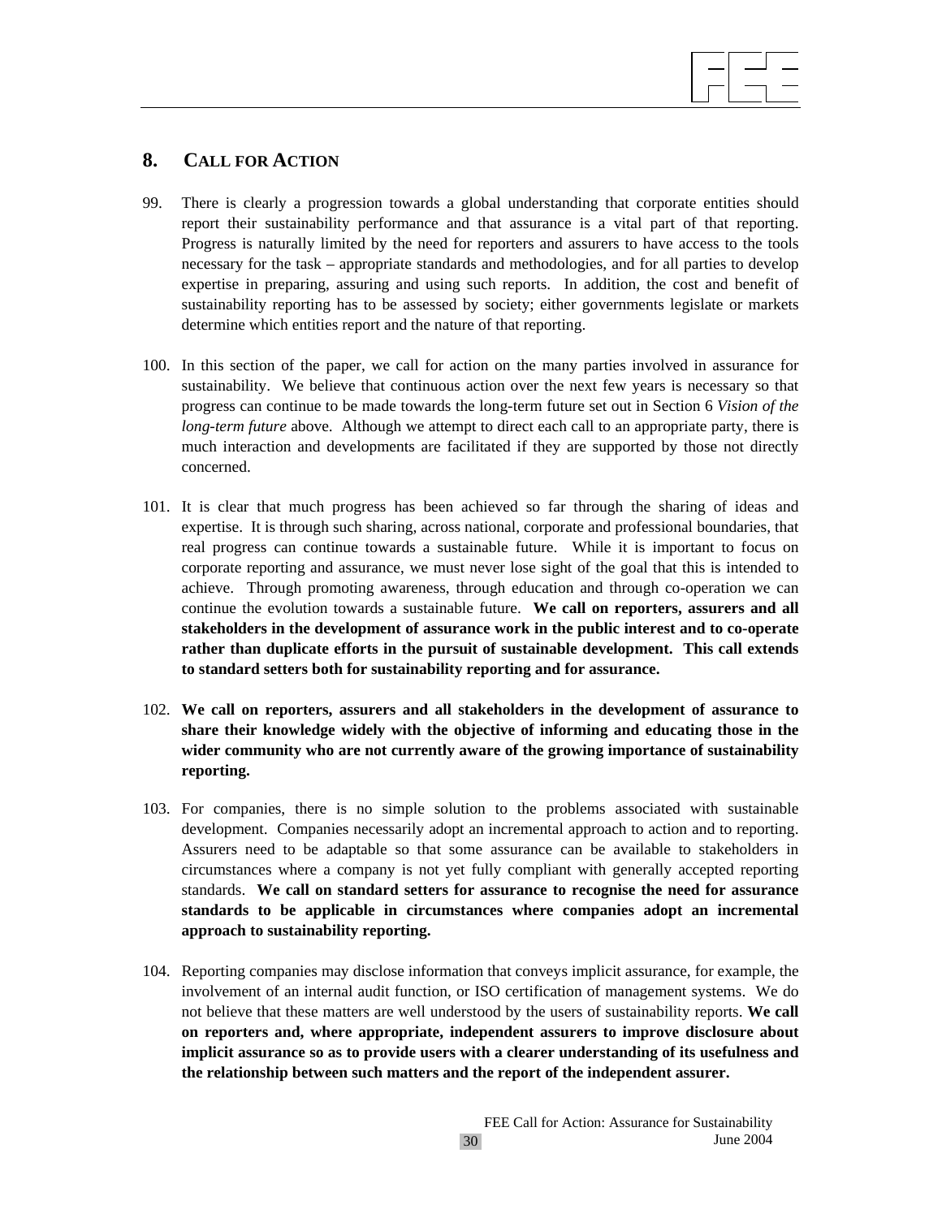## 8. CALL FOR ACTION

99. There is clearly a progression towards a global understanding that corporate entities should report their sustainability performance and that assurance is a vital part of that reporting. Progress is naturally limited by the need for reporters and assurers to have access to the tools necessary for the task – appropriate standards and methodologies, and for all parties to develop expertise in preparing, assuring and using such reports. In addition, the cost and benefit of sustainability reporting has to be assessed by society; either governments legislate or markets determine which entities report and the nature of that reporting.

100. In this section of the paper, we call for action on the many parties involved in assurance for sustainability. We believe that continuous action over the next few years is necessary so that progress can continue to be made towards the long-term future set out in Section 6 *Vision of the long-term future* above. Although we attempt to direct each call to an appropriate party, there is much interaction and developments are facilitated if they are supported by those not directly concerned.

101. It is clear that much progress has been achieved so far through the sharing of ideas and expertise. It is through such sharing, across national, corporate and professional boundaries, that real progress can continue towards a sustainable future. While it is important to focus on corporate reporting and assurance, we must never lose sight of the goal that this is intended to achieve. Through promoting awareness, through education and through co-operation we can continue the evolution towards a sustainable future. **We call on reporters, assurers and all stakeholders in the development of assurance work in the public interest and to co-operate rather than duplicate efforts in the pursuit of sustainable development. This call extends to standard setters both for sustainability reporting and for assurance.**

102. **We call on reporters, assurers and all stakeholders in the development of assurance to share their knowledge widely with the objective of informing and educating those in the wider community who are not currently aware of the growing importance of sustainability reporting.**

103. For companies, there is no simple solution to the problems associated with sustainable development. Companies necessarily adopt an incremental approach to action and to reporting. Assurers need to be adaptable so that some assurance can be available to stakeholders in circumstances where a company is not yet fully compliant with generally accepted reporting standards. **We call on standard setters for assurance to recognise the need for assurance standards to be applicable in circumstances where companies adopt an incremental approach to sustainability reporting.**

104. Reporting companies may disclose information that conveys implicit assurance, for example, the involvement of an internal audit function, or ISO certification of management systems. We do not believe that these matters are well understood by the users of sustainability reports. **We call on reporters and, where appropriate, independent assurers to improve disclosure about implicit assurance so as to provide users with a clearer understanding of its usefulness and the relationship between such matters and the report of the independent assurer.**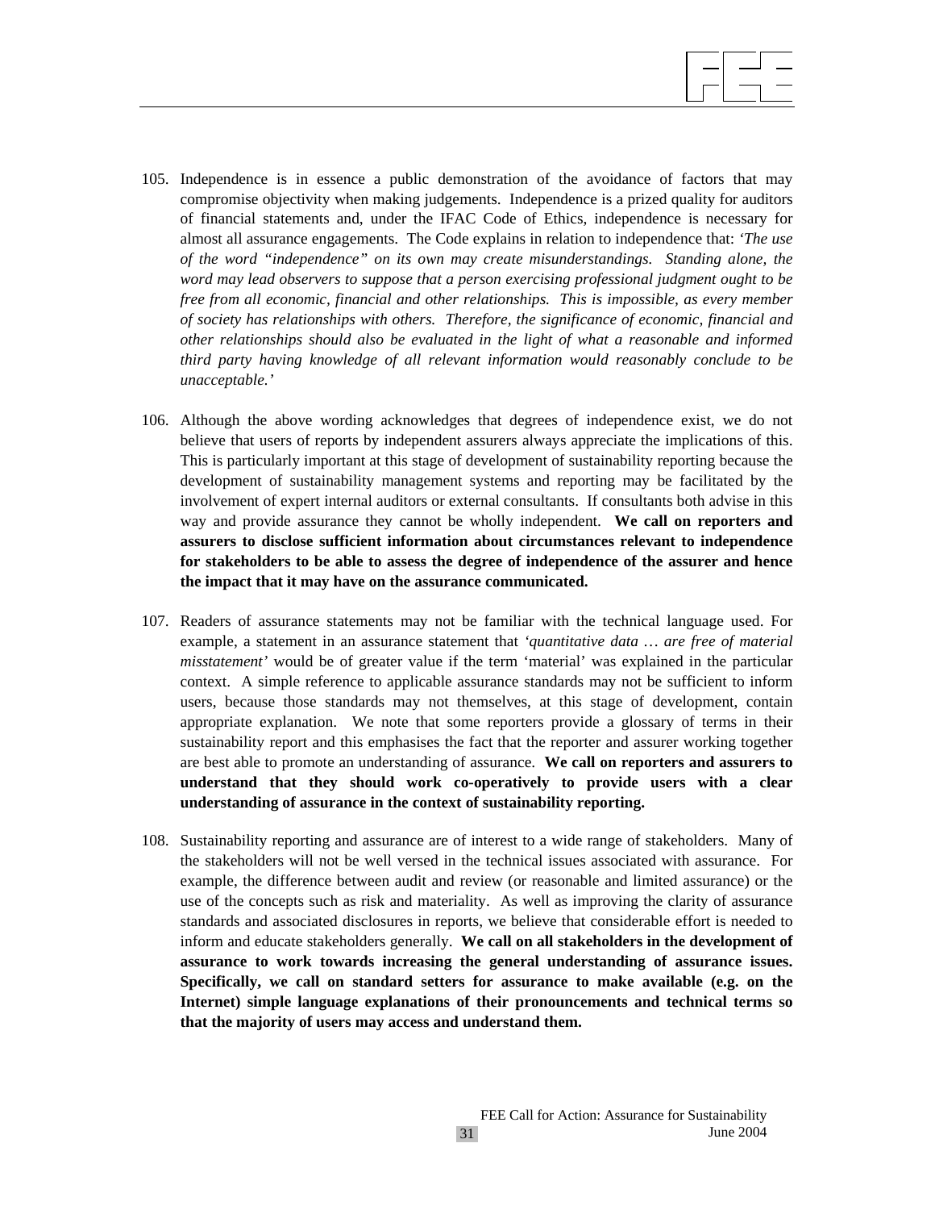105. Independence is in essence a public demonstration of the avoidance of factors that may compromise objectivity when making judgements. Independence is a prized quality for auditors of financial statements and, under the IFAC Code of Ethics, independence is necessary for almost all assurance engagements. The Code explains in relation to independence that: *'The use of the word "independence" on its own may create misunderstandings. Standing alone, the word may lead observers to suppose that a person exercising professional judgment ought to be free from all economic, financial and other relationships. This is impossible, as every member of society has relationships with others. Therefore, the significance of economic, financial and other relationships should also be evaluated in the light of what a reasonable and informed third party having knowledge of all relevant information would reasonably conclude to be unacceptable.'*

106. Although the above wording acknowledges that degrees of independence exist, we do not believe that users of reports by independent assurers always appreciate the implications of this. This is particularly important at this stage of development of sustainability reporting because the development of sustainability management systems and reporting may be facilitated by the involvement of expert internal auditors or external consultants. If consultants both advise in this way and provide assurance they cannot be wholly independent. **We call on reporters and assurers to disclose sufficient information about circumstances relevant to independence for stakeholders to be able to assess the degree of independence of the assurer and hence the impact that it may have on the assurance communicated.**

107. Readers of assurance statements may not be familiar with the technical language used. For example, a statement in an assurance statement that *'quantitative data … are free of material misstatement'* would be of greater value if the term 'material' was explained in the particular context. A simple reference to applicable assurance standards may not be sufficient to inform users, because those standards may not themselves, at this stage of development, contain appropriate explanation. We note that some reporters provide a glossary of terms in their sustainability report and this emphasises the fact that the reporter and assurer working together are best able to promote an understanding of assurance. **We call on reporters and assurers to understand that they should work co-operatively to provide users with a clear understanding of assurance in the context of sustainability reporting.**

108. Sustainability reporting and assurance are of interest to a wide range of stakeholders. Many of the stakeholders will not be well versed in the technical issues associated with assurance. For example, the difference between audit and review (or reasonable and limited assurance) or the use of the concepts such as risk and materiality. As well as improving the clarity of assurance standards and associated disclosures in reports, we believe that considerable effort is needed to inform and educate stakeholders generally. **We call on all stakeholders in the development of assurance to work towards increasing the general understanding of assurance issues. Specifically, we call on standard setters for assurance to make available (e.g. on the Internet) simple language explanations of their pronouncements and technical terms so that the majority of users may access and understand them.**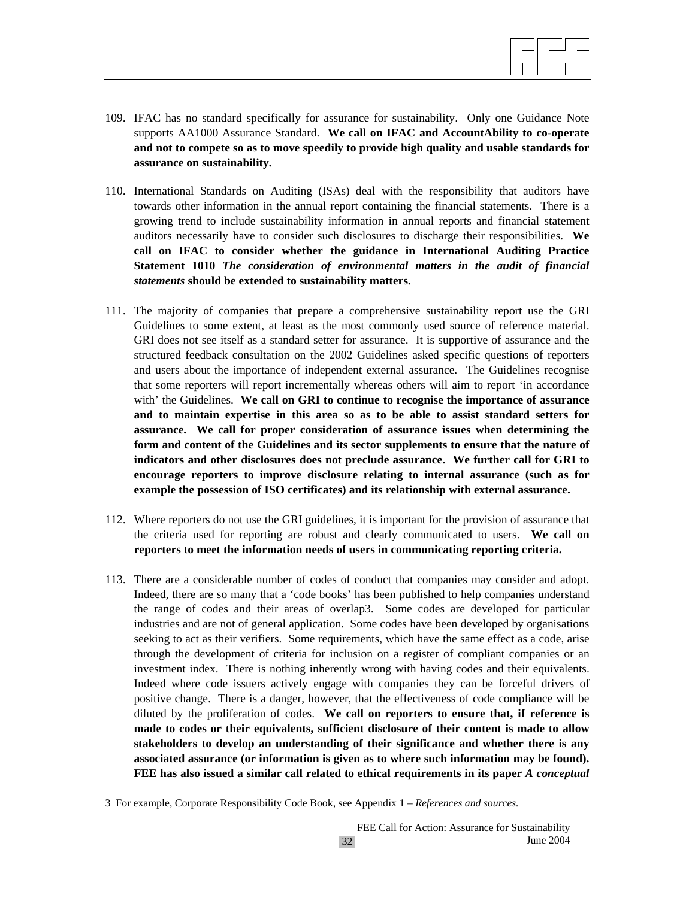109. IFAC has no standard specifically for assurance for sustainability. Only one Guidance Note supports AA1000 Assurance Standard. **We call on IFAC and AccountAbility to co-operate and not to compete so as to move speedily to provide high quality and usable standards for assurance on sustainability.**

110. International Standards on Auditing (ISAs) deal with the responsibility that auditors have towards other information in the annual report containing the financial statements. There is a growing trend to include sustainability information in annual reports and financial statement auditors necessarily have to consider such disclosures to discharge their responsibilities. **We call on IFAC to consider whether the guidance in International Auditing Practice Statement 1010 *The consideration of environmental matters in the audit of financial statements* should be extended to sustainability matters.**

111. The majority of companies that prepare a comprehensive sustainability report use the GRI Guidelines to some extent, at least as the most commonly used source of reference material. GRI does not see itself as a standard setter for assurance. It is supportive of assurance and the structured feedback consultation on the 2002 Guidelines asked specific questions of reporters and users about the importance of independent external assurance. The Guidelines recognise that some reporters will report incrementally whereas others will aim to report 'in accordance with' the Guidelines. **We call on GRI to continue to recognise the importance of assurance and to maintain expertise in this area so as to be able to assist standard setters for assurance. We call for proper consideration of assurance issues when determining the form and content of the Guidelines and its sector supplements to ensure that the nature of indicators and other disclosures does not preclude assurance. We further call for GRI to encourage reporters to improve disclosure relating to internal assurance (such as for example the possession of ISO certificates) and its relationship with external assurance.**

112. Where reporters do not use the GRI guidelines, it is important for the provision of assurance that the criteria used for reporting are robust and clearly communicated to users. **We call on reporters to meet the information needs of users in communicating reporting criteria.**

113. There are a considerable number of codes of conduct that companies may consider and adopt. Indeed, there are so many that a 'code books' has been published to help companies understand the range of codes and their areas of overlap[3]. Some codes are developed for particular industries and are not of general application. Some codes have been developed by organisations seeking to act as their verifiers. Some requirements, which have the same effect as a code, arise through the development of criteria for inclusion on a register of compliant companies or an investment index. There is nothing inherently wrong with having codes and their equivalents. Indeed where code issuers actively engage with companies they can be forceful drivers of positive change. There is a danger, however, that the effectiveness of code compliance will be diluted by the proliferation of codes. **We call on reporters to ensure that, if reference is made to codes or their equivalents, sufficient disclosure of their content is made to allow stakeholders to develop an understanding of their significance and whether there is any associated assurance (or information is given as to where such information may be found). FEE has also issued a similar call related to ethical requirements in its paper *A conceptual***

---

3 For example, Corporate Responsibility Code Book, see Appendix 1 – *References and sources.*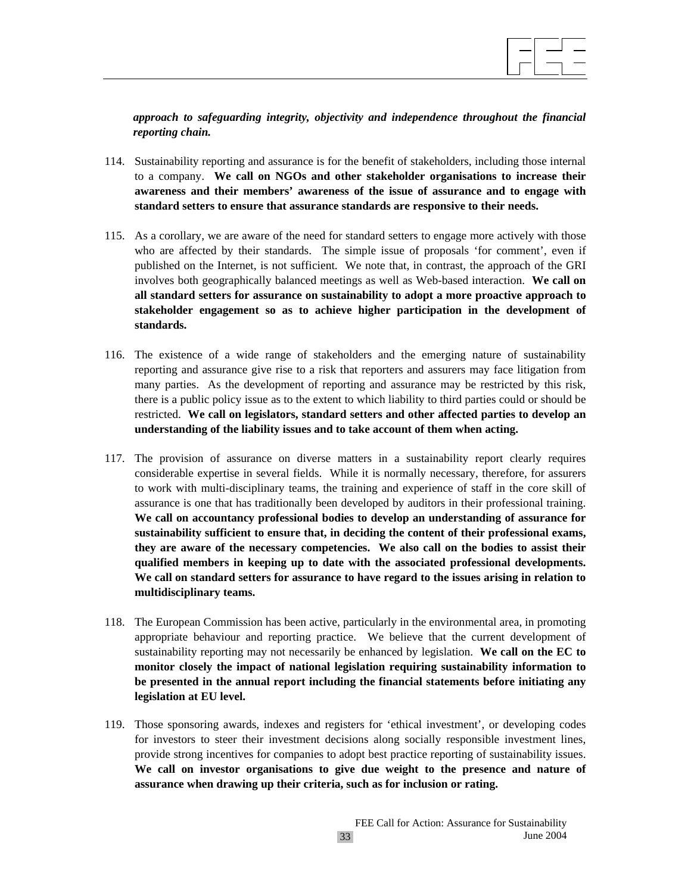***approach to safeguarding integrity, objectivity and independence throughout the financial reporting chain.***

114. Sustainability reporting and assurance is for the benefit of stakeholders, including those internal to a company. **We call on NGOs and other stakeholder organisations to increase their awareness and their members' awareness of the issue of assurance and to engage with standard setters to ensure that assurance standards are responsive to their needs.**

115. As a corollary, we are aware of the need for standard setters to engage more actively with those who are affected by their standards. The simple issue of proposals 'for comment', even if published on the Internet, is not sufficient. We note that, in contrast, the approach of the GRI involves both geographically balanced meetings as well as Web-based interaction. **We call on all standard setters for assurance on sustainability to adopt a more proactive approach to stakeholder engagement so as to achieve higher participation in the development of standards.**

116. The existence of a wide range of stakeholders and the emerging nature of sustainability reporting and assurance give rise to a risk that reporters and assurers may face litigation from many parties. As the development of reporting and assurance may be restricted by this risk, there is a public policy issue as to the extent to which liability to third parties could or should be restricted. **We call on legislators, standard setters and other affected parties to develop an understanding of the liability issues and to take account of them when acting.**

117. The provision of assurance on diverse matters in a sustainability report clearly requires considerable expertise in several fields. While it is normally necessary, therefore, for assurers to work with multi-disciplinary teams, the training and experience of staff in the core skill of assurance is one that has traditionally been developed by auditors in their professional training. **We call on accountancy professional bodies to develop an understanding of assurance for sustainability sufficient to ensure that, in deciding the content of their professional exams, they are aware of the necessary competencies. We also call on the bodies to assist their qualified members in keeping up to date with the associated professional developments. We call on standard setters for assurance to have regard to the issues arising in relation to multidisciplinary teams.**

118. The European Commission has been active, particularly in the environmental area, in promoting appropriate behaviour and reporting practice. We believe that the current development of sustainability reporting may not necessarily be enhanced by legislation. **We call on the EC to monitor closely the impact of national legislation requiring sustainability information to be presented in the annual report including the financial statements before initiating any legislation at EU level.**

119. Those sponsoring awards, indexes and registers for 'ethical investment', or developing codes for investors to steer their investment decisions along socially responsible investment lines, provide strong incentives for companies to adopt best practice reporting of sustainability issues. **We call on investor organisations to give due weight to the presence and nature of assurance when drawing up their criteria, such as for inclusion or rating.**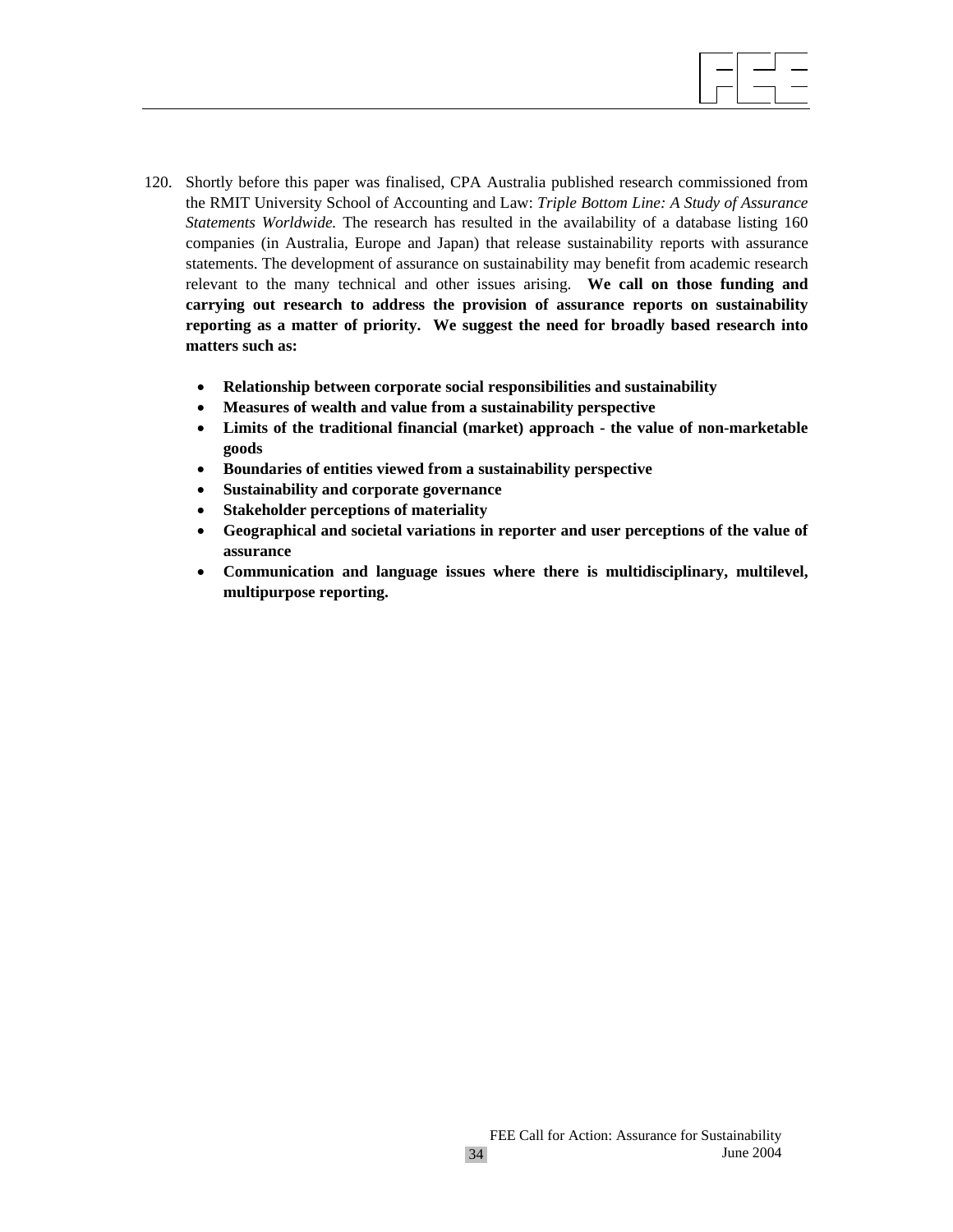120. Shortly before this paper was finalised, CPA Australia published research commissioned from the RMIT University School of Accounting and Law: *Triple Bottom Line: A Study of Assurance Statements Worldwide.* The research has resulted in the availability of a database listing 160 companies (in Australia, Europe and Japan) that release sustainability reports with assurance statements. The development of assurance on sustainability may benefit from academic research relevant to the many technical and other issues arising. **We call on those funding and carrying out research to address the provision of assurance reports on sustainability reporting as a matter of priority. We suggest the need for broadly based research into matters such as:**

   - **Relationship between corporate social responsibilities and sustainability**
   - **Measures of wealth and value from a sustainability perspective**
   - **Limits of the traditional financial (market) approach - the value of non-marketable goods**
   - **Boundaries of entities viewed from a sustainability perspective**
   - **Sustainability and corporate governance**
   - **Stakeholder perceptions of materiality**
   - **Geographical and societal variations in reporter and user perceptions of the value of assurance**
   - **Communication and language issues where there is multidisciplinary, multilevel, multipurpose reporting.**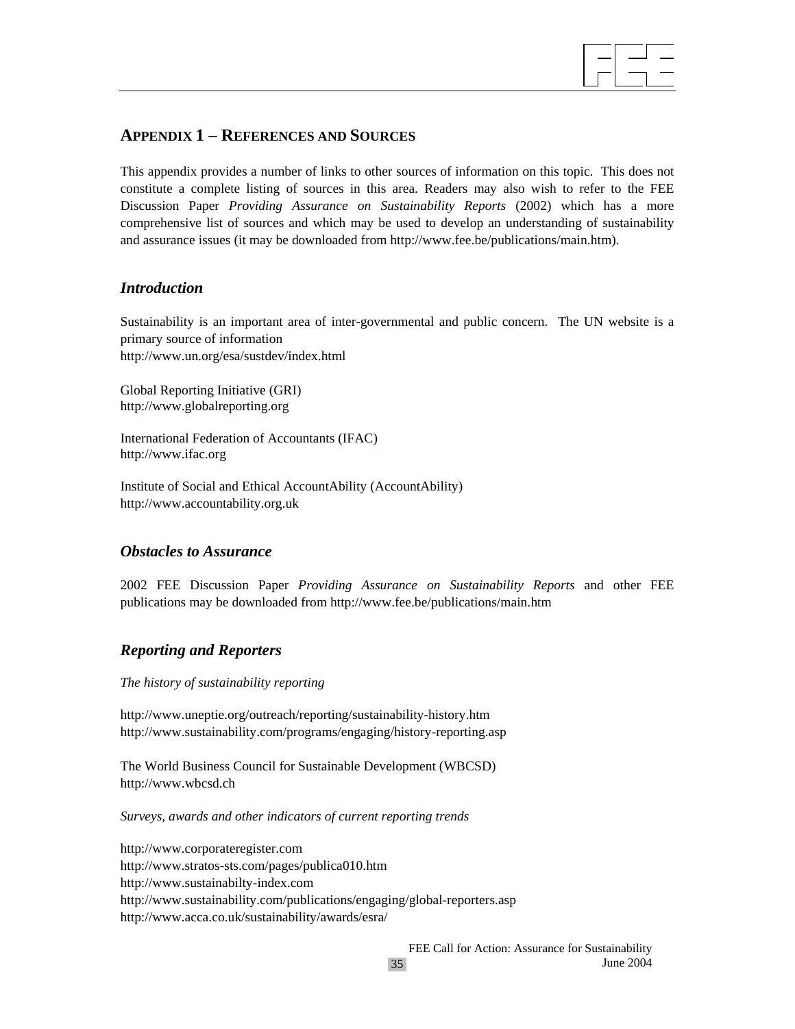## APPENDIX 1 – REFERENCES AND SOURCES

This appendix provides a number of links to other sources of information on this topic. This does not constitute a complete listing of sources in this area. Readers may also wish to refer to the FEE Discussion Paper *Providing Assurance on Sustainability Reports* (2002) which has a more comprehensive list of sources and which may be used to develop an understanding of sustainability and assurance issues (it may be downloaded from http://www.fee.be/publications/main.htm).

### *Introduction*

Sustainability is an important area of inter-governmental and public concern. The UN website is a primary source of information
http://www.un.org/esa/sustdev/index.html

Global Reporting Initiative (GRI)
http://www.globalreporting.org

International Federation of Accountants (IFAC)
http://www.ifac.org

Institute of Social and Ethical AccountAbility (AccountAbility)
http://www.accountability.org.uk

### *Obstacles to Assurance*

2002 FEE Discussion Paper *Providing Assurance on Sustainability Reports* and other FEE publications may be downloaded from http://www.fee.be/publications/main.htm

### *Reporting and Reporters*

*The history of sustainability reporting*

http://www.uneptie.org/outreach/reporting/sustainability-history.htm
http://www.sustainability.com/programs/engaging/history-reporting.asp

The World Business Council for Sustainable Development (WBCSD)
http://www.wbcsd.ch

*Surveys, awards and other indicators of current reporting trends*

http://www.corporateregister.com
http://www.stratos-sts.com/pages/publica010.htm
http://www.sustainabilty-index.com
http://www.sustainability.com/publications/engaging/global-reporters.asp
http://www.acca.co.uk/sustainability/awards/esra/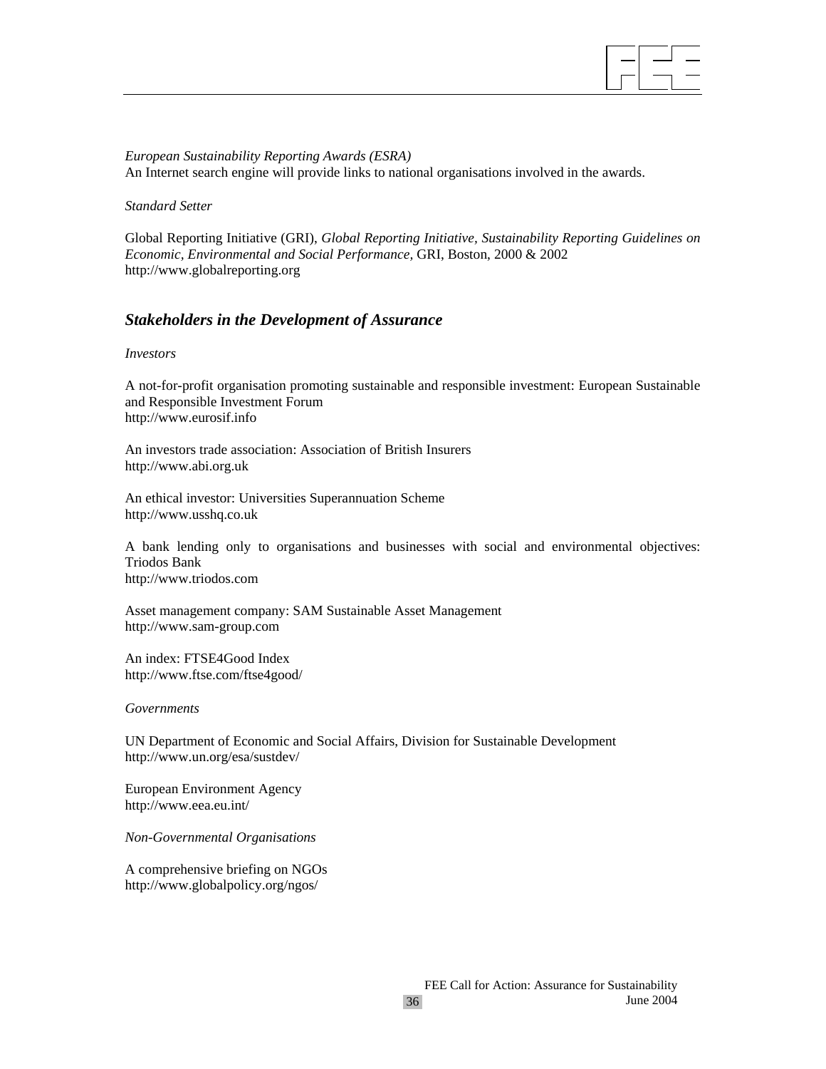*European Sustainability Reporting Awards (ESRA)*
An Internet search engine will provide links to national organisations involved in the awards.

*Standard Setter*

Global Reporting Initiative (GRI), *Global Reporting Initiative, Sustainability Reporting Guidelines on Economic, Environmental and Social Performance*, GRI, Boston, 2000 & 2002
http://www.globalreporting.org

## *Stakeholders in the Development of Assurance*

*Investors*

A not-for-profit organisation promoting sustainable and responsible investment: European Sustainable and Responsible Investment Forum
http://www.eurosif.info

An investors trade association: Association of British Insurers
http://www.abi.org.uk

An ethical investor: Universities Superannuation Scheme
http://www.usshq.co.uk

A bank lending only to organisations and businesses with social and environmental objectives: Triodos Bank
http://www.triodos.com

Asset management company: SAM Sustainable Asset Management
http://www.sam-group.com

An index: FTSE4Good Index
http://www.ftse.com/ftse4good/

*Governments*

UN Department of Economic and Social Affairs, Division for Sustainable Development
http://www.un.org/esa/sustdev/

European Environment Agency
http://www.eea.eu.int/

*Non-Governmental Organisations*

A comprehensive briefing on NGOs
http://www.globalpolicy.org/ngos/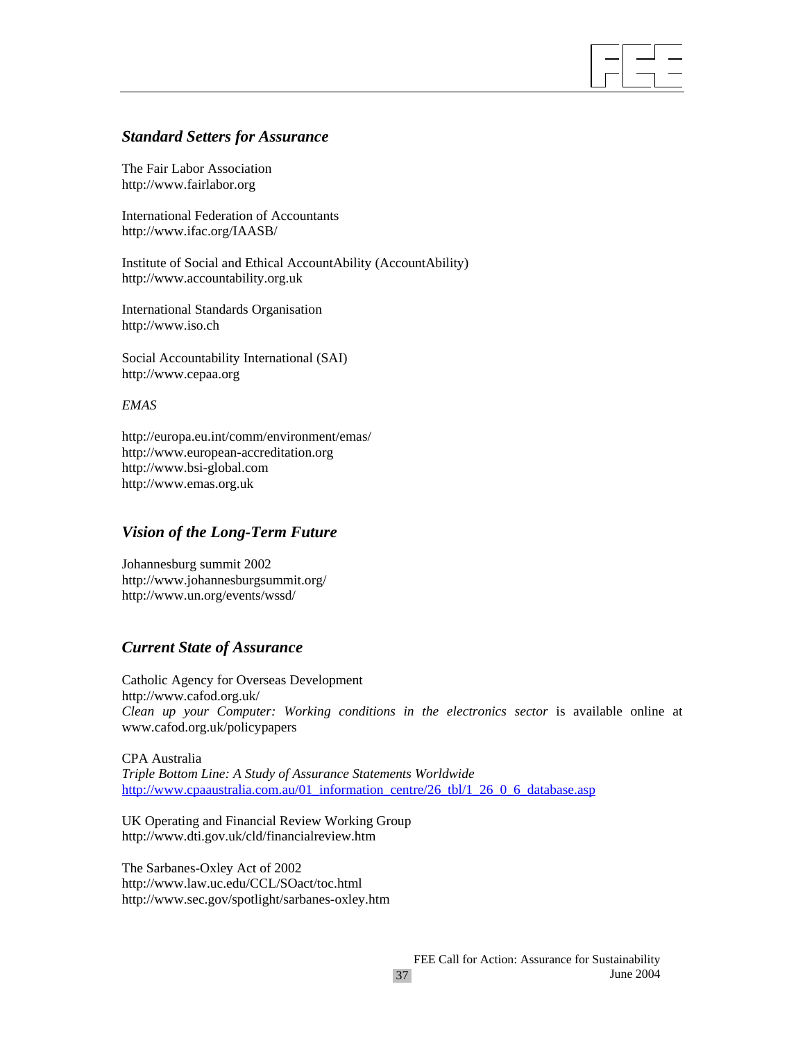## *Standard Setters for Assurance*

The Fair Labor Association
http://www.fairlabor.org

International Federation of Accountants
http://www.ifac.org/IAASB/

Institute of Social and Ethical AccountAbility (AccountAbility)
http://www.accountability.org.uk

International Standards Organisation
http://www.iso.ch

Social Accountability International (SAI)
http://www.cepaa.org

*EMAS*

http://europa.eu.int/comm/environment/emas/
http://www.european-accreditation.org
http://www.bsi-global.com
http://www.emas.org.uk

## *Vision of the Long-Term Future*

Johannesburg summit 2002
http://www.johannesburgsummit.org/
http://www.un.org/events/wssd/

## *Current State of Assurance*

Catholic Agency for Overseas Development
http://www.cafod.org.uk/
*Clean up your Computer: Working conditions in the electronics sector* is available online at www.cafod.org.uk/policypapers

CPA Australia
*Triple Bottom Line: A Study of Assurance Statements Worldwide*
http://www.cpaaustralia.com.au/01_information_centre/26_tbl/1_26_0_6_database.asp

UK Operating and Financial Review Working Group
http://www.dti.gov.uk/cld/financialreview.htm

The Sarbanes-Oxley Act of 2002
http://www.law.uc.edu/CCL/SOact/toc.html
http://www.sec.gov/spotlight/sarbanes-oxley.htm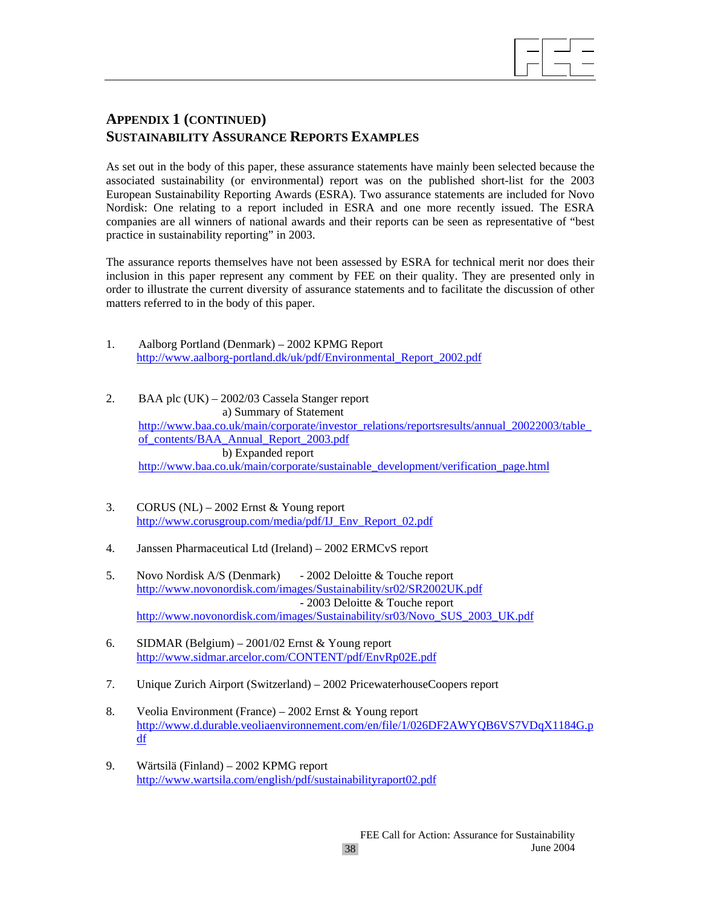## APPENDIX 1 (CONTINUED)
## SUSTAINABILITY ASSURANCE REPORTS EXAMPLES

As set out in the body of this paper, these assurance statements have mainly been selected because the associated sustainability (or environmental) report was on the published short-list for the 2003 European Sustainability Reporting Awards (ESRA). Two assurance statements are included for Novo Nordisk: One relating to a report included in ESRA and one more recently issued. The ESRA companies are all winners of national awards and their reports can be seen as representative of "best practice in sustainability reporting" in 2003.

The assurance reports themselves have not been assessed by ESRA for technical merit nor does their inclusion in this paper represent any comment by FEE on their quality. They are presented only in order to illustrate the current diversity of assurance statements and to facilitate the discussion of other matters referred to in the body of this paper.

1. Aalborg Portland (Denmark) – 2002 KPMG Report
   http://www.aalborg-portland.dk/uk/pdf/Environmental_Report_2002.pdf

2. BAA plc (UK) – 2002/03 Cassela Stanger report
   a) Summary of Statement
   http://www.baa.co.uk/main/corporate/investor_relations/reportsresults/annual_20022003/table_of_contents/BAA_Annual_Report_2003.pdf
   b) Expanded report
   http://www.baa.co.uk/main/corporate/sustainable_development/verification_page.html

3. CORUS (NL) – 2002 Ernst & Young report
   http://www.corusgroup.com/media/pdf/IJ_Env_Report_02.pdf

4. Janssen Pharmaceutical Ltd (Ireland) – 2002 ERMCvS report

5. Novo Nordisk A/S (Denmark) - 2002 Deloitte & Touche report
   http://www.novonordisk.com/images/Sustainability/sr02/SR2002UK.pdf
   - 2003 Deloitte & Touche report
   http://www.novonordisk.com/images/Sustainability/sr03/Novo_SUS_2003_UK.pdf

6. SIDMAR (Belgium) – 2001/02 Ernst & Young report
   http://www.sidmar.arcelor.com/CONTENT/pdf/EnvRp02E.pdf

7. Unique Zurich Airport (Switzerland) – 2002 PricewaterhouseCoopers report

8. Veolia Environment (France) – 2002 Ernst & Young report
   http://www.d.durable.veoliaenvironnement.com/en/file/1/026DF2AWYQB6VS7VDqX1184G.pdf

9. Wärtsilä (Finland) – 2002 KPMG report
   http://www.wartsila.com/english/pdf/sustainabilityraport02.pdf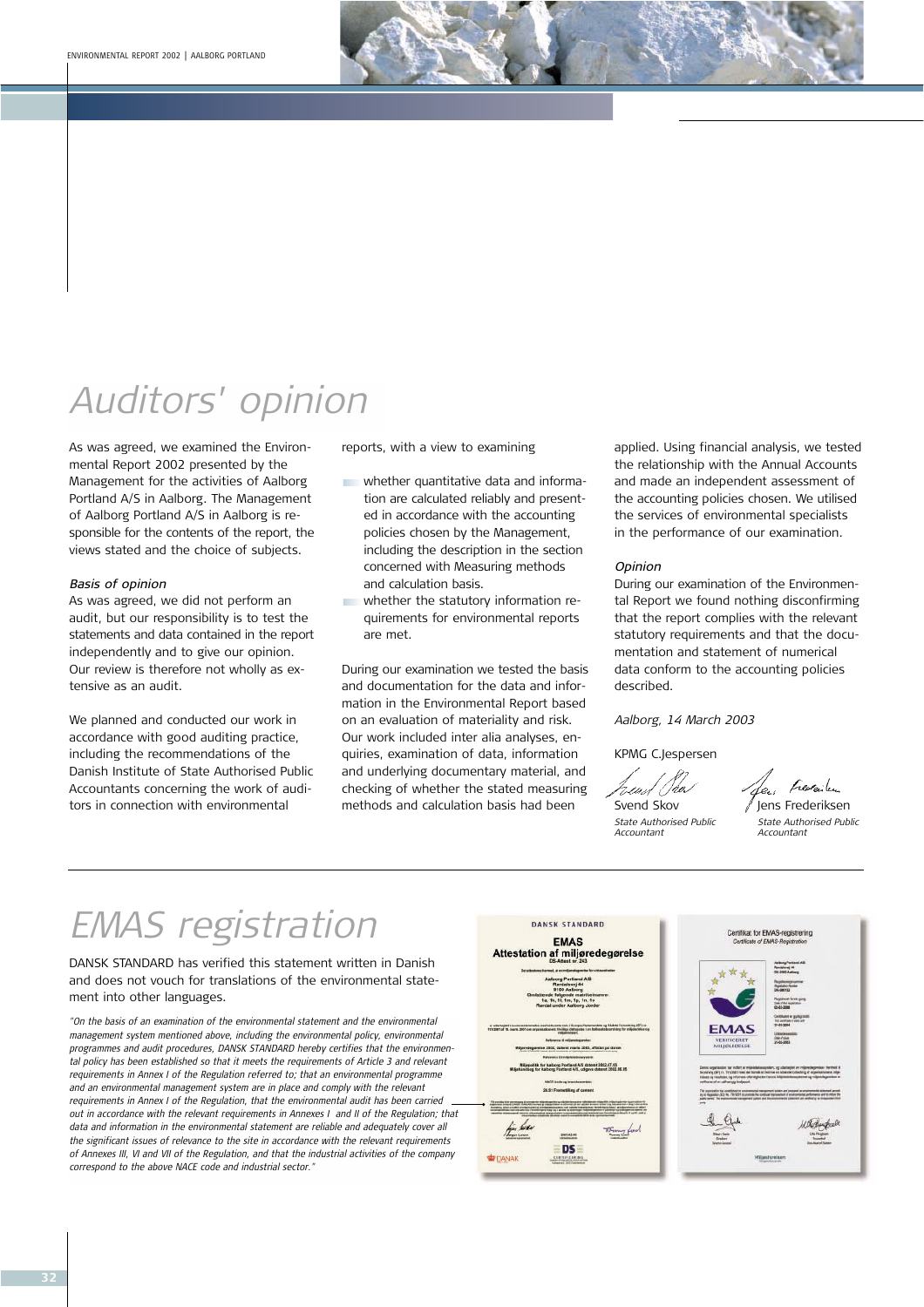# Auditors' opinion

As was agreed, we examined the Environmental Report 2002 presented by the Management for the activities of Aalborg Portland A/S in Aalborg. The Management of Aalborg Portland A/S in Aalborg is responsible for the contents of the report, the views stated and the choice of subjects.

*Basis of opinion*

As was agreed, we did not perform an audit, but our responsibility is to test the statements and data contained in the report independently and to give our opinion. Our review is therefore not wholly as extensive as an audit.

We planned and conducted our work in accordance with good auditing practice, including the recommendations of the Danish Institute of State Authorised Public Accountants concerning the work of auditors in connection with environmental reports, with a view to examining

- whether quantitative data and information are calculated reliably and presented in accordance with the accounting policies chosen by the Management, including the description in the section concerned with Measuring methods and calculation basis.
- whether the statutory information requirements for environmental reports are met.

During our examination we tested the basis and documentation for the data and information in the Environmental Report based on an evaluation of materiality and risk. Our work included inter alia analyses, enquiries, examination of data, information and underlying documentary material, and checking of whether the stated measuring methods and calculation basis had been applied. Using financial analysis, we tested the relationship with the Annual Accounts and made an independent assessment of the accounting policies chosen. We utilised the services of environmental specialists in the performance of our examination.

*Opinion*

During our examination of the Environmental Report we found nothing disconfirming that the report complies with the relevant statutory requirements and that the documentation and statement of numerical data conform to the accounting policies described.

*Aalborg, 14 March 2003*

KPMG C.Jespersen

Svend Skov
*State Authorised Public Accountant*

Jens Frederiksen
*State Authorised Public Accountant*

# EMAS registration

DANSK STANDARD has verified this statement written in Danish and does not vouch for translations of the environmental statement into other languages.

*"On the basis of an examination of the environmental statement and the environmental management system mentioned above, including the environmental policy, environmental programmes and audit procedures, DANSK STANDARD hereby certifies that the environmental policy has been established so that it meets the requirements of Article 3 and relevant requirements in Annex I of the Regulation referred to; that an environmental programme and an environmental management system are in place and comply with the relevant requirements in Annex I of the Regulation, that the environmental audit has been carried out in accordance with the relevant requirements in Annexes I and II of the Regulation; that data and information in the environmental statement are reliable and adequately cover all the significant issues of relevance to the site in accordance with the relevant requirements of Annexes III, VI and VII of the Regulation, and that the industrial activities of the company correspond to the above NACE code and industrial sector."*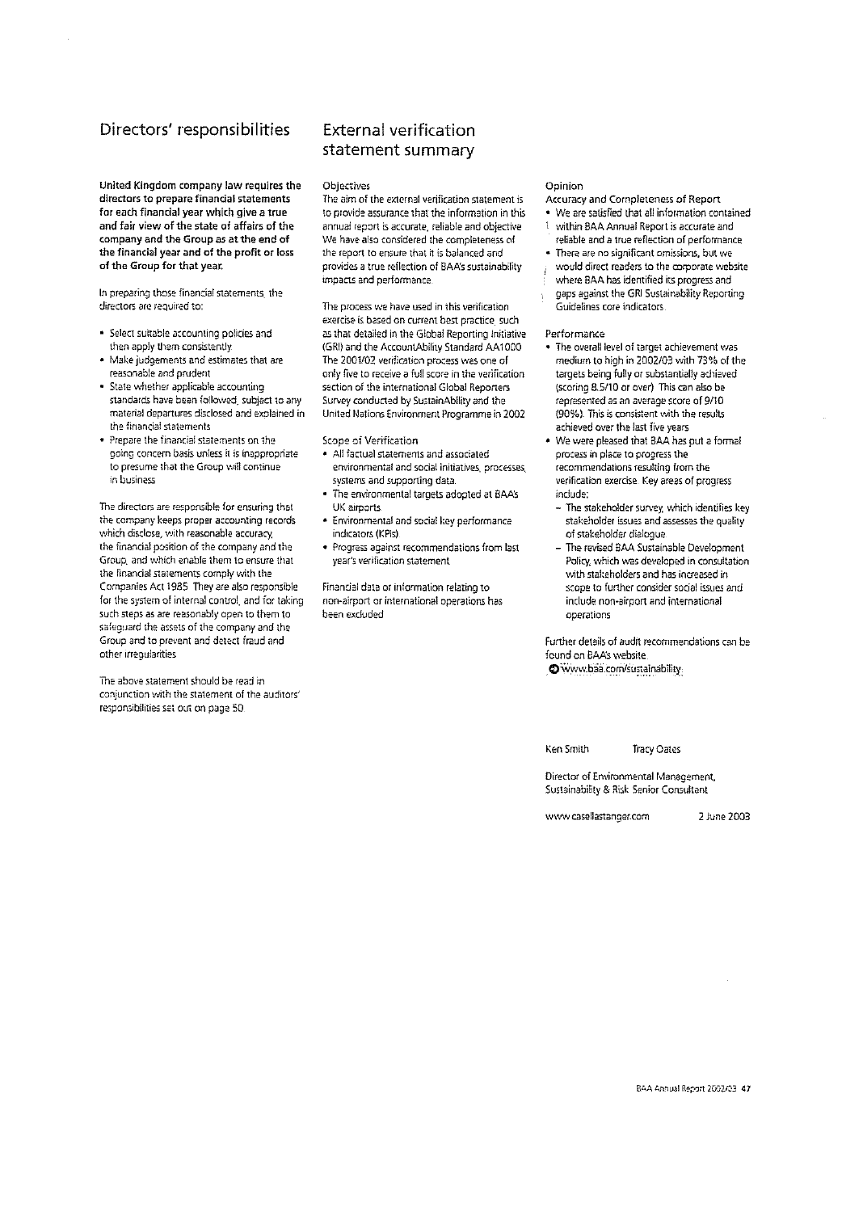## Directors' responsibilities

**United Kingdom company law requires the directors to prepare financial statements for each financial year which give a true and fair view of the state of affairs of the company and the Group as at the end of the financial year and of the profit or loss of the Group for that year.**

In preparing those financial statements, the directors are required to:

- Select suitable accounting policies and then apply them consistently
- Make judgements and estimates that are reasonable and prudent
- State whether applicable accounting standards have been followed, subject to any material departures disclosed and explained in the financial statements
- Prepare the financial statements on the going concern basis unless it is inappropriate to presume that the Group will continue in business

The directors are responsible for ensuring that the company keeps proper accounting records which disclose, with reasonable accuracy, the financial position of the company and the Group, and which enable them to ensure that the financial statements comply with the Companies Act 1985. They are also responsible for the system of internal control, and for taking such steps as are reasonably open to them to safeguard the assets of the company and the Group and to prevent and detect fraud and other irregularities.

The above statement should be read in conjunction with the statement of the auditors' responsibilities set out on page 50.

## External verification statement summary

Objectives

The aim of the external verification statement is to provide assurance that the information in this annual report is accurate, reliable and objective. We have also considered the completeness of the report to ensure that it is balanced and provides a true reflection of BAA's sustainability impacts and performance.

The process we have used in this verification exercise is based on current best practice, such as that detailed in the Global Reporting Initiative (GRI) and the AccountAbility Standard AA1000. The 2001/02 verification process was one of only five to receive a full score in the verification section of the international Global Reporters Survey conducted by SustainAbility and the United Nations Environment Programme in 2002.

Scope of Verification

- All factual statements and associated environmental and social initiatives, processes, systems and supporting data
- The environmental targets adopted at BAA's UK airports
- Environmental and social key performance indicators (KPIs)
- Progress against recommendations from last year's verification statement

Financial data or information relating to non-airport or international operations has been excluded.

Opinion

Accuracy and Completeness of Report

- We are satisfied that all information contained within BAA Annual Report is accurate and reliable and a true reflection of performance
- There are no significant omissions, but we would direct readers to the corporate website where BAA has identified its progress and gaps against the GRI Sustainability Reporting Guidelines core indicators.

Performance

- The overall level of target achievement was medium to high in 2002/03 with 73% of the targets being fully or substantially achieved (scoring 8.5/10 or over). This can also be represented as an average score of 9/10 (90%). This is consistent with the results achieved over the last five years
- We were pleased that BAA has put a formal process in place to progress the recommendations resulting from the verification exercise. Key areas of progress include:
  - The stakeholder survey, which identifies key stakeholder issues and assesses the quality of stakeholder dialogue
  - The revised BAA Sustainable Development Policy, which was developed in consultation with stakeholders and has increased in scope to further consider social issues and include non-airport and international operations

Further details of audit recommendations can be found on BAA's website.
www.baa.com/sustainability

Ken Smith — Tracy Oates

Director of Environmental Management, Sustainability & Risk Senior Consultant

www.casellastanger.com — 2 June 2003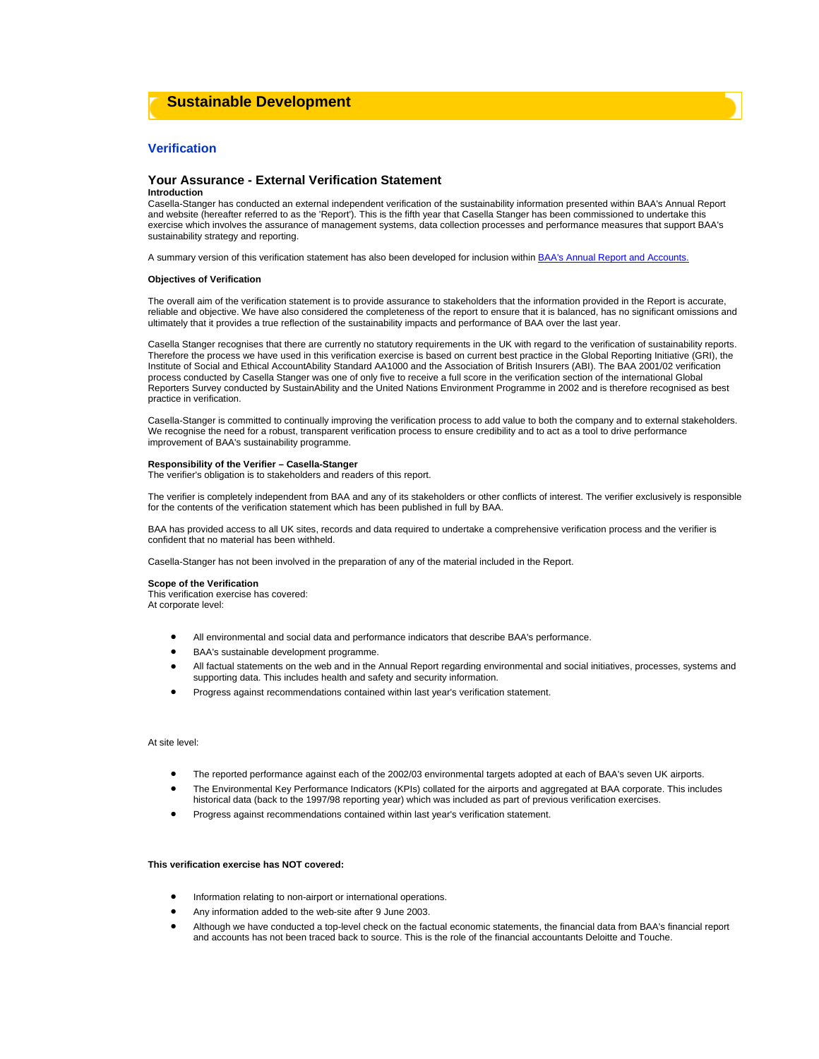# Sustainable Development

## Verification

### Your Assurance - External Verification Statement

**Introduction**

Casella-Stanger has conducted an external independent verification of the sustainability information presented within BAA's Annual Report and website (hereafter referred to as the 'Report'). This is the fifth year that Casella Stanger has been commissioned to undertake this exercise which involves the assurance of management systems, data collection processes and performance measures that support BAA's sustainability strategy and reporting.

A summary version of this verification statement has also been developed for inclusion within BAA's Annual Report and Accounts.

**Objectives of Verification**

The overall aim of the verification statement is to provide assurance to stakeholders that the information provided in the Report is accurate, reliable and objective. We have also considered the completeness of the report to ensure that it is balanced, has no significant omissions and ultimately that it provides a true reflection of the sustainability impacts and performance of BAA over the last year.

Casella Stanger recognises that there are currently no statutory requirements in the UK with regard to the verification of sustainability reports. Therefore the process we have used in this verification exercise is based on current best practice in the Global Reporting Initiative (GRI), the Institute of Social and Ethical AccountAbility Standard AA1000 and the Association of British Insurers (ABI). The BAA 2001/02 verification process conducted by Casella Stanger was one of only five to receive a full score in the verification section of the international Global Reporters Survey conducted by SustainAbility and the United Nations Environment Programme in 2002 and is therefore recognised as best practice in verification.

Casella-Stanger is committed to continually improving the verification process to add value to both the company and to external stakeholders. We recognise the need for a robust, transparent verification process to ensure credibility and to act as a tool to drive performance improvement of BAA's sustainability programme.

**Responsibility of the Verifier – Casella-Stanger**

The verifier's obligation is to stakeholders and readers of this report.

The verifier is completely independent from BAA and any of its stakeholders or other conflicts of interest. The verifier exclusively is responsible for the contents of the verification statement which has been published in full by BAA.

BAA has provided access to all UK sites, records and data required to undertake a comprehensive verification process and the verifier is confident that no material has been withheld.

Casella-Stanger has not been involved in the preparation of any of the material included in the Report.

**Scope of the Verification**

This verification exercise has covered:
At corporate level:

- All environmental and social data and performance indicators that describe BAA's performance.
- BAA's sustainable development programme.
- All factual statements on the web and in the Annual Report regarding environmental and social initiatives, processes, systems and supporting data. This includes health and safety and security information.
- Progress against recommendations contained within last year's verification statement.

At site level:

- The reported performance against each of the 2002/03 environmental targets adopted at each of BAA's seven UK airports.
- The Environmental Key Performance Indicators (KPIs) collated for the airports and aggregated at BAA corporate. This includes historical data (back to the 1997/98 reporting year) which was included as part of previous verification exercises.
- Progress against recommendations contained within last year's verification statement.

**This verification exercise has NOT covered:**

- Information relating to non-airport or international operations.
- Any information added to the web-site after 9 June 2003.
- Although we have conducted a top-level check on the factual economic statements, the financial data from BAA's financial report and accounts has not been traced back to source. This is the role of the financial accountants Deloitte and Touche.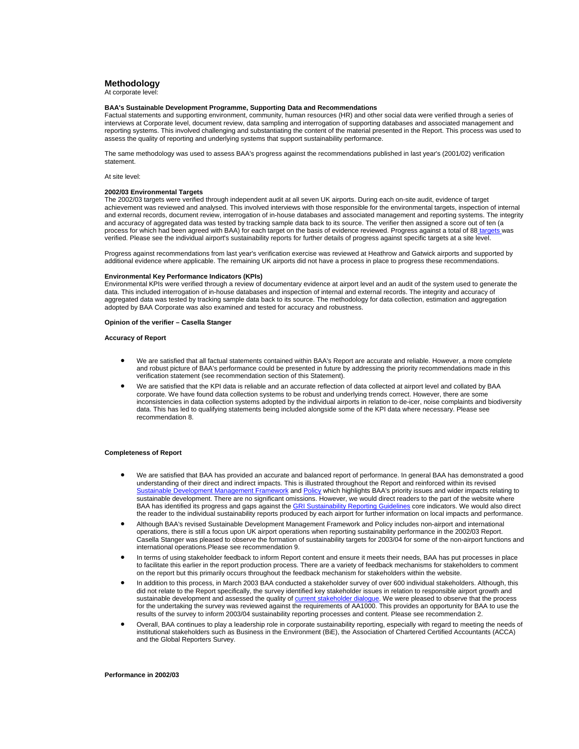## Methodology

At corporate level:

**BAA's Sustainable Development Programme, Supporting Data and Recommendations**

Factual statements and supporting environment, community, human resources (HR) and other social data were verified through a series of interviews at Corporate level, document review, data sampling and interrogation of supporting databases and associated management and reporting systems. This involved challenging and substantiating the content of the material presented in the Report. This process was used to assess the quality of reporting and underlying systems that support sustainability performance.

The same methodology was used to assess BAA's progress against the recommendations published in last year's (2001/02) verification statement.

At site level:

**2002/03 Environmental Targets**

The 2002/03 targets were verified through independent audit at all seven UK airports. During each on-site audit, evidence of target achievement was reviewed and analysed. This involved interviews with those responsible for the environmental targets, inspection of internal and external records, document review, interrogation of in-house databases and associated management and reporting systems. The integrity and accuracy of aggregated data was tested by tracking sample data back to its source. The verifier then assigned a score out of ten (a process for which had been agreed with BAA) for each target on the basis of evidence reviewed. Progress against a total of 88 targets was verified. Please see the individual airport's sustainability reports for further details of progress against specific targets at a site level.

Progress against recommendations from last year's verification exercise was reviewed at Heathrow and Gatwick airports and supported by additional evidence where applicable. The remaining UK airports did not have a process in place to progress these recommendations.

**Environmental Key Performance Indicators (KPIs)**

Environmental KPIs were verified through a review of documentary evidence at airport level and an audit of the system used to generate the data. This included interrogation of in-house databases and inspection of internal and external records. The integrity and accuracy of aggregated data was tested by tracking sample data back to its source. The methodology for data collection, estimation and aggregation adopted by BAA Corporate was also examined and tested for accuracy and robustness.

**Opinion of the verifier – Casella Stanger**

**Accuracy of Report**

- We are satisfied that all factual statements contained within BAA's Report are accurate and reliable. However, a more complete and robust picture of BAA's performance could be presented in future by addressing the priority recommendations made in this verification statement (see recommendation section of this Statement).
- We are satisfied that the KPI data is reliable and an accurate reflection of data collected at airport level and collated by BAA corporate. We have found data collection systems to be robust and underlying trends correct. However, there are some inconsistencies in data collection systems adopted by the individual airports in relation to de-icer, noise complaints and biodiversity data. This has led to qualifying statements being included alongside some of the KPI data where necessary. Please see recommendation 8.

**Completeness of Report**

- We are satisfied that BAA has provided an accurate and balanced report of performance. In general BAA has demonstrated a good understanding of their direct and indirect impacts. This is illustrated throughout the Report and reinforced within its revised Sustainable Development Management Framework and Policy which highlights BAA's priority issues and wider impacts relating to sustainable development. There are no significant omissions. However, we would direct readers to the part of the website where BAA has identified its progress and gaps against the GRI Sustainability Reporting Guidelines core indicators. We would also direct the reader to the individual sustainability reports produced by each airport for further information on local impacts and performance.
- Although BAA's revised Sustainable Development Management Framework and Policy includes non-airport and international operations, there is still a focus upon UK airport operations when reporting sustainability performance in the 2002/03 Report. Casella Stanger was pleased to observe the formation of sustainability targets for 2003/04 for some of the non-airport functions and international operations.Please see recommendation 9.
- In terms of using stakeholder feedback to inform Report content and ensure it meets their needs, BAA has put processes in place to facilitate this earlier in the report production process. There are a variety of feedback mechanisms for stakeholders to comment on the report but this primarily occurs throughout the feedback mechanism for stakeholders within the website.
- In addition to this process, in March 2003 BAA conducted a stakeholder survey of over 600 individual stakeholders. Although, this did not relate to the Report specifically, the survey identified key stakeholder issues in relation to responsible airport growth and sustainable development and assessed the quality of current stakeholder dialogue. We were pleased to observe that the process for the undertaking the survey was reviewed against the requirements of AA1000. This provides an opportunity for BAA to use the results of the survey to inform 2003/04 sustainability reporting processes and content. Please see recommendation 2.
- Overall, BAA continues to play a leadership role in corporate sustainability reporting, especially with regard to meeting the needs of institutional stakeholders such as Business in the Environment (BiE), the Association of Chartered Certified Accountants (ACCA) and the Global Reporters Survey.

**Performance in 2002/03**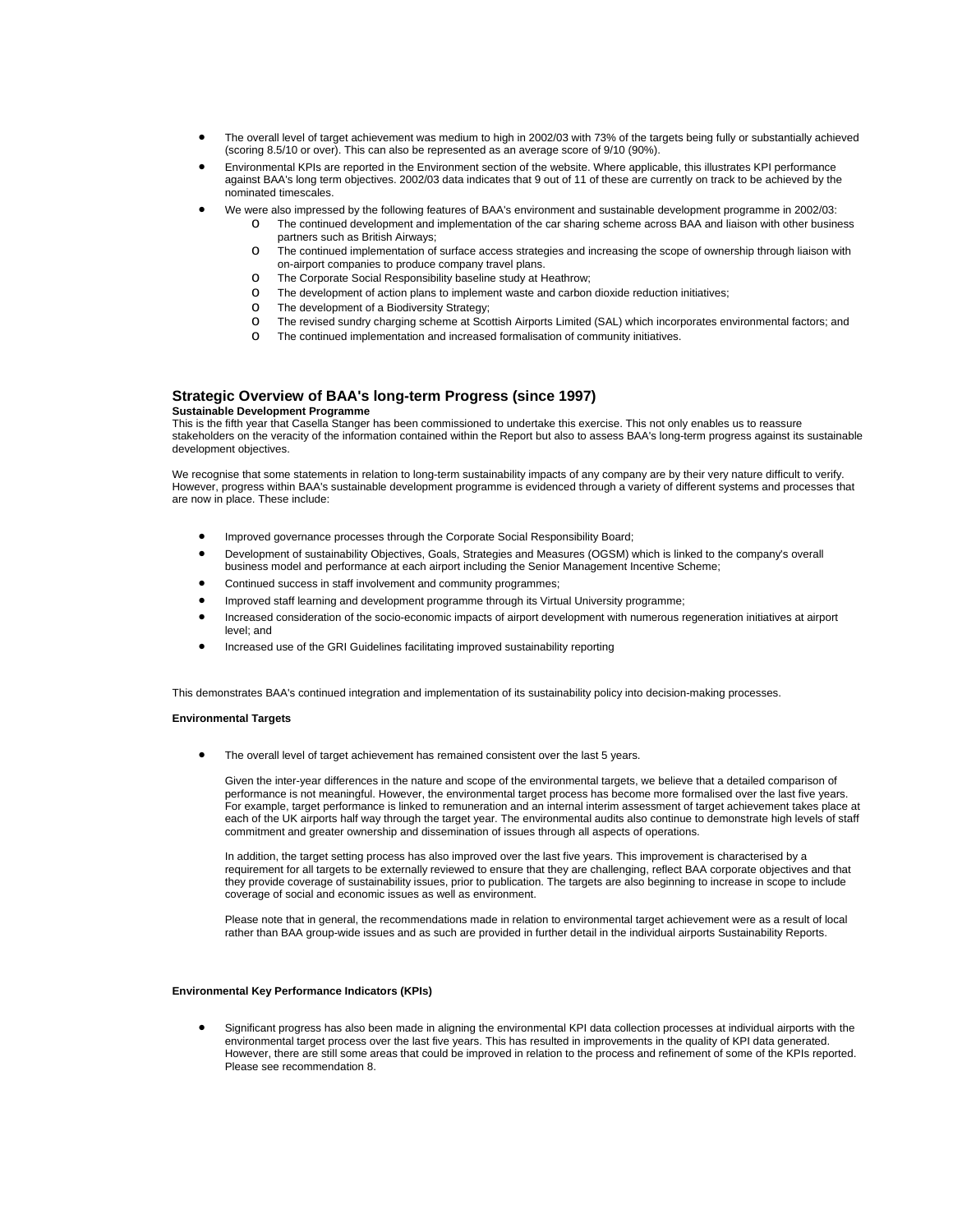- The overall level of target achievement was medium to high in 2002/03 with 73% of the targets being fully or substantially achieved (scoring 8.5/10 or over). This can also be represented as an average score of 9/10 (90%).
- Environmental KPIs are reported in the Environment section of the website. Where applicable, this illustrates KPI performance against BAA's long term objectives. 2002/03 data indicates that 9 out of 11 of these are currently on track to be achieved by the nominated timescales.
- We were also impressed by the following features of BAA's environment and sustainable development programme in 2002/03:
  - The continued development and implementation of the car sharing scheme across BAA and liaison with other business partners such as British Airways;
  - The continued implementation of surface access strategies and increasing the scope of ownership through liaison with on-airport companies to produce company travel plans.
  - The Corporate Social Responsibility baseline study at Heathrow;
  - The development of action plans to implement waste and carbon dioxide reduction initiatives;
  - The development of a Biodiversity Strategy;
  - The revised sundry charging scheme at Scottish Airports Limited (SAL) which incorporates environmental factors; and
  - The continued implementation and increased formalisation of community initiatives.

## Strategic Overview of BAA's long-term Progress (since 1997)

**Sustainable Development Programme**

This is the fifth year that Casella Stanger has been commissioned to undertake this exercise. This not only enables us to reassure stakeholders on the veracity of the information contained within the Report but also to assess BAA's long-term progress against its sustainable development objectives.

We recognise that some statements in relation to long-term sustainability impacts of any company are by their very nature difficult to verify. However, progress within BAA's sustainable development programme is evidenced through a variety of different systems and processes that are now in place. These include:

- Improved governance processes through the Corporate Social Responsibility Board;
- Development of sustainability Objectives, Goals, Strategies and Measures (OGSM) which is linked to the company's overall business model and performance at each airport including the Senior Management Incentive Scheme;
- Continued success in staff involvement and community programmes;
- Improved staff learning and development programme through its Virtual University programme;
- Increased consideration of the socio-economic impacts of airport development with numerous regeneration initiatives at airport level; and
- Increased use of the GRI Guidelines facilitating improved sustainability reporting

This demonstrates BAA's continued integration and implementation of its sustainability policy into decision-making processes.

**Environmental Targets**

- The overall level of target achievement has remained consistent over the last 5 years.

  Given the inter-year differences in the nature and scope of the environmental targets, we believe that a detailed comparison of performance is not meaningful. However, the environmental target process has become more formalised over the last five years. For example, target performance is linked to remuneration and an internal interim assessment of target achievement takes place at each of the UK airports half way through the target year. The environmental audits also continue to demonstrate high levels of staff commitment and greater ownership and dissemination of issues through all aspects of operations.

  In addition, the target setting process has also improved over the last five years. This improvement is characterised by a requirement for all targets to be externally reviewed to ensure that they are challenging, reflect BAA corporate objectives and that they provide coverage of sustainability issues, prior to publication. The targets are also beginning to increase in scope to include coverage of social and economic issues as well as environment.

  Please note that in general, the recommendations made in relation to environmental target achievement were as a result of local rather than BAA group-wide issues and as such are provided in further detail in the individual airports Sustainability Reports.

**Environmental Key Performance Indicators (KPIs)**

- Significant progress has also been made in aligning the environmental KPI data collection processes at individual airports with the environmental target process over the last five years. This has resulted in improvements in the quality of KPI data generated. However, there are still some areas that could be improved in relation to the process and refinement of some of the KPIs reported. Please see recommendation 8.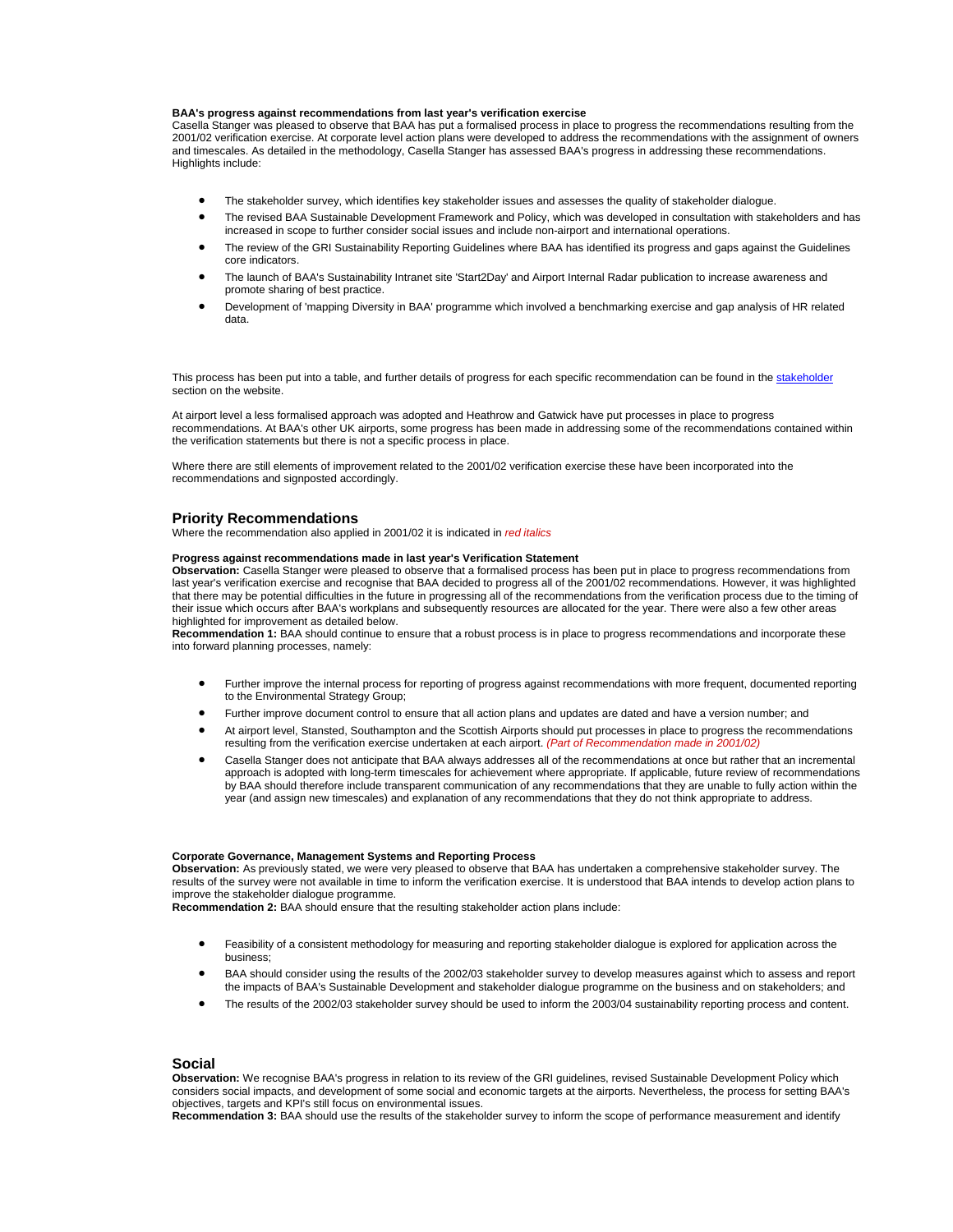**BAA's progress against recommendations from last year's verification exercise**

Casella Stanger was pleased to observe that BAA has put a formalised process in place to progress the recommendations resulting from the 2001/02 verification exercise. At corporate level action plans were developed to address the recommendations with the assignment of owners and timescales. As detailed in the methodology, Casella Stanger has assessed BAA's progress in addressing these recommendations. Highlights include:

- The stakeholder survey, which identifies key stakeholder issues and assesses the quality of stakeholder dialogue.
- The revised BAA Sustainable Development Framework and Policy, which was developed in consultation with stakeholders and has increased in scope to further consider social issues and include non-airport and international operations.
- The review of the GRI Sustainability Reporting Guidelines where BAA has identified its progress and gaps against the Guidelines core indicators.
- The launch of BAA's Sustainability Intranet site 'Start2Day' and Airport Internal Radar publication to increase awareness and promote sharing of best practice.
- Development of 'mapping Diversity in BAA' programme which involved a benchmarking exercise and gap analysis of HR related data.

This process has been put into a table, and further details of progress for each specific recommendation can be found in the stakeholder section on the website.

At airport level a less formalised approach was adopted and Heathrow and Gatwick have put processes in place to progress recommendations. At BAA's other UK airports, some progress has been made in addressing some of the recommendations contained within the verification statements but there is not a specific process in place.

Where there are still elements of improvement related to the 2001/02 verification exercise these have been incorporated into the recommendations and signposted accordingly.

## Priority Recommendations

Where the recommendation also applied in 2001/02 it is indicated in *red italics*

**Progress against recommendations made in last year's Verification Statement**

**Observation:** Casella Stanger were pleased to observe that a formalised process has been put in place to progress recommendations from last year's verification exercise and recognise that BAA decided to progress all of the 2001/02 recommendations. However, it was highlighted that there may be potential difficulties in the future in progressing all of the recommendations from the verification process due to the timing of their issue which occurs after BAA's workplans and subsequently resources are allocated for the year. There were also a few other areas highlighted for improvement as detailed below.

**Recommendation 1:** BAA should continue to ensure that a robust process is in place to progress recommendations and incorporate these into forward planning processes, namely:

- Further improve the internal process for reporting of progress against recommendations with more frequent, documented reporting to the Environmental Strategy Group;
- Further improve document control to ensure that all action plans and updates are dated and have a version number; and
- At airport level, Stansted, Southampton and the Scottish Airports should put processes in place to progress the recommendations resulting from the verification exercise undertaken at each airport. *(Part of Recommendation made in 2001/02)*
- Casella Stanger does not anticipate that BAA always addresses all of the recommendations at once but rather that an incremental approach is adopted with long-term timescales for achievement where appropriate. If applicable, future review of recommendations by BAA should therefore include transparent communication of any recommendations that they are unable to fully action within the year (and assign new timescales) and explanation of any recommendations that they do not think appropriate to address.

**Corporate Governance, Management Systems and Reporting Process**

**Observation:** As previously stated, we were very pleased to observe that BAA has undertaken a comprehensive stakeholder survey. The results of the survey were not available in time to inform the verification exercise. It is understood that BAA intends to develop action plans to improve the stakeholder dialogue programme.

**Recommendation 2:** BAA should ensure that the resulting stakeholder action plans include:

- Feasibility of a consistent methodology for measuring and reporting stakeholder dialogue is explored for application across the business;
- BAA should consider using the results of the 2002/03 stakeholder survey to develop measures against which to assess and report the impacts of BAA's Sustainable Development and stakeholder dialogue programme on the business and on stakeholders; and
- The results of the 2002/03 stakeholder survey should be used to inform the 2003/04 sustainability reporting process and content.

## Social

**Observation:** We recognise BAA's progress in relation to its review of the GRI guidelines, revised Sustainable Development Policy which considers social impacts, and development of some social and economic targets at the airports. Nevertheless, the process for setting BAA's objectives, targets and KPI's still focus on environmental issues.

**Recommendation 3:** BAA should use the results of the stakeholder survey to inform the scope of performance measurement and identify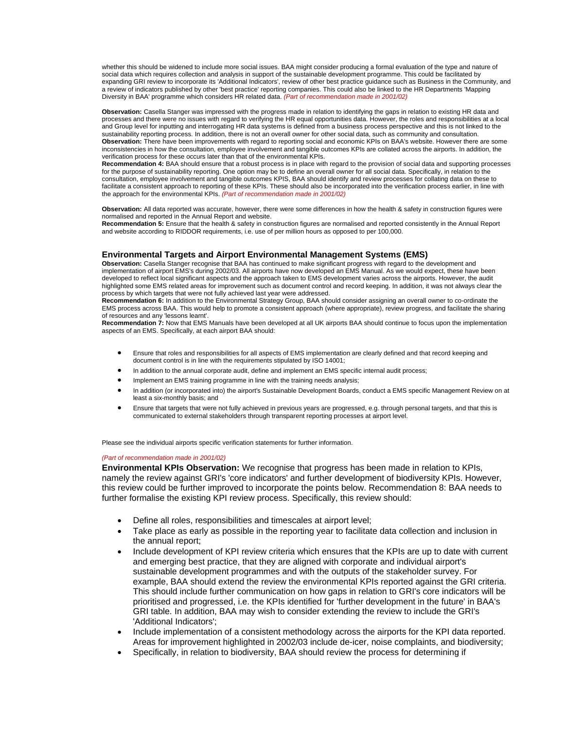whether this should be widened to include more social issues. BAA might consider producing a formal evaluation of the type and nature of social data which requires collection and analysis in support of the sustainable development programme. This could be facilitated by expanding GRI review to incorporate its 'Additional Indicators', review of other best practice guidance such as Business in the Community, and a review of indicators published by other 'best practice' reporting companies. This could also be linked to the HR Departments 'Mapping Diversity in BAA' programme which considers HR related data. *(Part of recommendation made in 2001/02)*

**Observation:** Casella Stanger was impressed with the progress made in relation to identifying the gaps in relation to existing HR data and processes and there were no issues with regard to verifying the HR equal opportunities data. However, the roles and responsibilities at a local and Group level for inputting and interrogating HR data systems is defined from a business process perspective and this is not linked to the sustainability reporting process. In addition, there is not an overall owner for other social data, such as community and consultation.
**Observation:** There have been improvements with regard to reporting social and economic KPIs on BAA's website. However there are some inconsistencies in how the consultation, employee involvement and tangible outcomes KPIs are collated across the airports. In addition, the verification process for these occurs later than that of the environmental KPIs.
**Recommendation 4:** BAA should ensure that a robust process is in place with regard to the provision of social data and supporting processes for the purpose of sustainability reporting. One option may be to define an overall owner for all social data. Specifically, in relation to the consultation, employee involvement and tangible outcomes KPIS, BAA should identify and review processes for collating data on these to facilitate a consistent approach to reporting of these KPIs. These should also be incorporated into the verification process earlier, in line with the approach for the environmental KPIs. *(Part of recommendation made in 2001/02)*

**Observation:** All data reported was accurate, however, there were some differences in how the health & safety in construction figures were normalised and reported in the Annual Report and website.
**Recommendation 5:** Ensure that the health & safety in construction figures are normalised and reported consistently in the Annual Report and website according to RIDDOR requirements, i.e. use of per million hours as opposed to per 100,000.

### Environmental Targets and Airport Environmental Management Systems (EMS)

**Observation:** Casella Stanger recognise that BAA has continued to make significant progress with regard to the development and implementation of airport EMS's during 2002/03. All airports have now developed an EMS Manual. As we would expect, these have been developed to reflect local significant aspects and the approach taken to EMS development varies across the airports. However, the audit highlighted some EMS related areas for improvement such as document control and record keeping. In addition, it was not always clear the process by which targets that were not fully achieved last year were addressed.
**Recommendation 6:** In addition to the Environmental Strategy Group, BAA should consider assigning an overall owner to co-ordinate the EMS process across BAA. This would help to promote a consistent approach (where appropriate), review progress, and facilitate the sharing of resources and any 'lessons learnt'.
**Recommendation 7:** Now that EMS Manuals have been developed at all UK airports BAA should continue to focus upon the implementation aspects of an EMS. Specifically, at each airport BAA should:

- Ensure that roles and responsibilities for all aspects of EMS implementation are clearly defined and that record keeping and document control is in line with the requirements stipulated by ISO 14001;
- In addition to the annual corporate audit, define and implement an EMS specific internal audit process;
- Implement an EMS training programme in line with the training needs analysis;
- In addition (or incorporated into) the airport's Sustainable Development Boards, conduct a EMS specific Management Review on at least a six-monthly basis; and
- Ensure that targets that were not fully achieved in previous years are progressed, e.g. through personal targets, and that this is communicated to external stakeholders through transparent reporting processes at airport level.

Please see the individual airports specific verification statements for further information.

*(Part of recommendation made in 2001/02)*

**Environmental KPIs Observation:** We recognise that progress has been made in relation to KPIs, namely the review against GRI's 'core indicators' and further development of biodiversity KPIs. However, this review could be further improved to incorporate the points below. Recommendation 8: BAA needs to further formalise the existing KPI review process. Specifically, this review should:

- Define all roles, responsibilities and timescales at airport level;
- Take place as early as possible in the reporting year to facilitate data collection and inclusion in the annual report;
- Include development of KPI review criteria which ensures that the KPIs are up to date with current and emerging best practice, that they are aligned with corporate and individual airport's sustainable development programmes and with the outputs of the stakeholder survey. For example, BAA should extend the review the environmental KPIs reported against the GRI criteria. This should include further communication on how gaps in relation to GRI's core indicators will be prioritised and progressed, i.e. the KPIs identified for 'further development in the future' in BAA's GRI table. In addition, BAA may wish to consider extending the review to include the GRI's 'Additional Indicators';
- Include implementation of a consistent methodology across the airports for the KPI data reported. Areas for improvement highlighted in 2002/03 include de-icer, noise complaints, and biodiversity;
- Specifically, in relation to biodiversity, BAA should review the process for determining if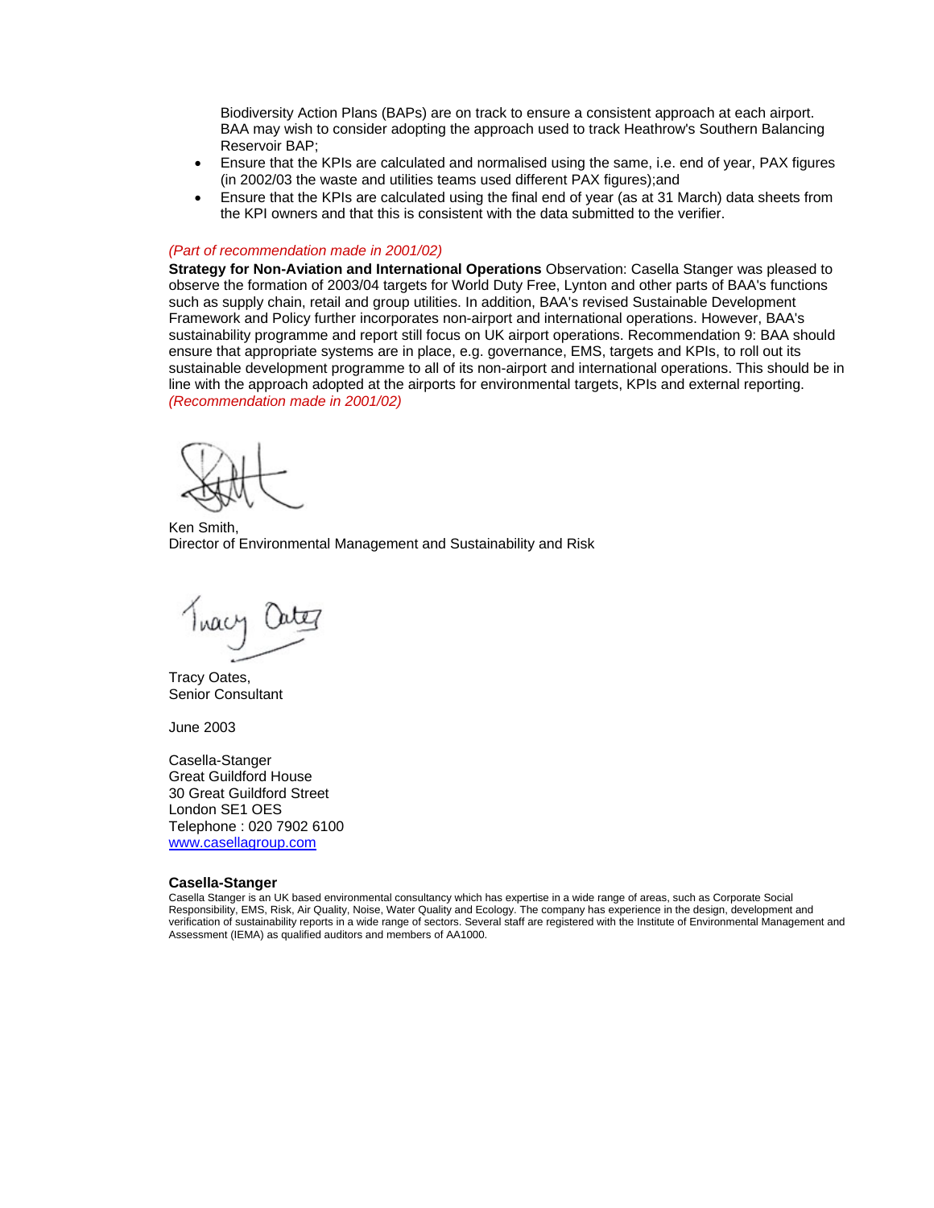Biodiversity Action Plans (BAPs) are on track to ensure a consistent approach at each airport. BAA may wish to consider adopting the approach used to track Heathrow's Southern Balancing Reservoir BAP;

- Ensure that the KPIs are calculated and normalised using the same, i.e. end of year, PAX figures (in 2002/03 the waste and utilities teams used different PAX figures);and
- Ensure that the KPIs are calculated using the final end of year (as at 31 March) data sheets from the KPI owners and that this is consistent with the data submitted to the verifier.

*(Part of recommendation made in 2001/02)*

**Strategy for Non-Aviation and International Operations** Observation: Casella Stanger was pleased to observe the formation of 2003/04 targets for World Duty Free, Lynton and other parts of BAA's functions such as supply chain, retail and group utilities. In addition, BAA's revised Sustainable Development Framework and Policy further incorporates non-airport and international operations. However, BAA's sustainability programme and report still focus on UK airport operations. Recommendation 9: BAA should ensure that appropriate systems are in place, e.g. governance, EMS, targets and KPIs, to roll out its sustainable development programme to all of its non-airport and international operations. This should be in line with the approach adopted at the airports for environmental targets, KPIs and external reporting. *(Recommendation made in 2001/02)*

Ken Smith,
Director of Environmental Management and Sustainability and Risk

Tracy Oates,
Senior Consultant

June 2003

Casella-Stanger
Great Guildford House
30 Great Guildford Street
London SE1 OES
Telephone : 020 7902 6100
www.casellagroup.com

**Casella-Stanger**

Casella Stanger is an UK based environmental consultancy which has expertise in a wide range of areas, such as Corporate Social Responsibility, EMS, Risk, Air Quality, Noise, Water Quality and Ecology. The company has experience in the design, development and verification of sustainability reports in a wide range of sectors. Several staff are registered with the Institute of Environmental Management and Assessment (IEMA) as qualified auditors and members of AA1000.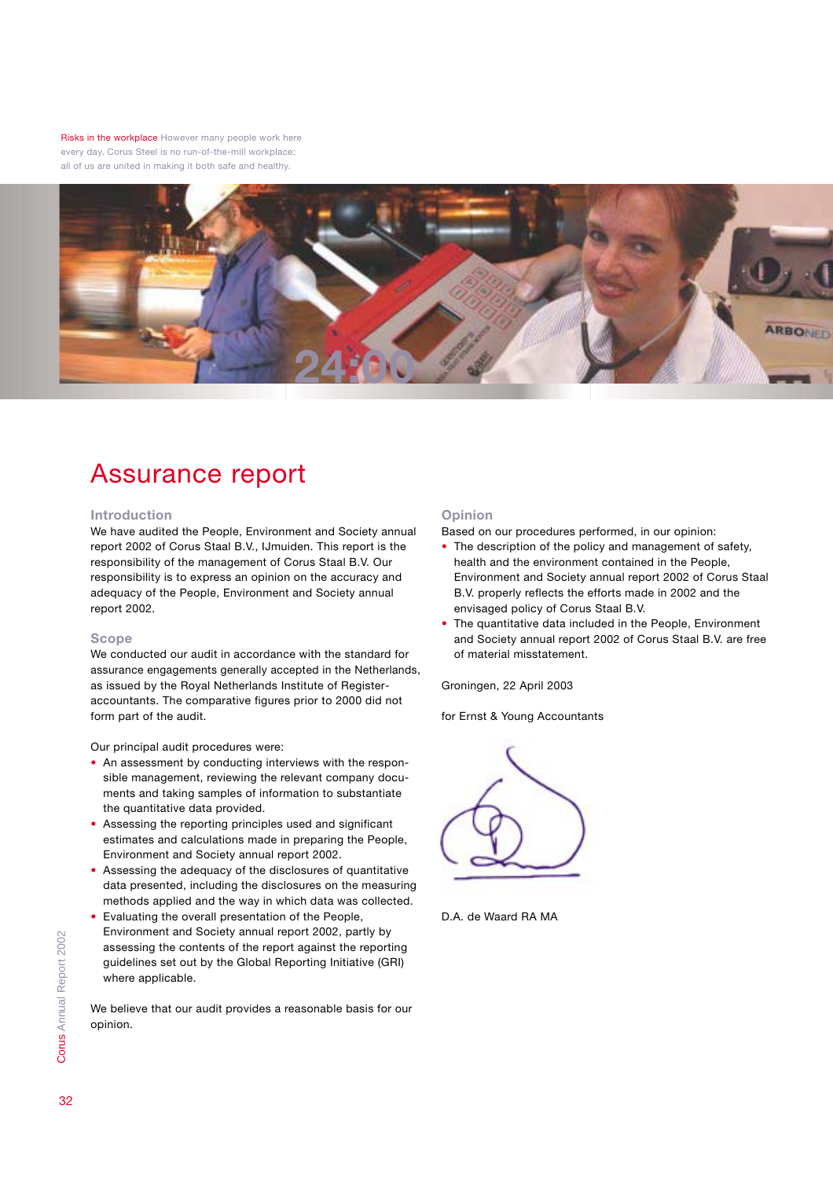Risks in the workplace However many people work here every day, Corus Steel is no run-of-the-mill workplace: all of us are united in making it both safe and healthy.

# Assurance report

## Introduction

We have audited the People, Environment and Society annual report 2002 of Corus Staal B.V., IJmuiden. This report is the responsibility of the management of Corus Staal B.V. Our responsibility is to express an opinion on the accuracy and adequacy of the People, Environment and Society annual report 2002.

## Scope

We conducted our audit in accordance with the standard for assurance engagements generally accepted in the Netherlands, as issued by the Royal Netherlands Institute of Register-accountants. The comparative figures prior to 2000 did not form part of the audit.

Our principal audit procedures were:

- An assessment by conducting interviews with the responsible management, reviewing the relevant company documents and taking samples of information to substantiate the quantitative data provided.
- Assessing the reporting principles used and significant estimates and calculations made in preparing the People, Environment and Society annual report 2002.
- Assessing the adequacy of the disclosures of quantitative data presented, including the disclosures on the measuring methods applied and the way in which data was collected.
- Evaluating the overall presentation of the People, Environment and Society annual report 2002, partly by assessing the contents of the report against the reporting guidelines set out by the Global Reporting Initiative (GRI) where applicable.

We believe that our audit provides a reasonable basis for our opinion.

## Opinion

Based on our procedures performed, in our opinion:

- The description of the policy and management of safety, health and the environment contained in the People, Environment and Society annual report 2002 of Corus Staal B.V. properly reflects the efforts made in 2002 and the envisaged policy of Corus Staal B.V.
- The quantitative data included in the People, Environment and Society annual report 2002 of Corus Staal B.V. are free of material misstatement.

Groningen, 22 April 2003

for Ernst & Young Accountants

D.A. de Waard RA MA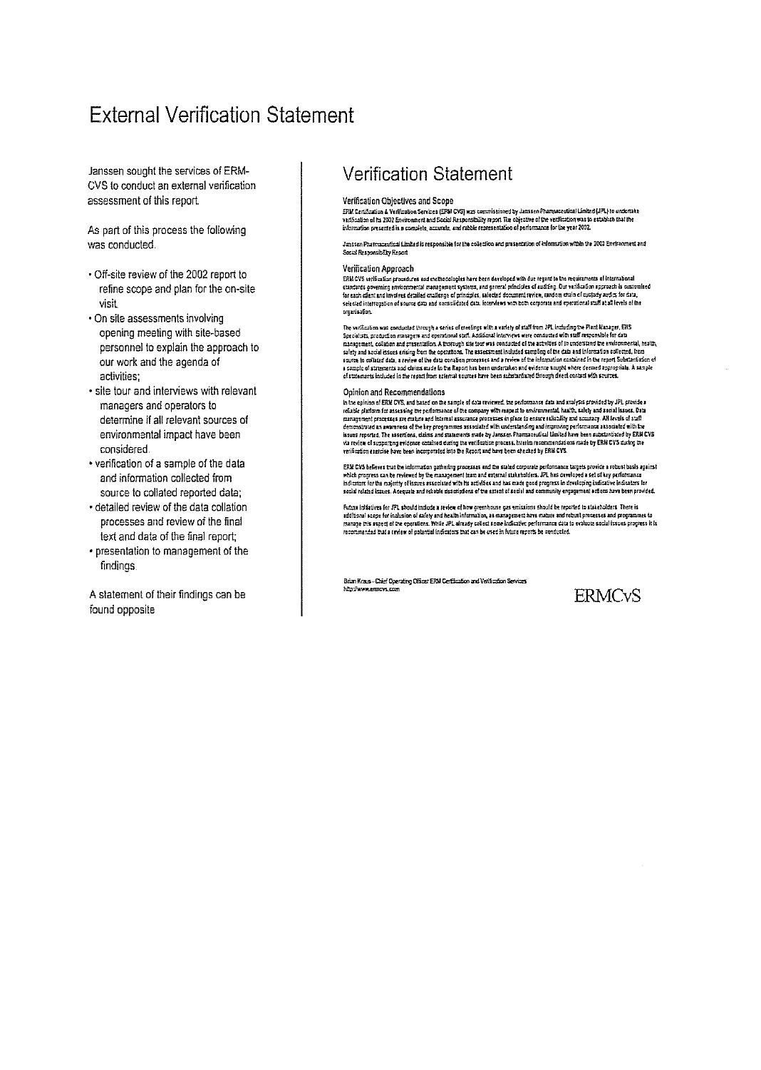# External Verification Statement

Janssen sought the services of ERM-CVS to conduct an external verification assessment of this report.

As part of this process the following was conducted.

- Off-site review of the 2002 report to refine scope and plan for the on-site visit.
- On site assessments involving opening meeting with site-based personnel to explain the approach to our work and the agenda of activities;
- site tour and interviews with relevant managers and operators to determine if all relevant sources of environmental impact have been considered.
- verification of a sample of the data and information collected from source to collated reported data;
- detailed review of the data collation processes and review of the final text and data of the final report;
- presentation to management of the findings.

A statement of their findings can be found opposite

## Verification Statement

### Verification Objectives and Scope

ERM Certification & Verification Services (ERM CVS) was commissioned by Janssen Pharmaceutical Limited (JPL) to undertake verification of its 2002 Environment and Social Responsibility report. The objective of the verification was to establish that the information presented is a complete, accurate, and reliable representation of performance for the year 2002.

Janssen Pharmaceutical Limited is responsible for the collection and presentation of information within the 2002 Environment and Social Responsibility Report.

### Verification Approach

ERM CVS verification procedures and methodologies have been developed with due regard to the requirements of international standards governing environmental management systems, and general principles of auditing. Our verification approach is customised for each client and involves detailed challenge of principles, selected document review, random chain of custody audits for data, selected interrogation of source data and consolidated data, interviews with both corporate and operational staff at all levels of the organisation.

The verification was conducted through a series of meetings with a variety of staff from JPL including the Plant Manager, EHS Specialists, production managers and operational staff. Additional interviews were conducted with staff responsible for data management, collation and presentation. A thorough site tour was conducted of the activities of to understand the environmental, health, safety and social issues arising from the operations. The assessment included sampling of the data and information collected, from source to collated data, a review of the data curation processes and a review of the information contained in the report. Substantiation of a sample of statements and claims made in the Report has been undertaken and evidence sought where deemed appropriate. A sample of statements included in the report from external sources have been substantiated through direct contact with sources.

### Opinion and Recommendations

In the opinion of ERM CVS, and based on the sample of data reviewed, the performance data and analysis provided by JPL provide a reliable platform for assessing the performance of the company with respect to environmental, health, safety and social issues. Data management processes are mature and internal assurance processes in place to ensure reliability and accuracy. All levels of staff demonstrated an awareness of the key programmes associated with understanding and improving performance associated with the issues reported. The assertions, claims and statements made by Janssen Pharmaceutical Limited have been substantiated by ERM CVS via review of supporting evidence obtained during the verification process. Interim recommendations made by ERM CVS during the verification exercise have been incorporated into the Report and have been checked by ERM CVS.

ERM CVS believes that the information gathering processes and the stated corporate performance targets provide a robust basis against which progress can be reviewed by the management team and external stakeholders. JPL has developed a set of key performance indicators for the majority of issues associated with its activities and has made good progress in developing indicative indicators for social related issues. Adequate and reliable descriptions of the extent of social and community engagement actions have been provided.

Future initiatives for JPL should include a review of how greenhouse gas emissions should be reported to stakeholders. There is additional scope for inclusion of safety and health information, as management have mature and robust processes and programmes to manage this aspect of the operations. While JPL already collect some indicative performance data to evaluate social issues progress it is recommended that a review of potential indicators that can be used in future reports be conducted.

Brian Kraus - Chief Operating Officer ERM Certification and Verification Services
http://www.ermcvs.com

ERMCVS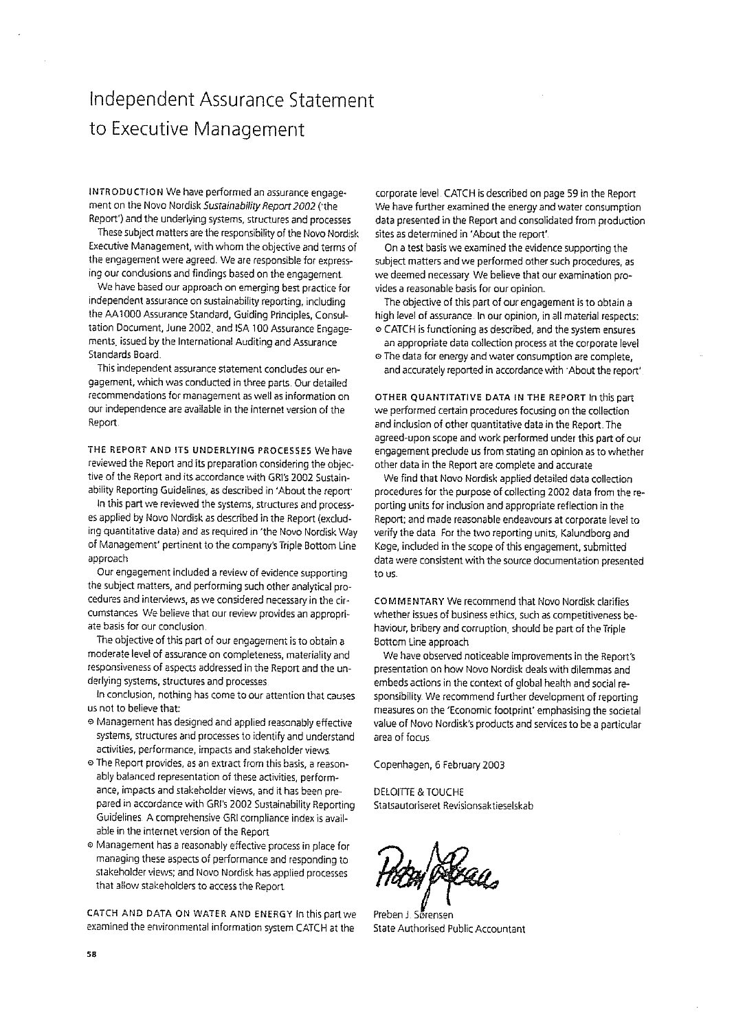# Independent Assurance Statement to Executive Management

**INTRODUCTION** We have performed an assurance engagement on the Novo Nordisk *Sustainability Report 2002* ('the Report') and the underlying systems, structures and processes.

These subject matters are the responsibility of the Novo Nordisk Executive Management, with whom the objective and terms of the engagement were agreed. We are responsible for expressing our conclusions and findings based on the engagement.

We have based our approach on emerging best practice for independent assurance on sustainability reporting, including the AA1000 Assurance Standard, Guiding Principles, Consultation Document, June 2002, and ISA 100 Assurance Engagements, issued by the International Auditing and Assurance Standards Board.

This independent assurance statement concludes our engagement, which was conducted in three parts. Our detailed recommendations for management as well as information on our independence are available in the internet version of the Report.

**THE REPORT AND ITS UNDERLYING PROCESSES** We have reviewed the Report and its preparation considering the objective of the Report and its accordance with GRI's 2002 Sustainability Reporting Guidelines, as described in 'About the report'.

In this part we reviewed the systems, structures and processes applied by Novo Nordisk as described in the Report (excluding quantitative data) and as required in 'the Novo Nordisk Way of Management' pertinent to the company's Triple Bottom Line approach.

Our engagement included a review of evidence supporting the subject matters, and performing such other analytical procedures and interviews, as we considered necessary in the circumstances. We believe that our review provides an appropriate basis for our conclusion.

The objective of this part of our engagement is to obtain a moderate level of assurance on completeness, materiality and responsiveness of aspects addressed in the Report and the underlying systems, structures and processes.

In conclusion, nothing has come to our attention that causes us not to believe that:

- Management has designed and applied reasonably effective systems, structures and processes to identify and understand activities, performance, impacts and stakeholder views.
- The Report provides, as an extract from this basis, a reasonably balanced representation of these activities, performance, impacts and stakeholder views, and it has been prepared in accordance with GRI's 2002 Sustainability Reporting Guidelines. A comprehensive GRI compliance index is available in the internet version of the Report.
- Management has a reasonably effective process in place for managing these aspects of performance and responding to stakeholder views; and Novo Nordisk has applied processes that allow stakeholders to access the Report.

**CATCH AND DATA ON WATER AND ENERGY** In this part we examined the environmental information system CATCH at the corporate level. CATCH is described on page 59 in the Report. We have further examined the energy and water consumption data presented in the Report and consolidated from production sites as determined in 'About the report'.

On a test basis we examined the evidence supporting the subject matters and we performed other such procedures, as we deemed necessary. We believe that our examination provides a reasonable basis for our opinion.

The objective of this part of our engagement is to obtain a high level of assurance. In our opinion, in all material respects:

- CATCH is functioning as described, and the system ensures an appropriate data collection process at the corporate level.
- The data for energy and water consumption are complete, and accurately reported in accordance with 'About the report'.

**OTHER QUANTITATIVE DATA IN THE REPORT** In this part we performed certain procedures focusing on the collection and inclusion of other quantitative data in the Report. The agreed-upon scope and work performed under this part of our engagement preclude us from stating an opinion as to whether other data in the Report are complete and accurate.

We find that Novo Nordisk applied detailed data collection procedures for the purpose of collecting 2002 data from the reporting units for inclusion and appropriate reflection in the Report; and made reasonable endeavours at corporate level to verify the data. For the two reporting units, Kalundborg and Køge, included in the scope of this engagement, submitted data were consistent with the source documentation presented to us.

**COMMENTARY** We recommend that Novo Nordisk clarifies whether issues of business ethics, such as competitiveness behaviour, bribery and corruption, should be part of the Triple Bottom Line approach.

We have observed noticeable improvements in the Report's presentation on how Novo Nordisk deals with dilemmas and embeds actions in the context of global health and social responsibility. We recommend further development of reporting measures on the 'Economic footprint' emphasising the societal value of Novo Nordisk's products and services to be a particular area of focus.

Copenhagen, 6 February 2003

DELOITTE & TOUCHE
Statsautoriseret Revisionsaktieselskab

Preben J. Sørensen
State Authorised Public Accountant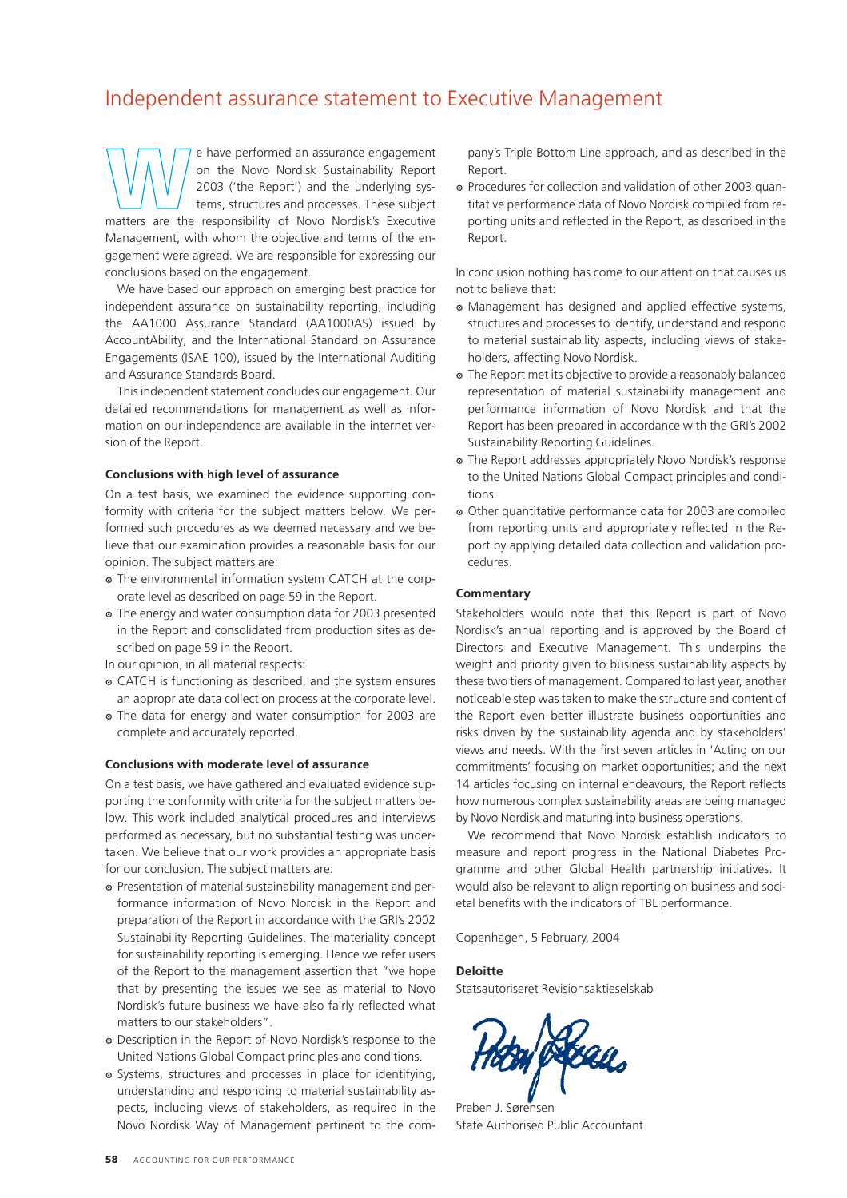# Independent assurance statement to Executive Management

We have performed an assurance engagement on the Novo Nordisk Sustainability Report 2003 ('the Report') and the underlying systems, structures and processes. These subject matters are the responsibility of Novo Nordisk's Executive Management, with whom the objective and terms of the engagement were agreed. We are responsible for expressing our conclusions based on the engagement.

We have based our approach on emerging best practice for independent assurance on sustainability reporting, including the AA1000 Assurance Standard (AA1000AS) issued by AccountAbility; and the International Standard on Assurance Engagements (ISAE 100), issued by the International Auditing and Assurance Standards Board.

This independent statement concludes our engagement. Our detailed recommendations for management as well as information on our independence are available in the internet version of the Report.

### Conclusions with high level of assurance

On a test basis, we examined the evidence supporting conformity with criteria for the subject matters below. We performed such procedures as we deemed necessary and we believe that our examination provides a reasonable basis for our opinion. The subject matters are:

- The environmental information system CATCH at the corporate level as described on page 59 in the Report.
- The energy and water consumption data for 2003 presented in the Report and consolidated from production sites as described on page 59 in the Report.

In our opinion, in all material respects:

- CATCH is functioning as described, and the system ensures an appropriate data collection process at the corporate level.
- The data for energy and water consumption for 2003 are complete and accurately reported.

### Conclusions with moderate level of assurance

On a test basis, we have gathered and evaluated evidence supporting the conformity with criteria for the subject matters below. This work included analytical procedures and interviews performed as necessary, but no substantial testing was undertaken. We believe that our work provides an appropriate basis for our conclusion. The subject matters are:

- Presentation of material sustainability management and performance information of Novo Nordisk in the Report and preparation of the Report in accordance with the GRI's 2002 Sustainability Reporting Guidelines. The materiality concept for sustainability reporting is emerging. Hence we refer users of the Report to the management assertion that "we hope that by presenting the issues we see as material to Novo Nordisk's future business we have also fairly reflected what matters to our stakeholders".
- Description in the Report of Novo Nordisk's response to the United Nations Global Compact principles and conditions.
- Systems, structures and processes in place for identifying, understanding and responding to material sustainability aspects, including views of stakeholders, as required in the Novo Nordisk Way of Management pertinent to the company's Triple Bottom Line approach, and as described in the Report.
- Procedures for collection and validation of other 2003 quantitative performance data of Novo Nordisk compiled from reporting units and reflected in the Report, as described in the Report.

In conclusion nothing has come to our attention that causes us not to believe that:

- Management has designed and applied effective systems, structures and processes to identify, understand and respond to material sustainability aspects, including views of stakeholders, affecting Novo Nordisk.
- The Report met its objective to provide a reasonably balanced representation of material sustainability management and performance information of Novo Nordisk and that the Report has been prepared in accordance with the GRI's 2002 Sustainability Reporting Guidelines.
- The Report addresses appropriately Novo Nordisk's response to the United Nations Global Compact principles and conditions.
- Other quantitative performance data for 2003 are compiled from reporting units and appropriately reflected in the Report by applying detailed data collection and validation procedures.

### Commentary

Stakeholders would note that this Report is part of Novo Nordisk's annual reporting and is approved by the Board of Directors and Executive Management. This underpins the weight and priority given to business sustainability aspects by these two tiers of management. Compared to last year, another noticeable step was taken to make the structure and content of the Report even better illustrate business opportunities and risks driven by the sustainability agenda and by stakeholders' views and needs. With the first seven articles in 'Acting on our commitments' focusing on market opportunities; and the next 14 articles focusing on internal endeavours, the Report reflects how numerous complex sustainability areas are being managed by Novo Nordisk and maturing into business operations.

We recommend that Novo Nordisk establish indicators to measure and report progress in the National Diabetes Programme and other Global Health partnership initiatives. It would also be relevant to align reporting on business and societal benefits with the indicators of TBL performance.

Copenhagen, 5 February, 2004

**Deloitte**
Statsautoriseret Revisionsaktieselskab

Preben J. Sørensen
State Authorised Public Accountant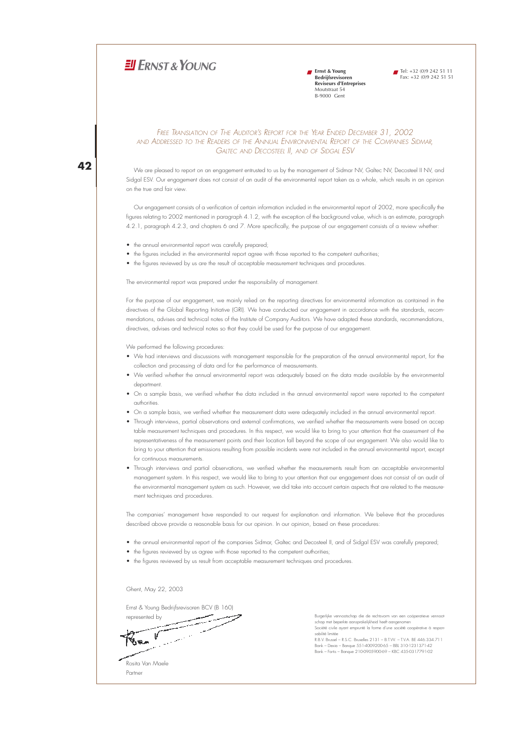**ERNST & YOUNG**

**Ernst & Young**
**Bedrijfsrevisoren**
**Reviseurs d'Entreprises**
Moutstraat 54
B-9000 Gent

Tel: +32 (0)9 242 51 11
Fax: +32 (0)9 242 51 51

# *Free Translation of The Auditor's Report for the Year Ended December 31, 2002 and Addressed to the Readers of the Annual Environmental Report of the Companies Sidmar, Galtec and Decosteel II, and of Sidgal ESV*

We are pleased to report on an engagement entrusted to us by the management of Sidmar NV, Galtec NV, Decosteel II NV, and Sidgal ESV. Our engagement does not consist of an audit of the environmental report taken as a whole, which results in an opinion on the true and fair view.

Our engagement consists of a verification of certain information included in the environmental report of 2002, more specifically the figures relating to 2002 mentioned in paragraph 4.1.2, with the exception of the background value, which is an estimate, paragraph 4.2.1, paragraph 4.2.3, and chapters 6 and 7. More specifically, the purpose of our engagement consists of a review whether:

- the annual environmental report was carefully prepared;
- the figures included in the environmental report agree with those reported to the competent authorities;
- the figures reviewed by us are the result of acceptable measurement techniques and procedures.

The environmental report was prepared under the responsibility of management.

For the purpose of our engagement, we mainly relied on the reporting directives for environmental information as contained in the directives of the Global Reporting Initiative (GRI). We have conducted our engagement in accordance with the standards, recommendations, advises and technical notes of the Institute of Company Auditors. We have adapted these standards, recommendations, directives, advises and technical notes so that they could be used for the purpose of our engagement.

We performed the following procedures:

- We had interviews and discussions with management responsible for the preparation of the annual environmental report, for the collection and processing of data and for the performance of measurements.
- We verified whether the annual environmental report was adequately based on the data made available by the environmental department.
- On a sample basis, we verified whether the data included in the annual environmental report were reported to the competent authorities.
- On a sample basis, we verified whether the measurement data were adequately included in the annual environmental report.
- Through interviews, partial observations and external confirmations, we verified whether the measurements were based on acceptable measurement techniques and procedures. In this respect, we would like to bring to your attention that the assessment of the representativeness of the measurement points and their location fall beyond the scope of our engagement. We also would like to bring to your attention that emissions resulting from possible incidents were not included in the annual environmental report, except for continuous measurements.
- Through interviews and partial observations, we verified whether the measurements result from an acceptable environmental management system. In this respect, we would like to bring to your attention that our engagement does not consist of an audit of the environmental management system as such. However, we did take into account certain aspects that are related to the measurement techniques and procedures.

The companies' management have responded to our request for explanation and information. We believe that the procedures described above provide a reasonable basis for our opinion. In our opinion, based on these procedures:

- the annual environmental report of the companies Sidmar, Galtec and Decosteel II, and of Sidgal ESV was carefully prepared;
- the figures reviewed by us agree with those reported to the competent authorities;
- the figures reviewed by us result from acceptable measurement techniques and procedures.

Ghent, May 22, 2003

Ernst & Young Bedrijfsrevisoren BCV (B 160)
represented by

Rosita Van Maele
Partner

Burgerlijke vennootschap die de rechtsvorm van een coöperatieve vennootschap met beperkte aansprakelijkheid heeft aangenomen
Société civile ayant emprunté la forme d'une société coopérative à responsabilité limitée
R.B.V. Brussel – R.S.C. Bruxelles 2131 – B.T.W. – T.V.A. BE 446.334.711
Bank – Dexia – Banque 551-4009200-65 – BBL 310-1231371-42
Bank – Fortis – Banque 210-0905900-69 – KBC 435-0317791-02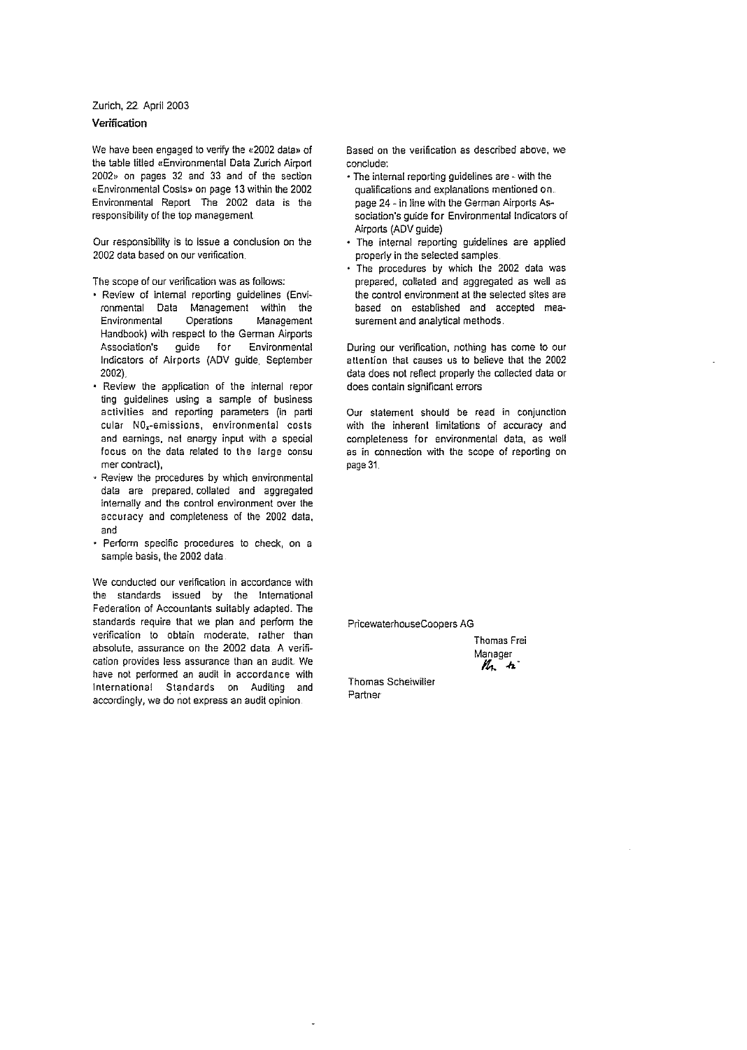Zurich, 22 April 2003

## Verification

We have been engaged to verify the «2002 data» of the table titled «Environmental Data Zurich Airport 2002» on pages 32 and 33 and of the section «Environmental Costs» on page 13 within the 2002 Environmental Report. The 2002 data is the responsibility of the top management.

Our responsibility is to issue a conclusion on the 2002 data based on our verification.

The scope of our verification was as follows:

- Review of internal reporting guidelines (Environmental Data Management within the Environmental Operations Management Handbook) with respect to the German Airports Association's guide for Environmental Indicators of Airports (ADV guide, September 2002),
- Review the application of the internal reporting guidelines using a sample of business activities and reporting parameters (in particular $NO_x$-emissions, environmental costs and earnings, net energy input with a special focus on the data related to the large consumer contract),
- Review the procedures by which environmental data are prepared, collated and aggregated internally and the control environment over the accuracy and completeness of the 2002 data, and
- Perform specific procedures to check, on a sample basis, the 2002 data.

We conducted our verification in accordance with the standards issued by the International Federation of Accountants suitably adapted. The standards require that we plan and perform the verification to obtain moderate, rather than absolute, assurance on the 2002 data. A verification provides less assurance than an audit. We have not performed an audit in accordance with International Standards on Auditing and accordingly, we do not express an audit opinion.

Based on the verification as described above, we conclude:

- The internal reporting guidelines are - with the qualifications and explanations mentioned on page 24 - in line with the German Airports Association's guide for Environmental Indicators of Airports (ADV guide)
- The internal reporting guidelines are applied properly in the selected samples.
- The procedures by which the 2002 data was prepared, collated and aggregated as well as the control environment at the selected sites are based on established and accepted measurement and analytical methods.

During our verification, nothing has come to our attention that causes us to believe that the 2002 data does not reflect properly the collected data or does contain significant errors

Our statement should be read in conjunction with the inherent limitations of accuracy and completeness for environmental data, as well as in connection with the scope of reporting on page 31.

PricewaterhouseCoopers AG

Thomas Frei
Manager

Thomas Scheiwiller
Partner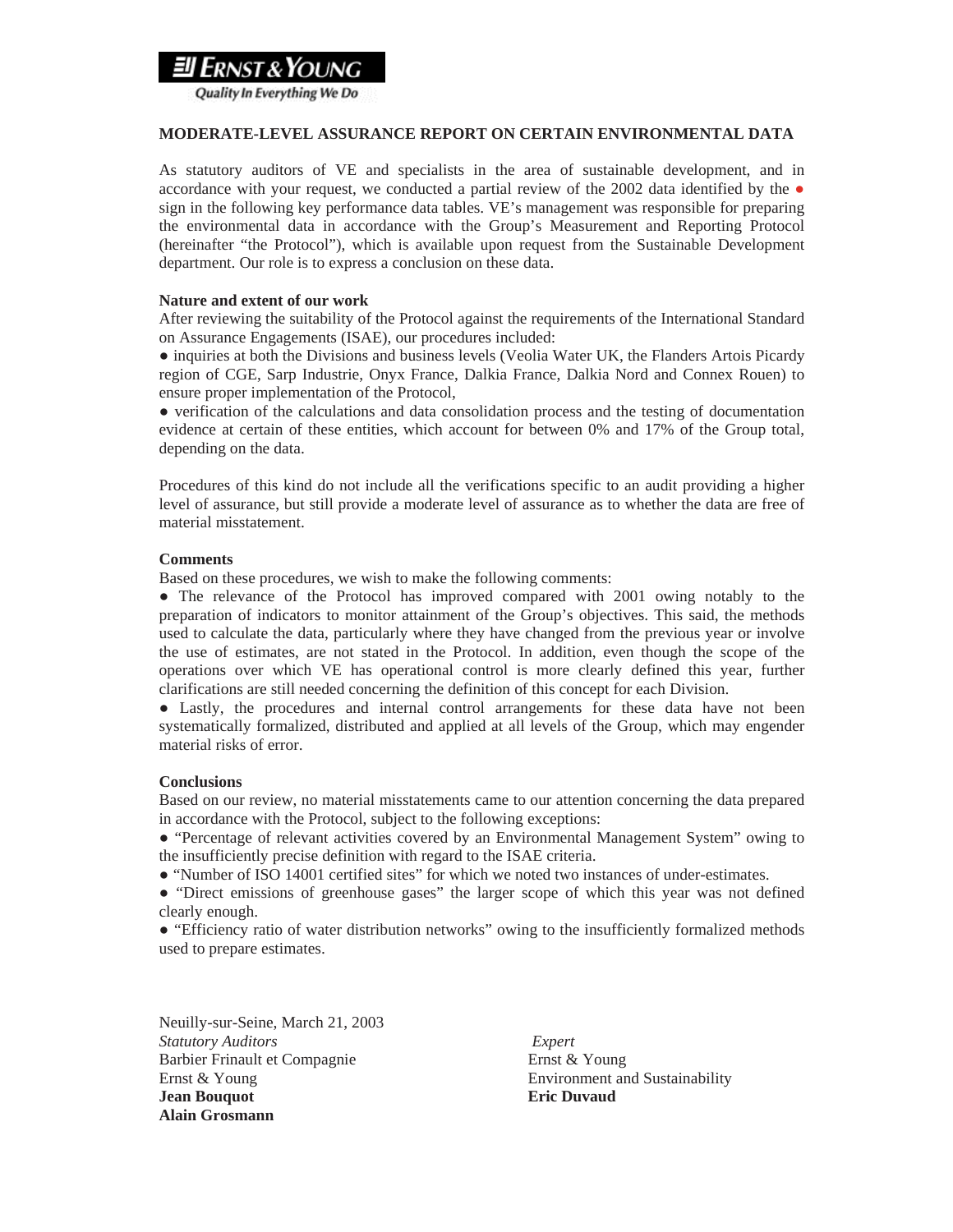**ERNST & YOUNG**
*Quality In Everything We Do*

## MODERATE-LEVEL ASSURANCE REPORT ON CERTAIN ENVIRONMENTAL DATA

As statutory auditors of VE and specialists in the area of sustainable development, and in accordance with your request, we conducted a partial review of the 2002 data identified by the ● sign in the following key performance data tables. VE's management was responsible for preparing the environmental data in accordance with the Group's Measurement and Reporting Protocol (hereinafter "the Protocol"), which is available upon request from the Sustainable Development department. Our role is to express a conclusion on these data.

**Nature and extent of our work**

After reviewing the suitability of the Protocol against the requirements of the International Standard on Assurance Engagements (ISAE), our procedures included:

- inquiries at both the Divisions and business levels (Veolia Water UK, the Flanders Artois Picardy region of CGE, Sarp Industrie, Onyx France, Dalkia France, Dalkia Nord and Connex Rouen) to ensure proper implementation of the Protocol,
- verification of the calculations and data consolidation process and the testing of documentation evidence at certain of these entities, which account for between 0% and 17% of the Group total, depending on the data.

Procedures of this kind do not include all the verifications specific to an audit providing a higher level of assurance, but still provide a moderate level of assurance as to whether the data are free of material misstatement.

**Comments**

Based on these procedures, we wish to make the following comments:

- The relevance of the Protocol has improved compared with 2001 owing notably to the preparation of indicators to monitor attainment of the Group's objectives. This said, the methods used to calculate the data, particularly where they have changed from the previous year or involve the use of estimates, are not stated in the Protocol. In addition, even though the scope of the operations over which VE has operational control is more clearly defined this year, further clarifications are still needed concerning the definition of this concept for each Division.
- Lastly, the procedures and internal control arrangements for these data have not been systematically formalized, distributed and applied at all levels of the Group, which may engender material risks of error.

**Conclusions**

Based on our review, no material misstatements came to our attention concerning the data prepared in accordance with the Protocol, subject to the following exceptions:

- "Percentage of relevant activities covered by an Environmental Management System" owing to the insufficiently precise definition with regard to the ISAE criteria.
- "Number of ISO 14001 certified sites" for which we noted two instances of under-estimates.
- "Direct emissions of greenhouse gases" the larger scope of which this year was not defined clearly enough.
- "Efficiency ratio of water distribution networks" owing to the insufficiently formalized methods used to prepare estimates.

Neuilly-sur-Seine, March 21, 2003

*Statutory Auditors*
Barbier Frinault et Compagnie
Ernst & Young
**Jean Bouquot**
**Alain Grosmann**

*Expert*
Ernst & Young
Environment and Sustainability
**Eric Duvaud**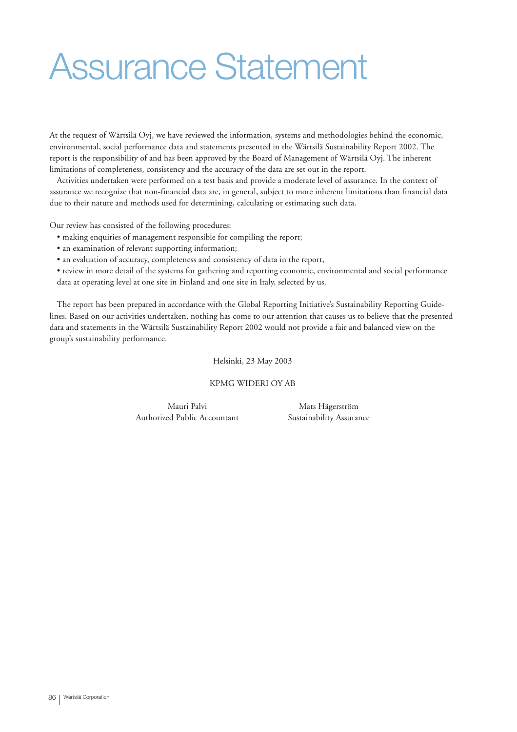# Assurance Statement

At the request of Wärtsilä Oyj, we have reviewed the information, systems and methodologies behind the economic, environmental, social performance data and statements presented in the Wärtsilä Sustainability Report 2002. The report is the responsibility of and has been approved by the Board of Management of Wärtsilä Oyj. The inherent limitations of completeness, consistency and the accuracy of the data are set out in the report.

Activities undertaken were performed on a test basis and provide a moderate level of assurance. In the context of assurance we recognize that non-financial data are, in general, subject to more inherent limitations than financial data due to their nature and methods used for determining, calculating or estimating such data.

Our review has consisted of the following procedures:

- making enquiries of management responsible for compiling the report;
- an examination of relevant supporting information;
- an evaluation of accuracy, completeness and consistency of data in the report,
- review in more detail of the systems for gathering and reporting economic, environmental and social performance data at operating level at one site in Finland and one site in Italy, selected by us.

The report has been prepared in accordance with the Global Reporting Initiative's Sustainability Reporting Guidelines. Based on our activities undertaken, nothing has come to our attention that causes us to believe that the presented data and statements in the Wärtsilä Sustainability Report 2002 would not provide a fair and balanced view on the group's sustainability performance.

Helsinki, 23 May 2003

KPMG WIDERI OY AB

Mauri Palvi
Authorized Public Accountant

Mats Hägerström
Sustainability Assurance